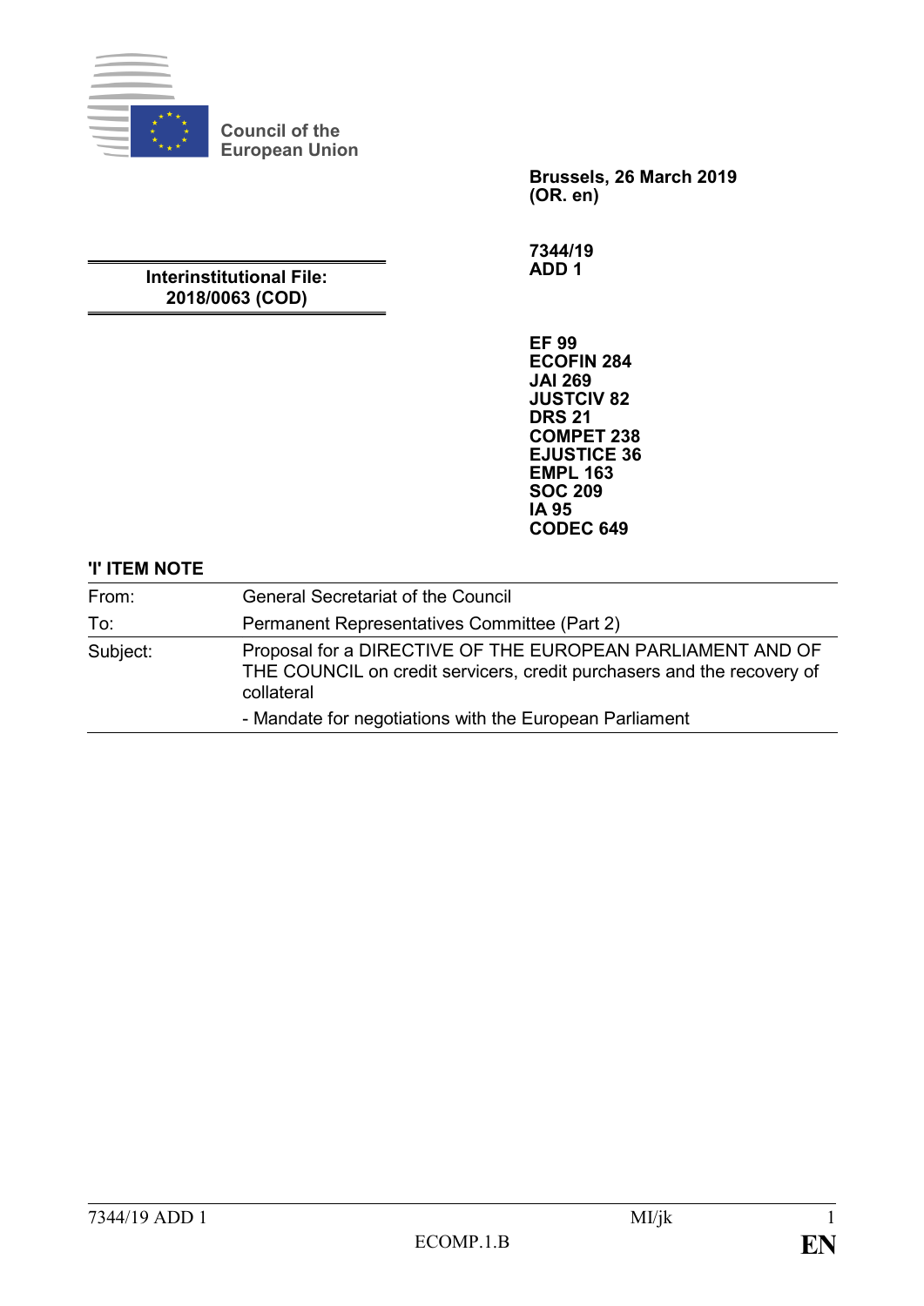Council of the European Union

**Brussels, 26 March 2019**
**(OR. en)**

**Interinstitutional File:**
**2018/0063 (COD)**

**7344/19**
**ADD 1**

**EF 99**
**ECOFIN 284**
**JAI 269**
**JUSTCIV 82**
**DRS 21**
**COMPET 238**
**EJUSTICE 36**
**EMPL 163**
**SOC 209**
**IA 95**
**CODEC 649**

**'I' ITEM NOTE**

| | |
|---|---|
| From: | General Secretariat of the Council |
| To: | Permanent Representatives Committee (Part 2) |
| Subject: | Proposal for a DIRECTIVE OF THE EUROPEAN PARLIAMENT AND OF THE COUNCIL on credit servicers, credit purchasers and the recovery of collateral<br>- Mandate for negotiations with the European Parliament |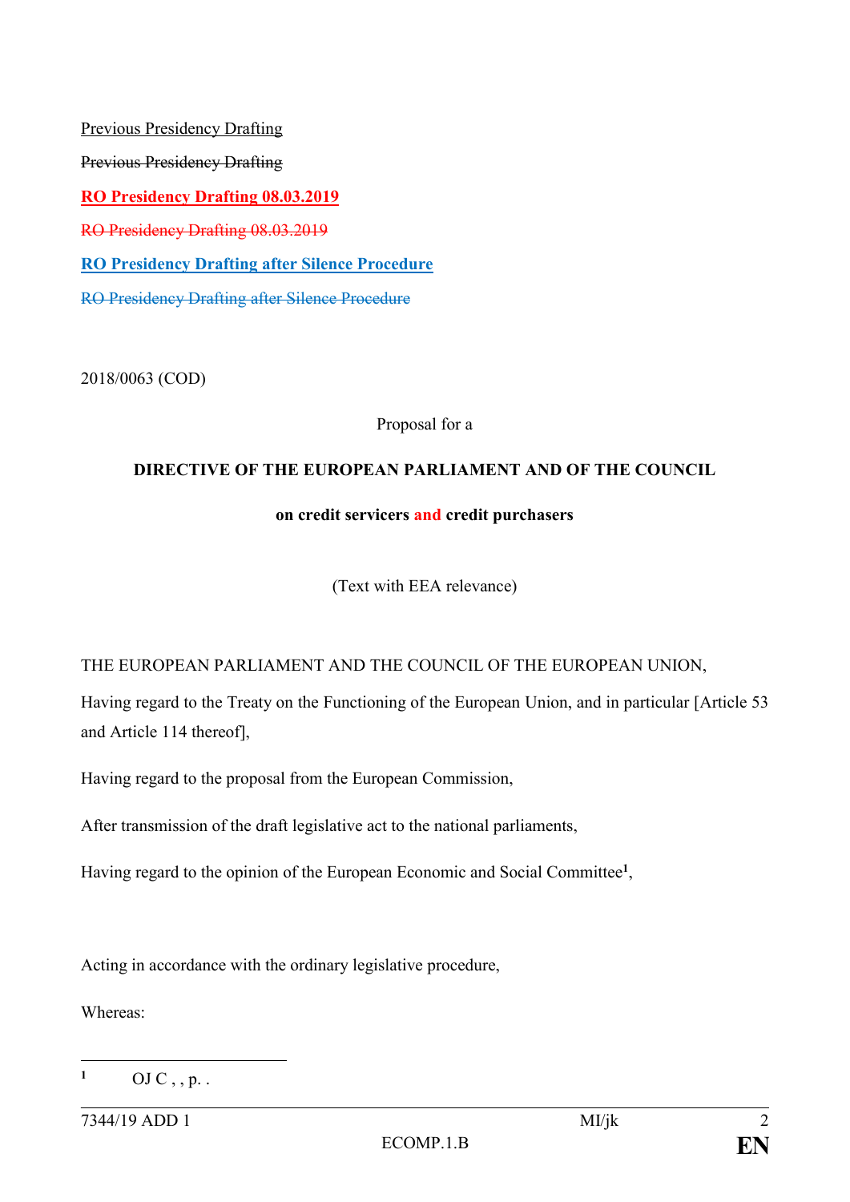<u>Previous Presidency Drafting</u>

~~Previous Presidency Drafting~~

**<u>RO Presidency Drafting 08.03.2019</u>**

~~RO Presidency Drafting 08.03.2019~~

**<u>RO Presidency Drafting after Silence Procedure</u>**

~~RO Presidency Drafting after Silence Procedure~~

2018/0063 (COD)

Proposal for a

**DIRECTIVE OF THE EUROPEAN PARLIAMENT AND OF THE COUNCIL**

**on credit servicers and credit purchasers**

(Text with EEA relevance)

THE EUROPEAN PARLIAMENT AND THE COUNCIL OF THE EUROPEAN UNION,

Having regard to the Treaty on the Functioning of the European Union, and in particular [Article 53 and Article 114 thereof],

Having regard to the proposal from the European Commission,

After transmission of the draft legislative act to the national parliaments,

Having regard to the opinion of the European Economic and Social Committee[1],

Acting in accordance with the ordinary legislative procedure,

Whereas:

---

[1] OJ C , , p. .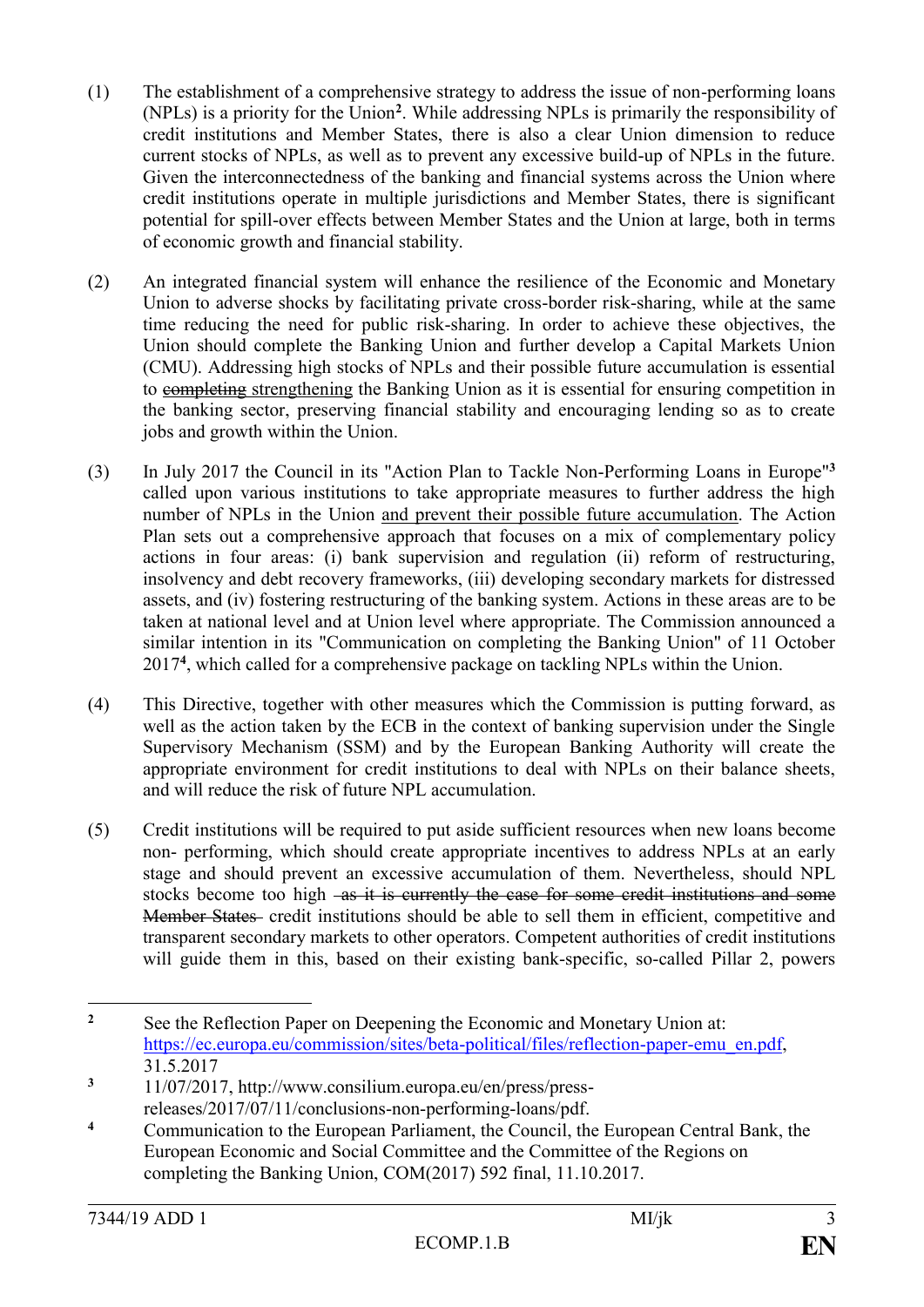(1) The establishment of a comprehensive strategy to address the issue of non-performing loans (NPLs) is a priority for the Union[2]. While addressing NPLs is primarily the responsibility of credit institutions and Member States, there is also a clear Union dimension to reduce current stocks of NPLs, as well as to prevent any excessive build-up of NPLs in the future. Given the interconnectedness of the banking and financial systems across the Union where credit institutions operate in multiple jurisdictions and Member States, there is significant potential for spill-over effects between Member States and the Union at large, both in terms of economic growth and financial stability.

(2) An integrated financial system will enhance the resilience of the Economic and Monetary Union to adverse shocks by facilitating private cross-border risk-sharing, while at the same time reducing the need for public risk-sharing. In order to achieve these objectives, the Union should complete the Banking Union and further develop a Capital Markets Union (CMU). Addressing high stocks of NPLs and their possible future accumulation is essential to ~~completing~~ strengthening the Banking Union as it is essential for ensuring competition in the banking sector, preserving financial stability and encouraging lending so as to create jobs and growth within the Union.

(3) In July 2017 the Council in its "Action Plan to Tackle Non-Performing Loans in Europe"[3] called upon various institutions to take appropriate measures to further address the high number of NPLs in the Union and prevent their possible future accumulation. The Action Plan sets out a comprehensive approach that focuses on a mix of complementary policy actions in four areas: (i) bank supervision and regulation (ii) reform of restructuring, insolvency and debt recovery frameworks, (iii) developing secondary markets for distressed assets, and (iv) fostering restructuring of the banking system. Actions in these areas are to be taken at national level and at Union level where appropriate. The Commission announced a similar intention in its "Communication on completing the Banking Union" of 11 October 2017[4], which called for a comprehensive package on tackling NPLs within the Union.

(4) This Directive, together with other measures which the Commission is putting forward, as well as the action taken by the ECB in the context of banking supervision under the Single Supervisory Mechanism (SSM) and by the European Banking Authority will create the appropriate environment for credit institutions to deal with NPLs on their balance sheets, and will reduce the risk of future NPL accumulation.

(5) Credit institutions will be required to put aside sufficient resources when new loans become non- performing, which should create appropriate incentives to address NPLs at an early stage and should prevent an excessive accumulation of them. Nevertheless, should NPL stocks become too high ~~-as it is currently the case for some credit institutions and some Member States-~~ credit institutions should be able to sell them in efficient, competitive and transparent secondary markets to other operators. Competent authorities of credit institutions will guide them in this, based on their existing bank-specific, so-called Pillar 2, powers

---

[2] See the Reflection Paper on Deepening the Economic and Monetary Union at: https://ec.europa.eu/commission/sites/beta-political/files/reflection-paper-emu_en.pdf, 31.5.2017

[3] 11/07/2017, http://www.consilium.europa.eu/en/press/press-releases/2017/07/11/conclusions-non-performing-loans/pdf.

[4] Communication to the European Parliament, the Council, the European Central Bank, the European Economic and Social Committee and the Committee of the Regions on completing the Banking Union, COM(2017) 592 final, 11.10.2017.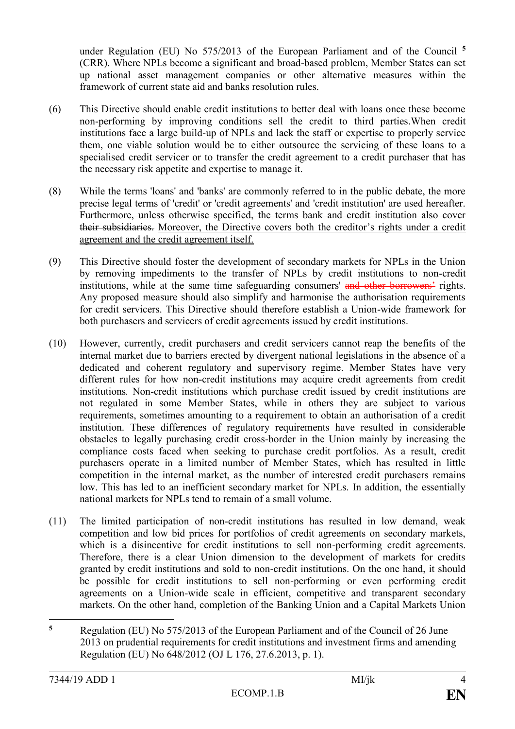under Regulation (EU) No 575/2013 of the European Parliament and of the Council [5] (CRR). Where NPLs become a significant and broad-based problem, Member States can set up national asset management companies or other alternative measures within the framework of current state aid and banks resolution rules.

(6) This Directive should enable credit institutions to better deal with loans once these become non-performing by improving conditions sell the credit to third parties.When credit institutions face a large build-up of NPLs and lack the staff or expertise to properly service them, one viable solution would be to either outsource the servicing of these loans to a specialised credit servicer or to transfer the credit agreement to a credit purchaser that has the necessary risk appetite and expertise to manage it.

(8) While the terms 'loans' and 'banks' are commonly referred to in the public debate, the more precise legal terms of 'credit' or 'credit agreements' and 'credit institution' are used hereafter. ~~Furthermore, unless otherwise specified, the terms bank and credit institution also cover their subsidiaries.~~ <u>Moreover, the Directive covers both the creditor's rights under a credit agreement and the credit agreement itself.</u>

(9) This Directive should foster the development of secondary markets for NPLs in the Union by removing impediments to the transfer of NPLs by credit institutions to non-credit institutions, while at the same time safeguarding consumers' ~~and other borrowers'~~ rights. Any proposed measure should also simplify and harmonise the authorisation requirements for credit servicers. This Directive should therefore establish a Union-wide framework for both purchasers and servicers of credit agreements issued by credit institutions.

(10) However, currently, credit purchasers and credit servicers cannot reap the benefits of the internal market due to barriers erected by divergent national legislations in the absence of a dedicated and coherent regulatory and supervisory regime. Member States have very different rules for how non-credit institutions may acquire credit agreements from credit institutions. Non-credit institutions which purchase credit issued by credit institutions are not regulated in some Member States, while in others they are subject to various requirements, sometimes amounting to a requirement to obtain an authorisation of a credit institution. These differences of regulatory requirements have resulted in considerable obstacles to legally purchasing credit cross-border in the Union mainly by increasing the compliance costs faced when seeking to purchase credit portfolios. As a result, credit purchasers operate in a limited number of Member States, which has resulted in little competition in the internal market, as the number of interested credit purchasers remains low. This has led to an inefficient secondary market for NPLs. In addition, the essentially national markets for NPLs tend to remain of a small volume.

(11) The limited participation of non-credit institutions has resulted in low demand, weak competition and low bid prices for portfolios of credit agreements on secondary markets, which is a disincentive for credit institutions to sell non-performing credit agreements. Therefore, there is a clear Union dimension to the development of markets for credits granted by credit institutions and sold to non-credit institutions. On the one hand, it should be possible for credit institutions to sell non-performing ~~or even performing~~ credit agreements on a Union-wide scale in efficient, competitive and transparent secondary markets. On the other hand, completion of the Banking Union and a Capital Markets Union

---

[5] Regulation (EU) No 575/2013 of the European Parliament and of the Council of 26 June 2013 on prudential requirements for credit institutions and investment firms and amending Regulation (EU) No 648/2012 (OJ L 176, 27.6.2013, p. 1).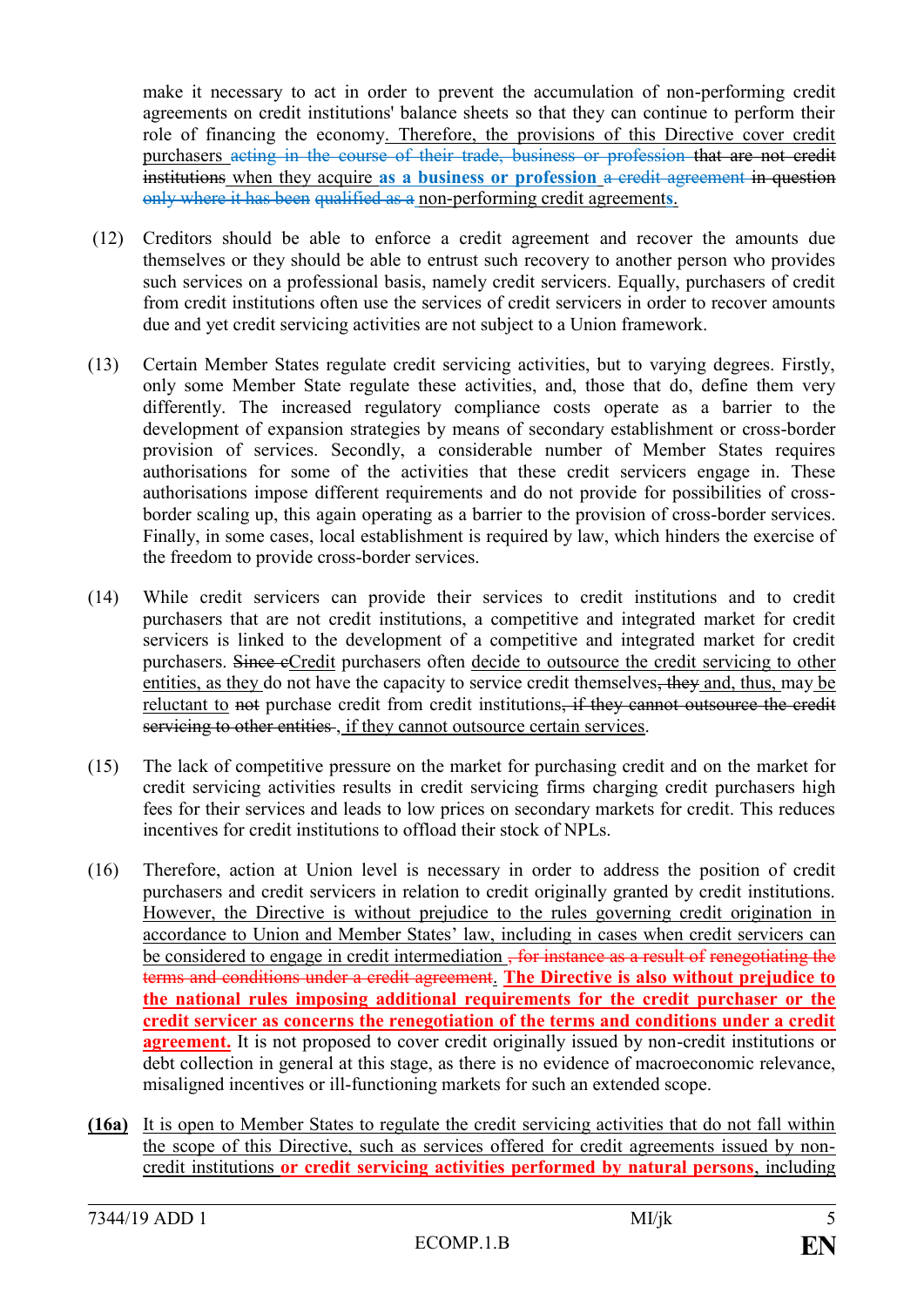make it necessary to act in order to prevent the accumulation of non-performing credit agreements on credit institutions' balance sheets so that they can continue to perform their role of financing the economy. Therefore, the provisions of this Directive cover credit purchasers ~~acting in the course of their trade, business or profession~~ ~~that are not credit institutions~~ when they acquire **as a business or profession** ~~a credit agreement~~ ~~in question only where it has been~~ ~~qualified as a~~ non-performing credit agreement**s**.

(12) Creditors should be able to enforce a credit agreement and recover the amounts due themselves or they should be able to entrust such recovery to another person who provides such services on a professional basis, namely credit servicers. Equally, purchasers of credit from credit institutions often use the services of credit servicers in order to recover amounts due and yet credit servicing activities are not subject to a Union framework.

(13) Certain Member States regulate credit servicing activities, but to varying degrees. Firstly, only some Member State regulate these activities, and, those that do, define them very differently. The increased regulatory compliance costs operate as a barrier to the development of expansion strategies by means of secondary establishment or cross-border provision of services. Secondly, a considerable number of Member States requires authorisations for some of the activities that these credit servicers engage in. These authorisations impose different requirements and do not provide for possibilities of cross-border scaling up, this again operating as a barrier to the provision of cross-border services. Finally, in some cases, local establishment is required by law, which hinders the exercise of the freedom to provide cross-border services.

(14) While credit servicers can provide their services to credit institutions and to credit purchasers that are not credit institutions, a competitive and integrated market for credit servicers is linked to the development of a competitive and integrated market for credit purchasers. ~~Since c~~Credit purchasers often decide to outsource the credit servicing to other entities, as they do not have the capacity to service credit themselves~~, they~~ and, thus, may be reluctant to ~~not~~ purchase credit from credit institutions~~, if they cannot outsource the credit servicing to other entities~~ , if they cannot outsource certain services.

(15) The lack of competitive pressure on the market for purchasing credit and on the market for credit servicing activities results in credit servicing firms charging credit purchasers high fees for their services and leads to low prices on secondary markets for credit. This reduces incentives for credit institutions to offload their stock of NPLs.

(16) Therefore, action at Union level is necessary in order to address the position of credit purchasers and credit servicers in relation to credit originally granted by credit institutions. However, the Directive is without prejudice to the rules governing credit origination in accordance to Union and Member States' law, including in cases when credit servicers can be considered to engage in credit intermediation ~~, for instance as a result of renegotiating the terms and conditions under a credit agreement~~. **The Directive is also without prejudice to the national rules imposing additional requirements for the credit purchaser or the credit servicer as concerns the renegotiation of the terms and conditions under a credit agreement.** It is not proposed to cover credit originally issued by non-credit institutions or debt collection in general at this stage, as there is no evidence of macroeconomic relevance, misaligned incentives or ill-functioning markets for such an extended scope.

**(16a)** It is open to Member States to regulate the credit servicing activities that do not fall within the scope of this Directive, such as services offered for credit agreements issued by non-credit institutions **or credit servicing activities performed by natural persons**, including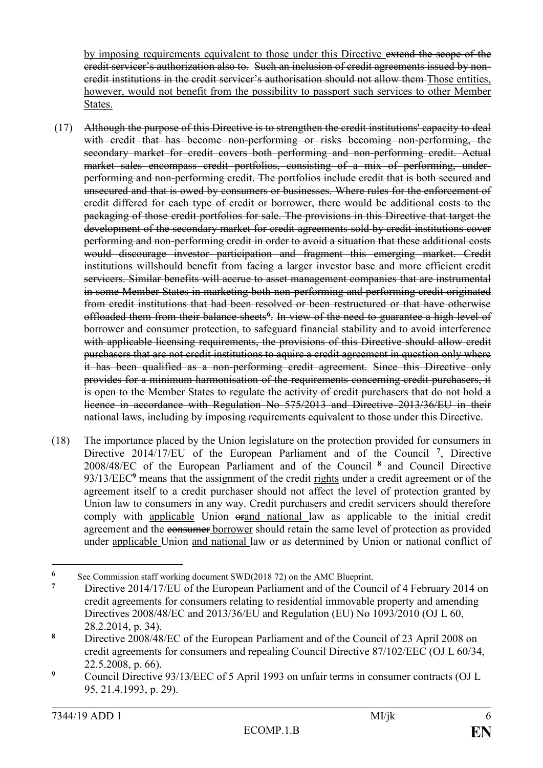by imposing requirements equivalent to those under this Directive ~~extend the scope of the credit servicer's authorization also to. Such an inclusion of credit agreements issued by non-credit institutions in the credit servicer's authorisation should not allow them~~ Those entities, however, would not benefit from the possibility to passport such services to other Member States.

(17) ~~Although the purpose of this Directive is to strengthen the credit institutions' capacity to deal with credit that has become non-performing or risks becoming non-performing, the secondary market for credit covers both performing and non-performing credit. Actual market sales encompass credit portfolios, consisting of a mix of performing, under-performing and non-performing credit. The portfolios include credit that is both secured and unsecured and that is owed by consumers or businesses. Where rules for the enforcement of credit differed for each type of credit or borrower, there would be additional costs to the packaging of those credit portfolios for sale. The provisions in this Directive that target the development of the secondary market for credit agreements sold by credit institutions cover performing and non-performing credit in order to avoid a situation that these additional costs would discourage investor participation and fragment this emerging market. Credit institutions willshould benefit from facing a larger investor base and more efficient credit servicers. Similar benefits will accrue to asset management companies that are instrumental in some Member States in marketing both non-performing and performing credit originated from credit institutions that had been resolved or been restructured or that have otherwise offloaded them from their balance sheets[6]. In view of the need to guarantee a high level of borrower and consumer protection, to safeguard financial stability and to avoid interference with applicable licensing requirements, the provisions of this Directive should allow credit purchasers that are not credit institutions to aquire a credit agreement in question only where it has been qualified as a non-performing credit agreement. Since this Directive only provides for a minimum harmonisation of the requirements concerning credit purchasers, it is open to the Member States to regulate the activity of credit purchasers that do not hold a licence in accordance with Regulation No 575/2013 and Directive 2013/36/EU in their national laws, including by imposing requirements equivalent to those under this Directive.~~

(18) The importance placed by the Union legislature on the protection provided for consumers in Directive 2014/17/EU of the European Parliament and of the Council [7], Directive 2008/48/EC of the European Parliament and of the Council [8] and Council Directive 93/13/EEC[9] means that the assignment of the credit rights under a credit agreement or of the agreement itself to a credit purchaser should not affect the level of protection granted by Union law to consumers in any way. Credit purchasers and credit servicers should therefore comply with applicable Union ~~or~~and national law as applicable to the initial credit agreement and the ~~consumer~~ borrower should retain the same level of protection as provided under applicable Union and national law or as determined by Union or national conflict of

---

[6] See Commission staff working document SWD(2018 72) on the AMC Blueprint.

[7] Directive 2014/17/EU of the European Parliament and of the Council of 4 February 2014 on credit agreements for consumers relating to residential immovable property and amending Directives 2008/48/EC and 2013/36/EU and Regulation (EU) No 1093/2010 (OJ L 60, 28.2.2014, p. 34).

[8] Directive 2008/48/EC of the European Parliament and of the Council of 23 April 2008 on credit agreements for consumers and repealing Council Directive 87/102/EEC (OJ L 60/34, 22.5.2008, p. 66).

[9] Council Directive 93/13/EEC of 5 April 1993 on unfair terms in consumer contracts (OJ L 95, 21.4.1993, p. 29).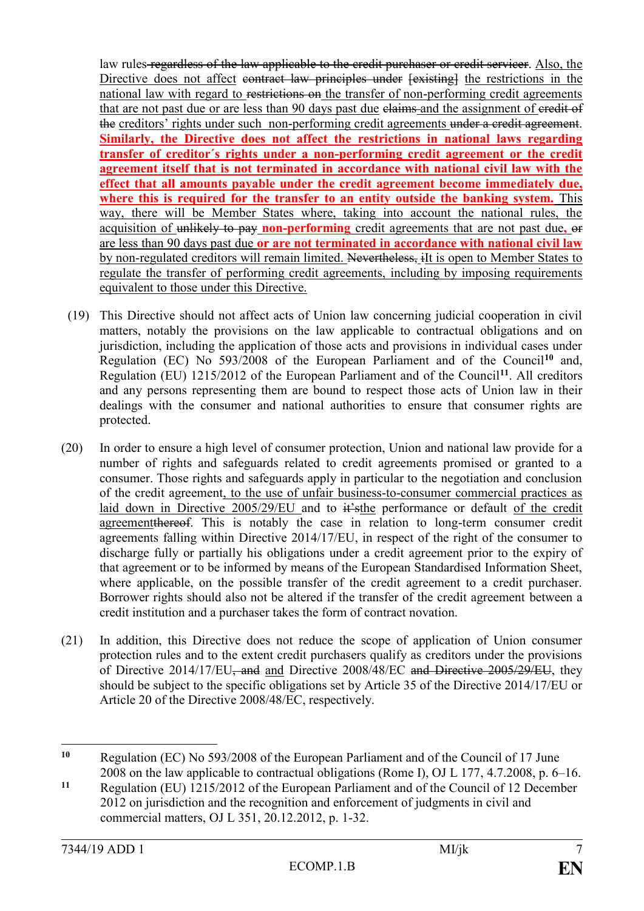law rules~~ regardless of the law applicable to the credit purchaser or credit servicer~~. Also, the Directive does not affect ~~contract law principles under [existing]~~ the restrictions in the national law with regard to ~~restrictions on~~ the transfer of non-performing credit agreements that are not past due or are less than 90 days past due ~~claims~~ and the assignment of ~~credit of the~~ creditors' rights under such non-performing credit agreements ~~under a credit agreement~~. **Similarly, the Directive does not affect the restrictions in national laws regarding transfer of creditor´s rights under a non-performing credit agreement or the credit agreement itself that is not terminated in accordance with national civil law with the effect that all amounts payable under the credit agreement become immediately due, where this is required for the transfer to an entity outside the banking system.** This way, there will be Member States where, taking into account the national rules, the acquisition of ~~unlikely to pay~~ **non-performing** credit agreements that are not past due**,** ~~or~~ are less than 90 days past due **or are not terminated in accordance with national civil law** by non-regulated creditors will remain limited. ~~Nevertheless, i~~It is open to Member States to regulate the transfer of performing credit agreements, including by imposing requirements equivalent to those under this Directive.

(19) This Directive should not affect acts of Union law concerning judicial cooperation in civil matters, notably the provisions on the law applicable to contractual obligations and on jurisdiction, including the application of those acts and provisions in individual cases under Regulation (EC) No 593/2008 of the European Parliament and of the Council[10] and, Regulation (EU) 1215/2012 of the European Parliament and of the Council[11]. All creditors and any persons representing them are bound to respect those acts of Union law in their dealings with the consumer and national authorities to ensure that consumer rights are protected.

(20) In order to ensure a high level of consumer protection, Union and national law provide for a number of rights and safeguards related to credit agreements promised or granted to a consumer. Those rights and safeguards apply in particular to the negotiation and conclusion of the credit agreement, to the use of unfair business-to-consumer commercial practices as laid down in Directive 2005/29/EU and to ~~it's~~the performance or default of the credit agreement~~thereof~~. This is notably the case in relation to long-term consumer credit agreements falling within Directive 2014/17/EU, in respect of the right of the consumer to discharge fully or partially his obligations under a credit agreement prior to the expiry of that agreement or to be informed by means of the European Standardised Information Sheet, where applicable, on the possible transfer of the credit agreement to a credit purchaser. Borrower rights should also not be altered if the transfer of the credit agreement between a credit institution and a purchaser takes the form of contract novation.

(21) In addition, this Directive does not reduce the scope of application of Union consumer protection rules and to the extent credit purchasers qualify as creditors under the provisions of Directive 2014/17/EU~~, and~~ and Directive 2008/48/EC ~~and Directive 2005/29/EU~~, they should be subject to the specific obligations set by Article 35 of the Directive 2014/17/EU or Article 20 of the Directive 2008/48/EC, respectively.

---

[10] Regulation (EC) No 593/2008 of the European Parliament and of the Council of 17 June 2008 on the law applicable to contractual obligations (Rome I), OJ L 177, 4.7.2008, p. 6–16.

[11] Regulation (EU) 1215/2012 of the European Parliament and of the Council of 12 December 2012 on jurisdiction and the recognition and enforcement of judgments in civil and commercial matters, OJ L 351, 20.12.2012, p. 1-32.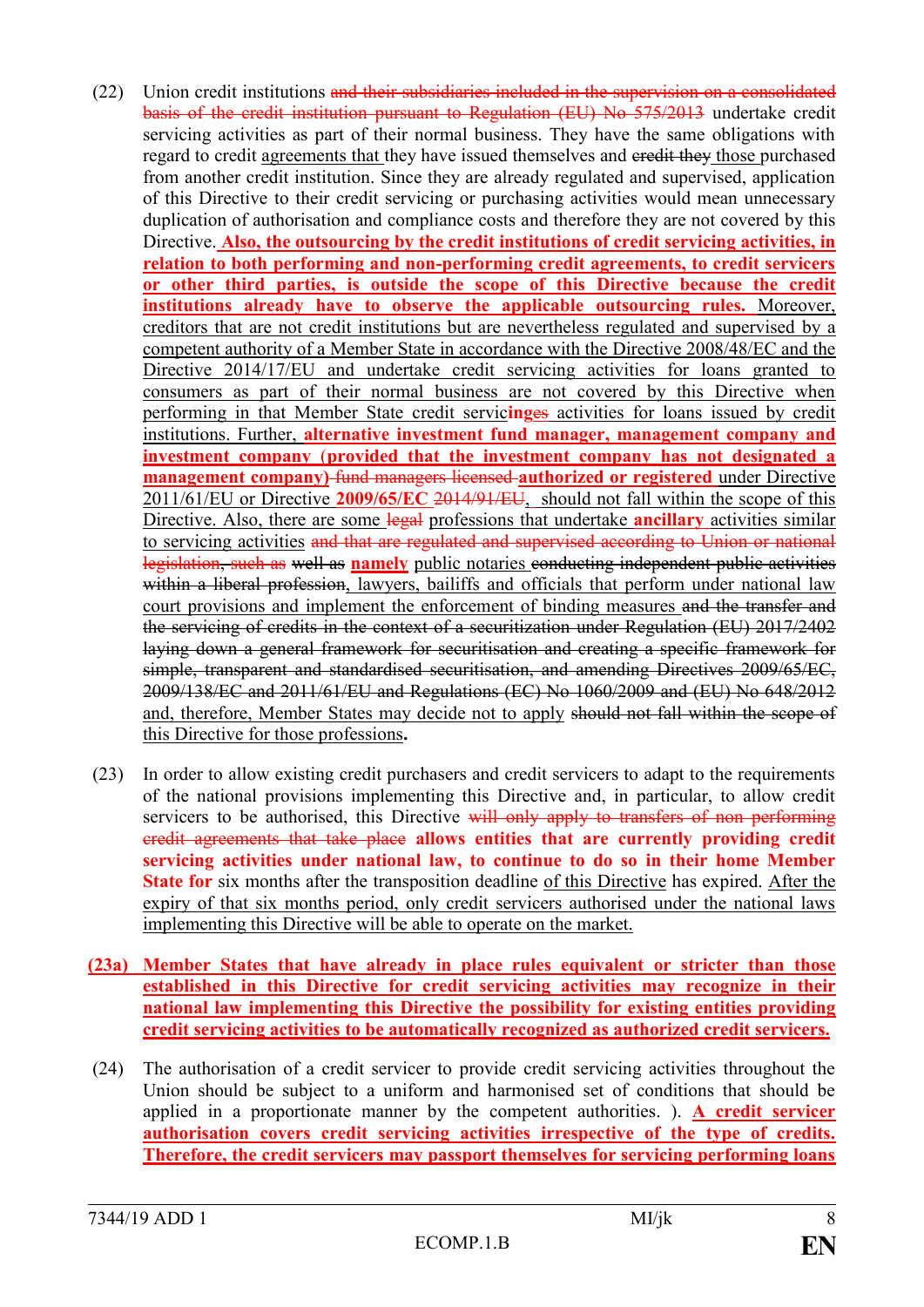(22) Union credit institutions ~~and their subsidiaries included in the supervision on a consolidated basis of the credit institution pursuant to Regulation (EU) No 575/2013~~ undertake credit servicing activities as part of their normal business. They have the same obligations with regard to credit agreements that they have issued themselves and ~~credit they~~ those purchased from another credit institution. Since they are already regulated and supervised, application of this Directive to their credit servicing or purchasing activities would mean unnecessary duplication of authorisation and compliance costs and therefore they are not covered by this Directive. **Also, the outsourcing by the credit institutions of credit servicing activities, in relation to both performing and non-performing credit agreements, to credit servicers or other third parties, is outside the scope of this Directive because the credit institutions already have to observe the applicable outsourcing rules.** Moreover, creditors that are not credit institutions but are nevertheless regulated and supervised by a competent authority of a Member State in accordance with the Directive 2008/48/EC and the Directive 2014/17/EU and undertake credit servicing activities for loans granted to consumers as part of their normal business are not covered by this Directive when performing in that Member State credit servic**ing**~~es~~ activities for loans issued by credit institutions. Further, **alternative investment fund manager, management company and investment company (provided that the investment company has not designated a management company)** ~~fund managers licensed~~ **authorized or registered** under Directive 2011/61/EU or Directive **2009/65/EC** ~~2014/91/EU~~, should not fall within the scope of this Directive. Also, there are some ~~legal~~ professions that undertake **ancillary** activities similar to servicing activities ~~and that are regulated and supervised according to Union or national legislation, such as~~ ~~well as~~ **namely** public notaries ~~conducting independent public activities within a liberal profession~~, lawyers, bailiffs and officials that perform under national law court provisions and implement the enforcement of binding measures ~~and the transfer and the servicing of credits in the context of a securitization under Regulation (EU) 2017/2402 laying down a general framework for securitisation and creating a specific framework for simple, transparent and standardised securitisation, and amending Directives 2009/65/EC, 2009/138/EC and 2011/61/EU and Regulations (EC) No 1060/2009 and (EU) No 648/2012~~ and, therefore, Member States may decide not to apply ~~should not fall within the scope of~~ this Directive for those professions**.**

(23) In order to allow existing credit purchasers and credit servicers to adapt to the requirements of the national provisions implementing this Directive and, in particular, to allow credit servicers to be authorised, this Directive ~~will only apply to transfers of non performing credit agreements that take place~~ **allows entities that are currently providing credit servicing activities under national law, to continue to do so in their home Member State for** six months after the transposition deadline of this Directive has expired. After the expiry of that six months period, only credit servicers authorised under the national laws implementing this Directive will be able to operate on the market.

**(23a) Member States that have already in place rules equivalent or stricter than those established in this Directive for credit servicing activities may recognize in their national law implementing this Directive the possibility for existing entities providing credit servicing activities to be automatically recognized as authorized credit servicers.**

(24) The authorisation of a credit servicer to provide credit servicing activities throughout the Union should be subject to a uniform and harmonised set of conditions that should be applied in a proportionate manner by the competent authorities. ). **A credit servicer authorisation covers credit servicing activities irrespective of the type of credits. Therefore, the credit servicers may passport themselves for servicing performing loans**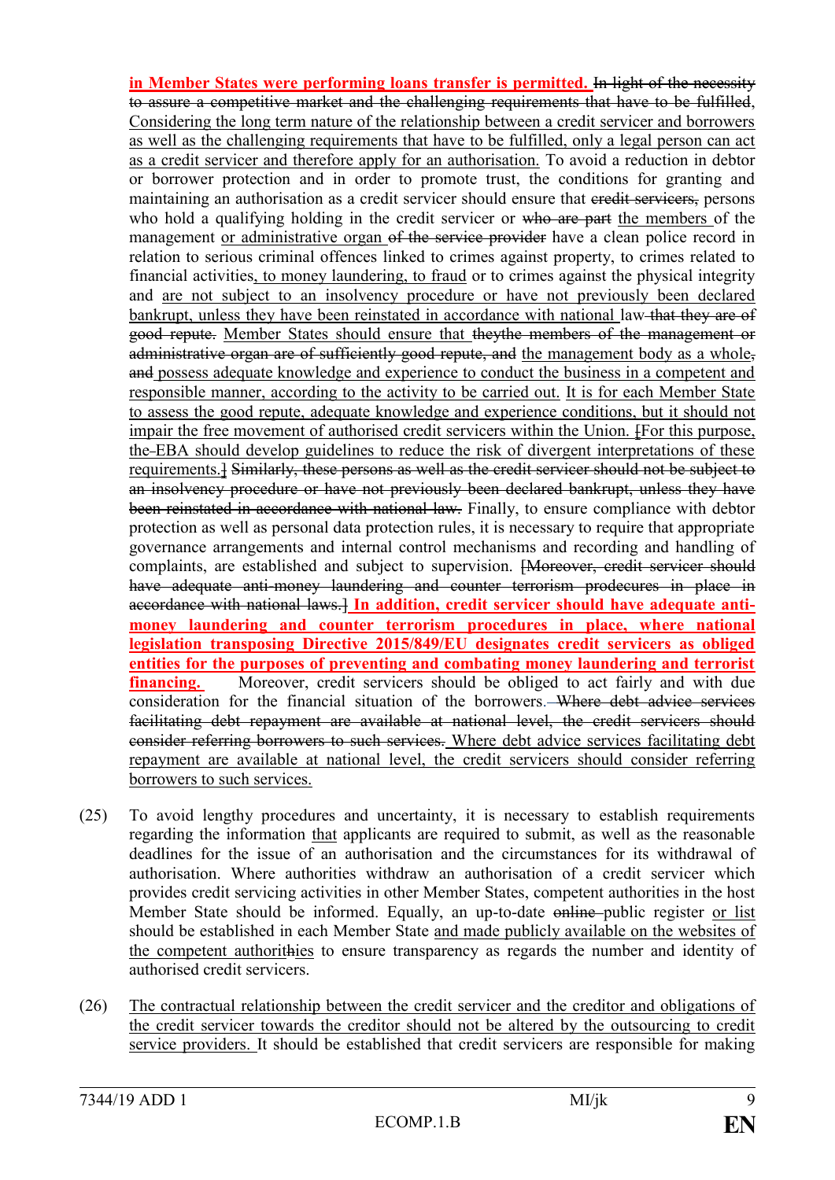**in Member States were performing loans transfer is permitted.** ~~In light of the necessity to assure a competitive market and the challenging requirements that have to be fulfilled,~~ Considering the long term nature of the relationship between a credit servicer and borrowers as well as the challenging requirements that have to be fulfilled, only a legal person can act as a credit servicer and therefore apply for an authorisation. To avoid a reduction in debtor or borrower protection and in order to promote trust, the conditions for granting and maintaining an authorisation as a credit servicer should ensure that ~~credit servicers,~~ persons who hold a qualifying holding in the credit servicer or ~~who are part~~ the members of the management or administrative organ ~~of the service provider~~ have a clean police record in relation to serious criminal offences linked to crimes against property, to crimes related to financial activities, to money laundering, to fraud or to crimes against the physical integrity and are not subject to an insolvency procedure or have not previously been declared bankrupt, unless they have been reinstated in accordance with national law~~ that they are of good repute.~~ Member States should ensure that ~~they~~the ~~members of the management or administrative organ are of sufficiently good repute, and~~ the management body as a whole~~,~~ ~~and~~ possess adequate knowledge and experience to conduct the business in a competent and responsible manner, according to the activity to be carried out. It is for each Member State to assess the good repute, adequate knowledge and experience conditions, but it should not impair the free movement of authorised credit servicers within the Union. [For this purpose, the ~~-~~EBA should develop guidelines to reduce the risk of divergent interpretations of these requirements.] ~~Similarly, these persons as well as the credit servicer should not be subject to an insolvency procedure or have not previously been declared bankrupt, unless they have been reinstated in accordance with national law.~~ Finally, to ensure compliance with debtor protection as well as personal data protection rules, it is necessary to require that appropriate governance arrangements and internal control mechanisms and recording and handling of complaints, are established and subject to supervision. ~~[Moreover, credit servicer should have adequate anti-money laundering and counter terrorism prodecures in place in accordance with national laws.]~~ **In addition, credit servicer should have adequate anti-money laundering and counter terrorism procedures in place, where national legislation transposing Directive 2015/849/EU designates credit servicers as obliged entities for the purposes of preventing and combating money laundering and terrorist financing.** Moreover, credit servicers should be obliged to act fairly and with due consideration for the financial situation of the borrowers. ~~Where debt advice services facilitating debt repayment are available at national level, the credit servicers should consider referring borrowers to such services.~~ Where debt advice services facilitating debt repayment are available at national level, the credit servicers should consider referring borrowers to such services.

(25) To avoid lengthy procedures and uncertainty, it is necessary to establish requirements regarding the information that applicants are required to submit, as well as the reasonable deadlines for the issue of an authorisation and the circumstances for its withdrawal of authorisation. Where authorities withdraw an authorisation of a credit servicer which provides credit servicing activities in other Member States, competent authorities in the host Member State should be informed. Equally, an up-to-date ~~online~~ public register or list should be established in each Member State and made publicly available on the websites of the competent authorit~~h~~ies to ensure transparency as regards the number and identity of authorised credit servicers.

(26) The contractual relationship between the credit servicer and the creditor and obligations of the credit servicer towards the creditor should not be altered by the outsourcing to credit service providers. It should be established that credit servicers are responsible for making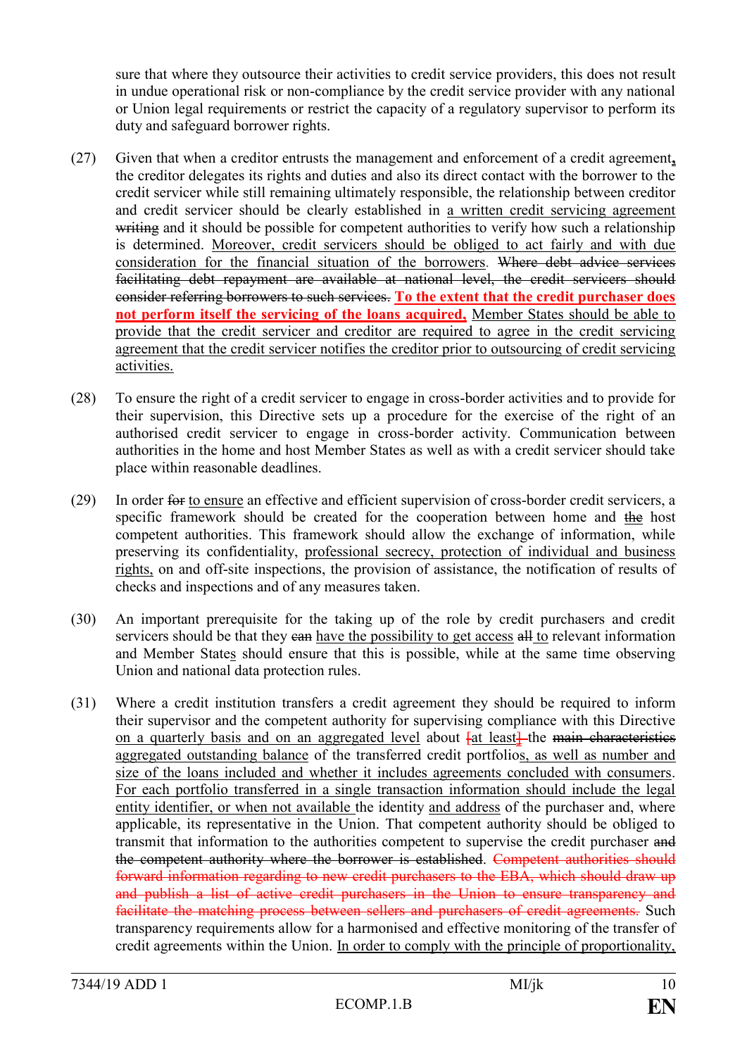sure that where they outsource their activities to credit service providers, this does not result in undue operational risk or non-compliance by the credit service provider with any national or Union legal requirements or restrict the capacity of a regulatory supervisor to perform its duty and safeguard borrower rights.

(27) Given that when a creditor entrusts the management and enforcement of a credit agreement, the creditor delegates its rights and duties and also its direct contact with the borrower to the credit servicer while still remaining ultimately responsible, the relationship between creditor and credit servicer should be clearly established in a written credit servicing agreement ~~writing~~ and it should be possible for competent authorities to verify how such a relationship is determined. Moreover, credit servicers should be obliged to act fairly and with due consideration for the financial situation of the borrowers. ~~Where debt advice services facilitating debt repayment are available at national level, the credit servicers should consider referring borrowers to such services.~~ **To the extent that the credit purchaser does not perform itself the servicing of the loans acquired,** Member States should be able to provide that the credit servicer and creditor are required to agree in the credit servicing agreement that the credit servicer notifies the creditor prior to outsourcing of credit servicing activities.

(28) To ensure the right of a credit servicer to engage in cross-border activities and to provide for their supervision, this Directive sets up a procedure for the exercise of the right of an authorised credit servicer to engage in cross-border activity. Communication between authorities in the home and host Member States as well as with a credit servicer should take place within reasonable deadlines.

(29) In order ~~for~~ to ensure an effective and efficient supervision of cross-border credit servicers, a specific framework should be created for the cooperation between home and ~~the~~ host competent authorities. This framework should allow the exchange of information, while preserving its confidentiality, professional secrecy, protection of individual and business rights, on and off-site inspections, the provision of assistance, the notification of results of checks and inspections and of any measures taken.

(30) An important prerequisite for the taking up of the role by credit purchasers and credit servicers should be that they ~~can~~ have the possibility to get access ~~all~~ to relevant information and Member States should ensure that this is possible, while at the same time observing Union and national data protection rules.

(31) Where a credit institution transfers a credit agreement they should be required to inform their supervisor and the competent authority for supervising compliance with this Directive on a quarterly basis and on an aggregated level about ~~[at least]~~ the ~~main characteristics~~ aggregated outstanding balance of the transferred credit portfolios, as well as number and size of the loans included and whether it includes agreements concluded with consumers. For each portfolio transferred in a single transaction information should include the legal entity identifier, or when not available the identity and address of the purchaser and, where applicable, its representative in the Union. That competent authority should be obliged to transmit that information to the authorities competent to supervise the credit purchaser ~~and the competent authority where the borrower is established~~. ~~Competent authorities should forward information regarding to new credit purchasers to the EBA, which should draw up and publish a list of active credit purchasers in the Union to ensure transparency and facilitate the matching process between sellers and purchasers of credit agreements.~~ Such transparency requirements allow for a harmonised and effective monitoring of the transfer of credit agreements within the Union. In order to comply with the principle of proportionality,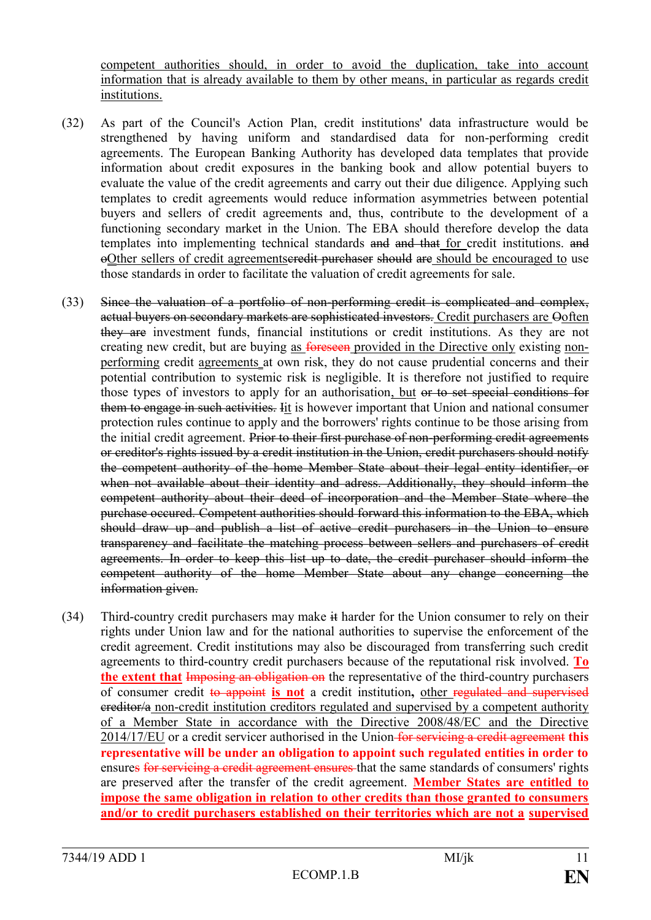competent authorities should, in order to avoid the duplication, take into account information that is already available to them by other means, in particular as regards credit institutions.

(32) As part of the Council's Action Plan, credit institutions' data infrastructure would be strengthened by having uniform and standardised data for non-performing credit agreements. The European Banking Authority has developed data templates that provide information about credit exposures in the banking book and allow potential buyers to evaluate the value of the credit agreements and carry out their due diligence. Applying such templates to credit agreements would reduce information asymmetries between potential buyers and sellers of credit agreements and, thus, contribute to the development of a functioning secondary market in the Union. The EBA should therefore develop the data templates into implementing technical standards ~~and and that~~ for credit institutions. ~~and o~~Other sellers of credit agreements~~credit purchaser should are~~ should be encouraged to use those standards in order to facilitate the valuation of credit agreements for sale.

(33) ~~Since the valuation of a portfolio of non-performing credit is complicated and complex, actual buyers on secondary markets are sophisticated investors.~~ Credit purchasers are ~~O~~often ~~they are~~ investment funds, financial institutions or credit institutions. As they are not creating new credit, but are buying as ~~foreseen~~ provided in the Directive only existing non-performing credit agreements at own risk, they do not cause prudential concerns and their potential contribution to systemic risk is negligible. It is therefore not justified to require those types of investors to apply for an authorisation, but ~~or to set special conditions for them to engage in such activities. I~~it is however important that Union and national consumer protection rules continue to apply and the borrowers' rights continue to be those arising from the initial credit agreement. ~~Prior to their first purchase of non-performing credit agreements or creditor's rights issued by a credit institution in the Union, credit purchasers should notify the competent authority of the home Member State about their legal entity identifier, or when not available about their identity and adress. Additionally, they should inform the competent authority about their deed of incorporation and the Member State where the purchase occured. Competent authorities should forward this information to the EBA, which should draw up and publish a list of active credit purchasers in the Union to ensure transparency and facilitate the matching process between sellers and purchasers of credit agreements. In order to keep this list up to date, the credit purchaser should inform the competent authority of the home Member State about any change concerning the information given.~~

(34) Third-country credit purchasers may make ~~it~~ harder for the Union consumer to rely on their rights under Union law and for the national authorities to supervise the enforcement of the credit agreement. Credit institutions may also be discouraged from transferring such credit agreements to third-country credit purchasers because of the reputational risk involved. **To the extent that** ~~Imposing an obligation on~~ the representative of the third-country purchasers of consumer credit ~~to appoint~~ **is not** a credit institution**,** other ~~regulated and supervised creditor/a~~ non-credit institution creditors regulated and supervised by a competent authority of a Member State in accordance with the Directive 2008/48/EC and the Directive 2014/17/EU or a credit servicer authorised in the Union ~~for servicing a credit agreement~~ **this representative will be under an obligation to appoint such regulated entities in order to** ensure~~s for servicing a credit agreement ensures~~ that the same standards of consumers' rights are preserved after the transfer of the credit agreement. **Member States are entitled to impose the same obligation in relation to other credits than those granted to consumers and/or to credit purchasers established on their territories which are not a supervised**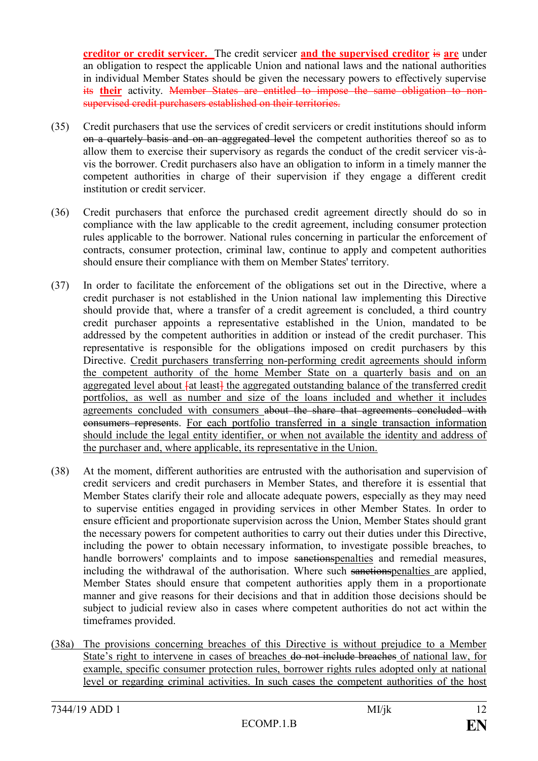**creditor or credit servicer.** The credit servicer **and the supervised creditor** ~~is~~ **are** under an obligation to respect the applicable Union and national laws and the national authorities in individual Member States should be given the necessary powers to effectively supervise ~~its~~ **their** activity. ~~Member States are entitled to impose the same obligation to non-supervised credit purchasers established on their territories.~~

(35) Credit purchasers that use the services of credit servicers or credit institutions should inform ~~on a quartely basis and on an aggregated level~~ the competent authorities thereof so as to allow them to exercise their supervisory as regards the conduct of the credit servicer vis-à-vis the borrower. Credit purchasers also have an obligation to inform in a timely manner the competent authorities in charge of their supervision if they engage a different credit institution or credit servicer.

(36) Credit purchasers that enforce the purchased credit agreement directly should do so in compliance with the law applicable to the credit agreement, including consumer protection rules applicable to the borrower. National rules concerning in particular the enforcement of contracts, consumer protection, criminal law, continue to apply and competent authorities should ensure their compliance with them on Member States' territory.

(37) In order to facilitate the enforcement of the obligations set out in the Directive, where a credit purchaser is not established in the Union national law implementing this Directive should provide that, where a transfer of a credit agreement is concluded, a third country credit purchaser appoints a representative established in the Union, mandated to be addressed by the competent authorities in addition or instead of the credit purchaser. This representative is responsible for the obligations imposed on credit purchasers by this Directive. <u>Credit purchasers transferring non-performing credit agreements should inform the competent authority of the home Member State on a quarterly basis and on an aggregated level about ~~[~~at least~~]~~ the aggregated outstanding balance of the transferred credit portfolios, as well as number and size of the loans included and whether it includes agreements concluded with consumers</u> ~~about the share that agreements concluded with consumers represents~~. <u>For each portfolio transferred in a single transaction information should include the legal entity identifier, or when not available the identity and address of the purchaser and, where applicable, its representative in the Union.</u>

(38) At the moment, different authorities are entrusted with the authorisation and supervision of credit servicers and credit purchasers in Member States, and therefore it is essential that Member States clarify their role and allocate adequate powers, especially as they may need to supervise entities engaged in providing services in other Member States. In order to ensure efficient and proportionate supervision across the Union, Member States should grant the necessary powers for competent authorities to carry out their duties under this Directive, including the power to obtain necessary information, to investigate possible breaches, to handle borrowers' complaints and to impose ~~sanctions~~<u>penalties</u> and remedial measures, including the withdrawal of the authorisation. Where such ~~sanctions~~<u>penalties</u> are applied, Member States should ensure that competent authorities apply them in a proportionate manner and give reasons for their decisions and that in addition those decisions should be subject to judicial review also in cases where competent authorities do not act within the timeframes provided.

<u>(38a) The provisions concerning breaches of this Directive is without prejudice to a Member State's right to intervene in cases of breaches</u> ~~do not include breaches~~ <u>of national law, for example, specific consumer protection rules, borrower rights rules adopted only at national level or regarding criminal activities. In such cases the competent authorities of the host</u>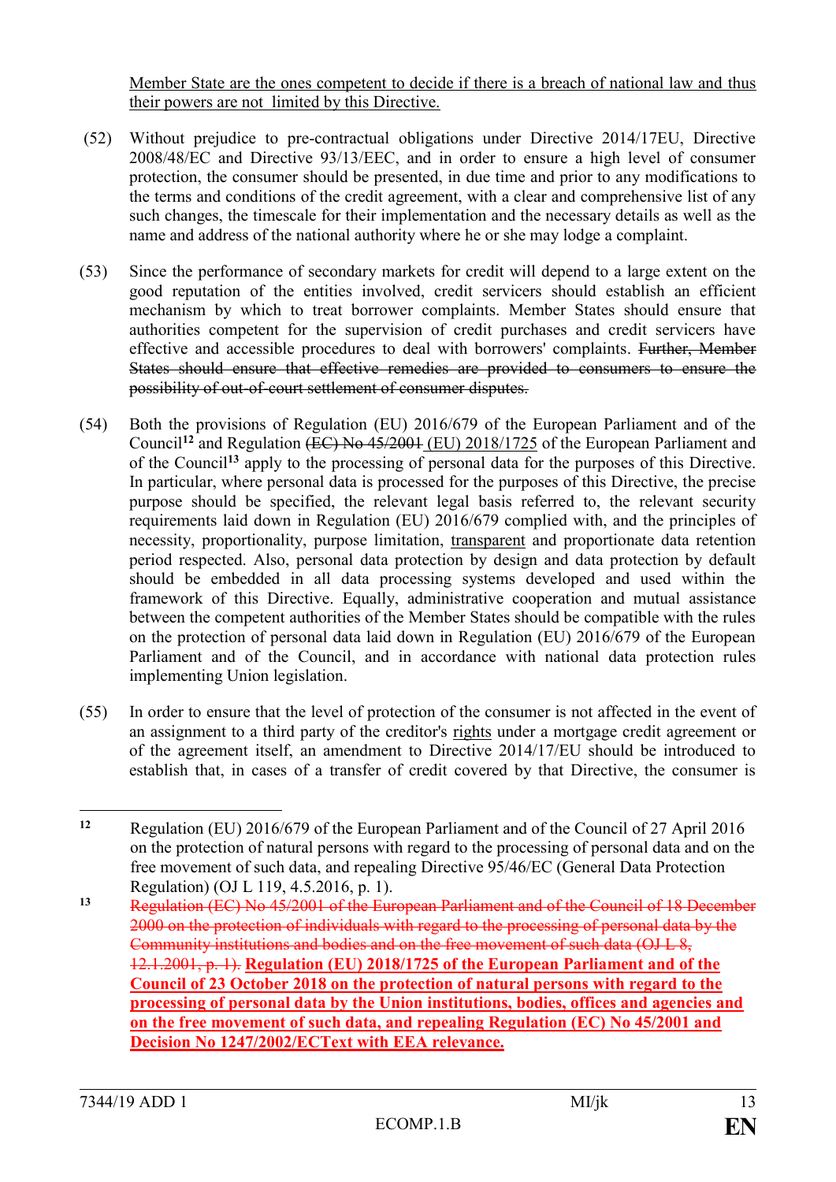Member State are the ones competent to decide if there is a breach of national law and thus their powers are not limited by this Directive.

(52) Without prejudice to pre-contractual obligations under Directive 2014/17EU, Directive 2008/48/EC and Directive 93/13/EEC, and in order to ensure a high level of consumer protection, the consumer should be presented, in due time and prior to any modifications to the terms and conditions of the credit agreement, with a clear and comprehensive list of any such changes, the timescale for their implementation and the necessary details as well as the name and address of the national authority where he or she may lodge a complaint.

(53) Since the performance of secondary markets for credit will depend to a large extent on the good reputation of the entities involved, credit servicers should establish an efficient mechanism by which to treat borrower complaints. Member States should ensure that authorities competent for the supervision of credit purchases and credit servicers have effective and accessible procedures to deal with borrowers' complaints. ~~Further, Member States should ensure that effective remedies are provided to consumers to ensure the possibility of out-of-court settlement of consumer disputes.~~

(54) Both the provisions of Regulation (EU) 2016/679 of the European Parliament and of the Council[12] and Regulation ~~(EC) No 45/2001~~ (EU) 2018/1725 of the European Parliament and of the Council[13] apply to the processing of personal data for the purposes of this Directive. In particular, where personal data is processed for the purposes of this Directive, the precise purpose should be specified, the relevant legal basis referred to, the relevant security requirements laid down in Regulation (EU) 2016/679 complied with, and the principles of necessity, proportionality, purpose limitation, transparent and proportionate data retention period respected. Also, personal data protection by design and data protection by default should be embedded in all data processing systems developed and used within the framework of this Directive. Equally, administrative cooperation and mutual assistance between the competent authorities of the Member States should be compatible with the rules on the protection of personal data laid down in Regulation (EU) 2016/679 of the European Parliament and of the Council, and in accordance with national data protection rules implementing Union legislation.

(55) In order to ensure that the level of protection of the consumer is not affected in the event of an assignment to a third party of the creditor's rights under a mortgage credit agreement or of the agreement itself, an amendment to Directive 2014/17/EU should be introduced to establish that, in cases of a transfer of credit covered by that Directive, the consumer is

---

[12] Regulation (EU) 2016/679 of the European Parliament and of the Council of 27 April 2016 on the protection of natural persons with regard to the processing of personal data and on the free movement of such data, and repealing Directive 95/46/EC (General Data Protection Regulation) (OJ L 119, 4.5.2016, p. 1).

[13] ~~Regulation (EC) No 45/2001 of the European Parliament and of the Council of 18 December 2000 on the protection of individuals with regard to the processing of personal data by the Community institutions and bodies and on the free movement of such data (OJ L 8, 12.1.2001, p. 1).~~ **Regulation (EU) 2018/1725 of the European Parliament and of the Council of 23 October 2018 on the protection of natural persons with regard to the processing of personal data by the Union institutions, bodies, offices and agencies and on the free movement of such data, and repealing Regulation (EC) No 45/2001 and Decision No 1247/2002/ECText with EEA relevance.**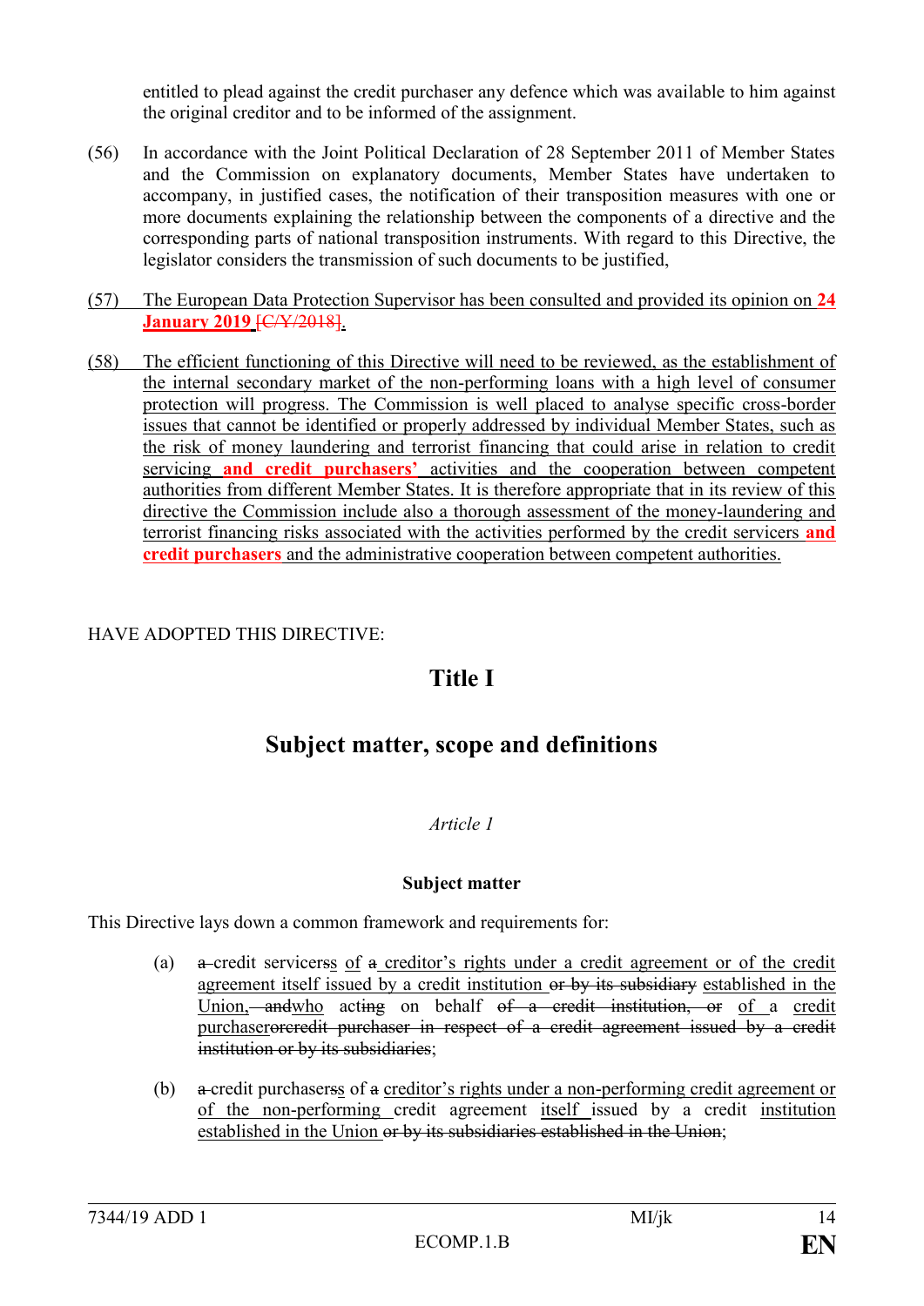entitled to plead against the credit purchaser any defence which was available to him against the original creditor and to be informed of the assignment.

(56) In accordance with the Joint Political Declaration of 28 September 2011 of Member States and the Commission on explanatory documents, Member States have undertaken to accompany, in justified cases, the notification of their transposition measures with one or more documents explaining the relationship between the components of a directive and the corresponding parts of national transposition instruments. With regard to this Directive, the legislator considers the transmission of such documents to be justified,

(57) The European Data Protection Supervisor has been consulted and provided its opinion on **24 January 2019** ~~[C/Y/2018]~~.

(58) The efficient functioning of this Directive will need to be reviewed, as the establishment of the internal secondary market of the non-performing loans with a high level of consumer protection will progress. The Commission is well placed to analyse specific cross-border issues that cannot be identified or properly addressed by individual Member States, such as the risk of money laundering and terrorist financing that could arise in relation to credit servicing **and credit purchasers'** activities and the cooperation between competent authorities from different Member States. It is therefore appropriate that in its review of this directive the Commission include also a thorough assessment of the money-laundering and terrorist financing risks associated with the activities performed by the credit servicers **and credit purchasers** and the administrative cooperation between competent authorities.

HAVE ADOPTED THIS DIRECTIVE:

# Title I

# Subject matter, scope and definitions

*Article 1*

**Subject matter**

This Directive lays down a common framework and requirements for:

(a) ~~a~~ credit servicers~~s~~ of ~~a~~ creditor's rights under a credit agreement or of the credit agreement itself issued by a credit institution ~~or by its subsidiary~~ established in the Union, ~~and~~who act~~ing~~ on behalf ~~of a credit institution, or~~ of a credit purchaser~~orcredit purchaser in respect of a credit agreement issued by a credit institution or by its subsidiaries~~;

(b) ~~a~~ credit purchasers~~s~~ of ~~a~~ creditor's rights under a non-performing credit agreement or of the non-performing credit agreement itself issued by a credit institution established in the Union ~~or by its subsidiaries established in the Union~~;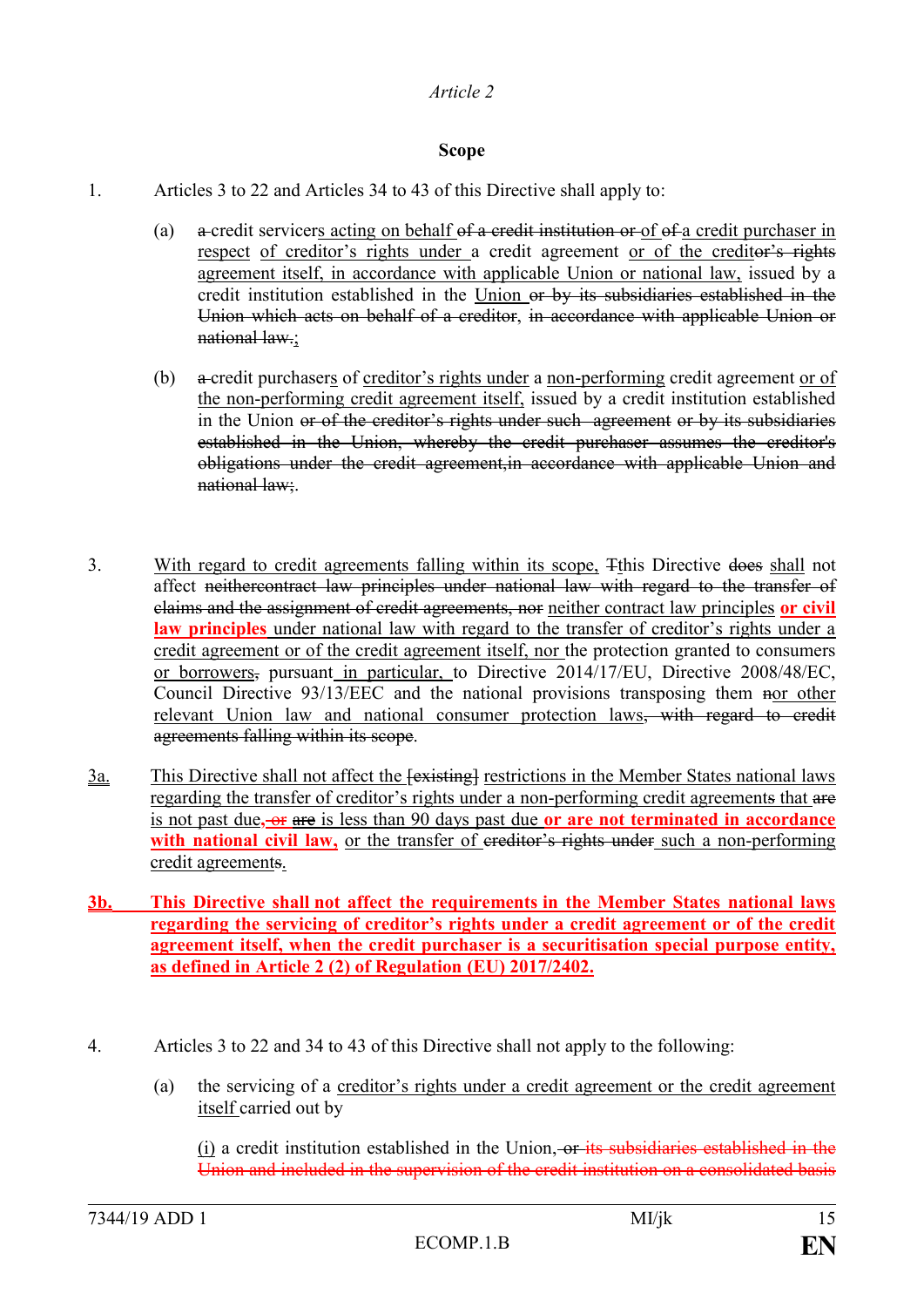*Article 2*

**Scope**

1. Articles 3 to 22 and Articles 34 to 43 of this Directive shall apply to:

   (a) ~~a~~ credit servicers acting on behalf ~~of a credit institution or~~ of ~~of~~ a credit purchaser in respect of creditor's rights under a credit agreement or of the credit~~or's rights~~ agreement itself, in accordance with applicable Union or national law, issued by a credit institution established in the Union ~~or by its subsidiaries established in the Union which acts on behalf of a creditor~~, ~~in accordance with applicable Union or national law.~~;

   (b) ~~a~~ credit purchasers of creditor's rights under a non-performing credit agreement or of the non-performing credit agreement itself, issued by a credit institution established in the Union ~~or of the creditor's rights under such agreement or by its subsidiaries established in the Union, whereby the credit purchaser assumes the creditor's obligations under the credit agreement,in accordance with applicable Union and national law;~~.

3. With regard to credit agreements falling within its scope, ~~T~~this Directive ~~does~~ shall not affect ~~neithercontract law principles under national law with regard to the transfer of claims and the assignment of credit agreements, nor~~ neither contract law principles **or civil law principles** under national law with regard to the transfer of creditor's rights under a credit agreement or of the credit agreement itself, nor the protection granted to consumers or borrowers~~,~~ pursuant in particular, to Directive 2014/17/EU, Directive 2008/48/EC, Council Directive 93/13/EEC and the national provisions transposing them ~~n~~or other relevant Union law and national consumer protection laws~~, with regard to credit agreements falling within its scope~~.

3a. This Directive shall not affect the ~~[existing]~~ restrictions in the Member States national laws regarding the transfer of creditor's rights under a non-performing credit agreements that ~~are~~ is not past due~~, or~~ ~~are~~ is less than 90 days past due **or are not terminated in accordance with national civil law,** or the transfer of ~~creditor's rights under~~ such a non-performing credit agreement~~s~~.

**3b. This Directive shall not affect the requirements in the Member States national laws regarding the servicing of creditor's rights under a credit agreement or of the credit agreement itself, when the credit purchaser is a securitisation special purpose entity, as defined in Article 2 (2) of Regulation (EU) 2017/2402.**

4. Articles 3 to 22 and 34 to 43 of this Directive shall not apply to the following:

   (a) the servicing of a creditor's rights under a credit agreement or the credit agreement itself carried out by

   (i) a credit institution established in the Union, ~~or its subsidiaries established in the Union and included in the supervision of the credit institution on a consolidated basis~~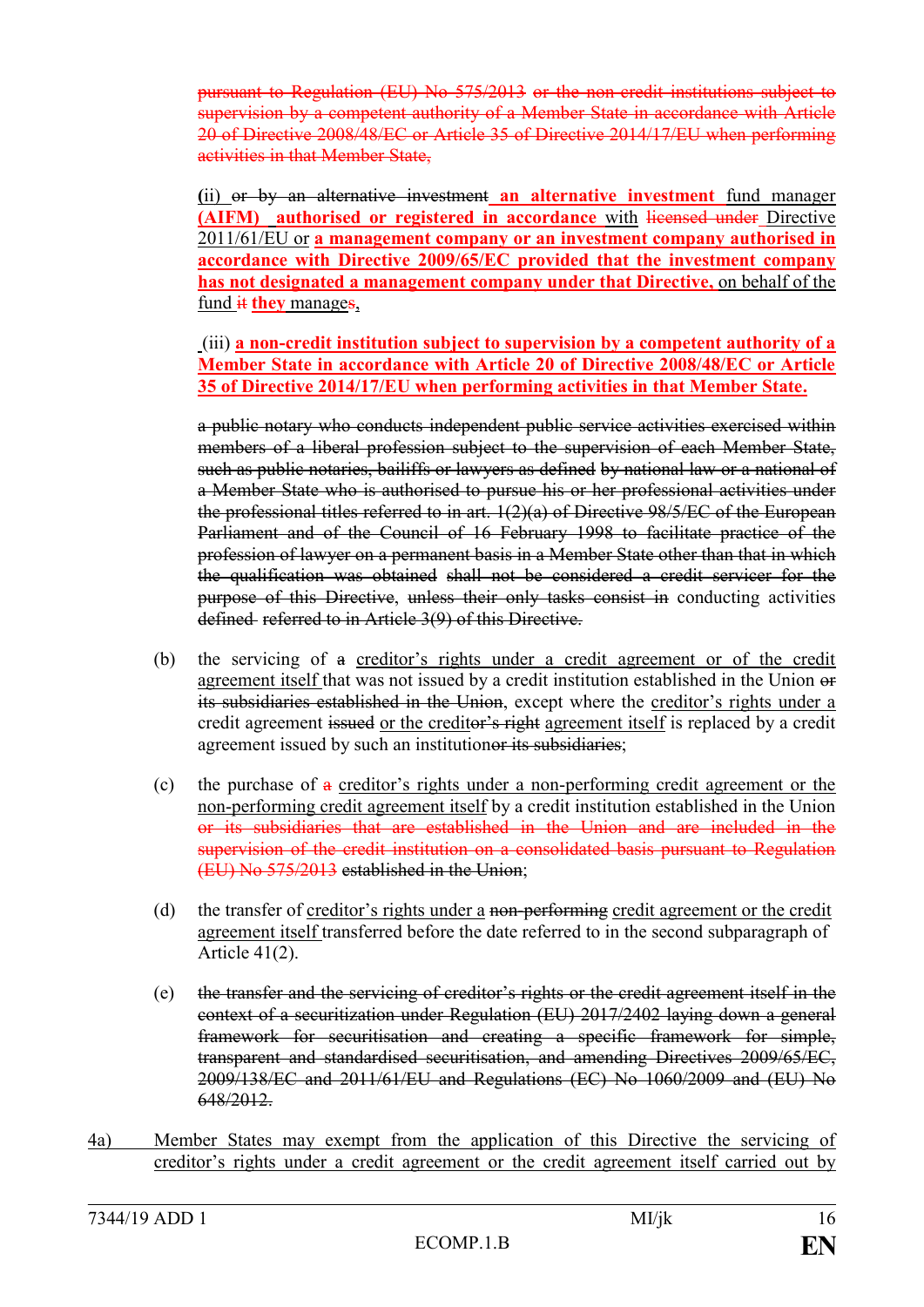~~pursuant to Regulation (EU) No 575/2013 or the non-credit institutions subject to supervision by a competent authority of a Member State in accordance with Article 20 of Directive 2008/48/EC or Article 35 of Directive 2014/17/EU when performing activities in that Member State,~~

(ii) ~~or by an alternative investment~~ **an alternative investment** fund manager **(AIFM) authorised or registered in accordance** with ~~licensed under~~ Directive 2011/61/EU or **a management company or an investment company authorised in accordance with Directive 2009/65/EC provided that the investment company has not designated a management company under that Directive,** on behalf of the fund ~~it~~ **they** manage~~s~~,

(iii) **a non-credit institution subject to supervision by a competent authority of a Member State in accordance with Article 20 of Directive 2008/48/EC or Article 35 of Directive 2014/17/EU when performing activities in that Member State.**

~~a public notary who conducts independent public service activities exercised within members of a liberal profession subject to the supervision of each Member State, such as public notaries, bailiffs or lawyers as defined by national law or a national of a Member State who is authorised to pursue his or her professional activities under the professional titles referred to in art. 1(2)(a) of Directive 98/5/EC of the European Parliament and of the Council of 16 February 1998 to facilitate practice of the profession of lawyer on a permanent basis in a Member State other than that in which the qualification was obtained shall not be considered a credit servicer for the purpose of this Directive, unless their only tasks consist in~~ conducting activities ~~defined~~ referred to in Article 3(9) of this Directive.

(b) the servicing of ~~a~~ creditor's rights under a credit agreement or of the credit agreement itself that was not issued by a credit institution established in the Union ~~or its subsidiaries established in the Union~~, except where the creditor's rights under a credit agreement ~~issued~~ or the credit~~or's right~~ agreement itself is replaced by a credit agreement issued by such an institution~~or its subsidiaries~~;

(c) the purchase of ~~a~~ creditor's rights under a non-performing credit agreement or the non-performing credit agreement itself by a credit institution established in the Union ~~or its subsidiaries that are established in the Union and are included in the supervision of the credit institution on a consolidated basis pursuant to Regulation (EU) No 575/2013~~ ~~established in the Union~~;

(d) the transfer of creditor's rights under a ~~non-performing~~ credit agreement or the credit agreement itself transferred before the date referred to in the second subparagraph of Article 41(2).

(e) ~~the transfer and the servicing of creditor's rights or the credit agreement itself in the context of a securitization under Regulation (EU) 2017/2402 laying down a general framework for securitisation and creating a specific framework for simple, transparent and standardised securitisation, and amending Directives 2009/65/EC, 2009/138/EC and 2011/61/EU and Regulations (EC) No 1060/2009 and (EU) No 648/2012.~~

4a) Member States may exempt from the application of this Directive the servicing of creditor's rights under a credit agreement or the credit agreement itself carried out by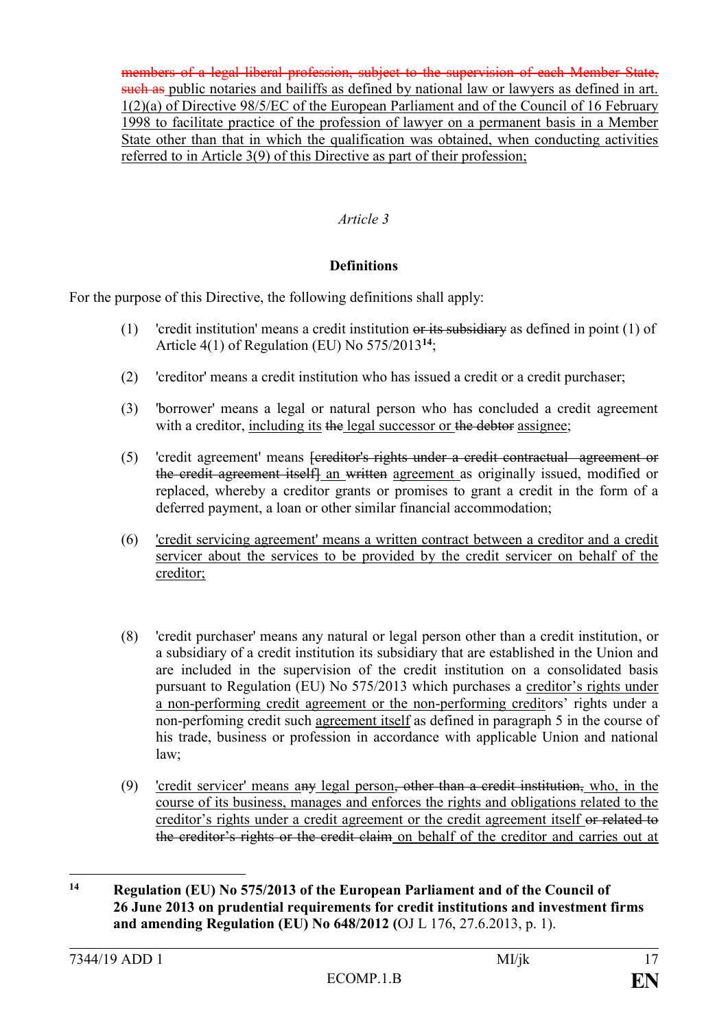~~members of a legal liberal profession, subject to the supervision of each Member State, such as~~ <u>public notaries and bailiffs as defined by national law or lawyers as defined in art. 1(2)(a) of Directive 98/5/EC of the European Parliament and of the Council of 16 February 1998 to facilitate practice of the profession of lawyer on a permanent basis in a Member State other than that in which the qualification was obtained, when conducting activities referred to in Article 3(9) of this Directive as part of their profession;</u>

*Article 3*

**Definitions**

For the purpose of this Directive, the following definitions shall apply:

(1) 'credit institution' means a credit institution ~~or its subsidiary~~ as defined in point (1) of Article 4(1) of Regulation (EU) No 575/2013[14];

(2) 'creditor' means a credit institution who has issued a credit or a credit purchaser;

(3) 'borrower' means a legal or natural person who has concluded a credit agreement with a creditor, <u>including its</u> ~~the~~ <u>legal successor or</u> ~~the debtor~~ <u>assignee</u>;

(5) 'credit agreement' means ~~[creditor's rights under a credit contractual agreement or the credit agreement itself]~~ <u>an</u> ~~written~~ <u>agreement</u> as originally issued, modified or replaced, whereby a creditor grants or promises to grant a credit in the form of a deferred payment, a loan or other similar financial accommodation;

(6) <u>'credit servicing agreement' means a written contract between a creditor and a credit servicer about the services to be provided by the credit servicer on behalf of the creditor;</u>

(8) 'credit purchaser' means any natural or legal person other than a credit institution, or a subsidiary of a credit institution its subsidiary that are established in the Union and are included in the supervision of the credit institution on a consolidated basis pursuant to Regulation (EU) No 575/2013 which purchases a <u>creditor's rights under a non-performing credit agreement or the non-performing credit</u>ors' rights under a non-perfoming credit such <u>agreement itself</u> as defined in paragraph 5 in the course of his trade, business or profession in accordance with applicable Union and national law;

(9) <u>'credit servicer' means a</u>~~ny~~ <u>legal person</u>~~, other than a credit institution,~~ <u>who, in the course of its business, manages and enforces the rights and obligations related to the creditor's rights under a credit agreement or the credit agreement itself</u> ~~or related to the creditor's rights or the credit claim~~ <u>on behalf of the creditor and carries out at</u>

[14] **Regulation (EU) No 575/2013 of the European Parliament and of the Council of 26 June 2013 on prudential requirements for credit institutions and investment firms and amending Regulation (EU) No 648/2012 (**OJ L 176, 27.6.2013, p. 1).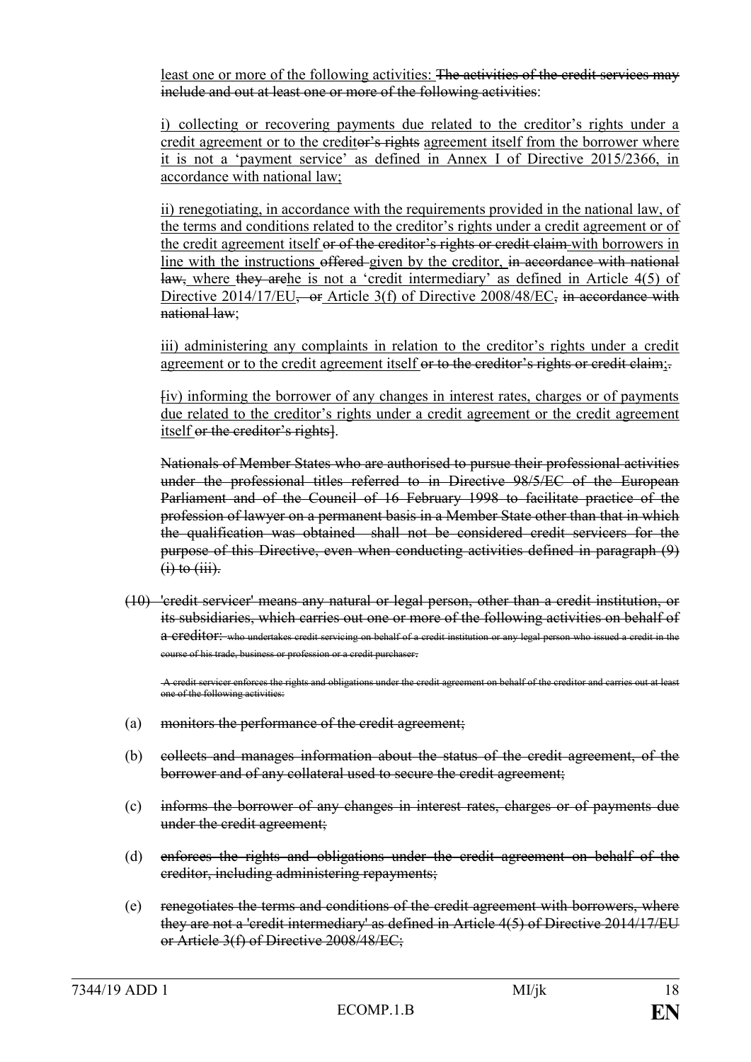least one or more of the following activities: ~~The activities of the credit services may include and out at least one or more of the following activities~~:

i) collecting or recovering payments due related to the creditor's rights under a credit agreement or to the credit~~or's rights~~ agreement itself from the borrower where it is not a 'payment service' as defined in Annex I of Directive 2015/2366, in accordance with national law;

ii) renegotiating, in accordance with the requirements provided in the national law, of the terms and conditions related to the creditor's rights under a credit agreement or of the credit agreement itself ~~or of the creditor's rights or credit claim~~ with borrowers in line with the instructions ~~offered~~ given by the creditor, ~~in accordance with national law,~~ where ~~they are~~he is not a 'credit intermediary' as defined in Article 4(5) of Directive 2014/17/EU~~, or~~ Article 3(f) of Directive 2008/48/EC~~, in accordance with national law~~;

iii) administering any complaints in relation to the creditor's rights under a credit agreement or to the credit agreement itself ~~or to the creditor's rights or credit claim~~;~~.~~

~~[~~iv) informing the borrower of any changes in interest rates, charges or of payments due related to the creditor's rights under a credit agreement or the credit agreement itself ~~or the creditor's rights]~~.

~~Nationals of Member States who are authorised to pursue their professional activities under the professional titles referred to in Directive 98/5/EC of the European Parliament and of the Council of 16 February 1998 to facilitate practice of the profession of lawyer on a permanent basis in a Member State other than that in which the qualification was obtained shall not be considered credit servicers for the purpose of this Directive, even when conducting activities defined in paragraph (9) (i) to (iii).~~

~~(10) 'credit servicer' means any natural or legal person, other than a credit institution, or its subsidiaries, which carries out one or more of the following activities on behalf of a creditor: who undertakes credit servicing on behalf of a credit institution or any legal person who issued a credit in the course of his trade, business or profession or a credit purchaser.~~

~~A credit servicer enforces the rights and obligations under the credit agreement on behalf of the creditor and carries out at least one of the following activities:~~

~~(a) monitors the performance of the credit agreement;~~

~~(b) collects and manages information about the status of the credit agreement, of the borrower and of any collateral used to secure the credit agreement;~~

~~(c) informs the borrower of any changes in interest rates, charges or of payments due under the credit agreement;~~

~~(d) enforces the rights and obligations under the credit agreement on behalf of the creditor, including administering repayments;~~

~~(e) renegotiates the terms and conditions of the credit agreement with borrowers, where they are not a 'credit intermediary' as defined in Article 4(5) of Directive 2014/17/EU or Article 3(f) of Directive 2008/48/EC;~~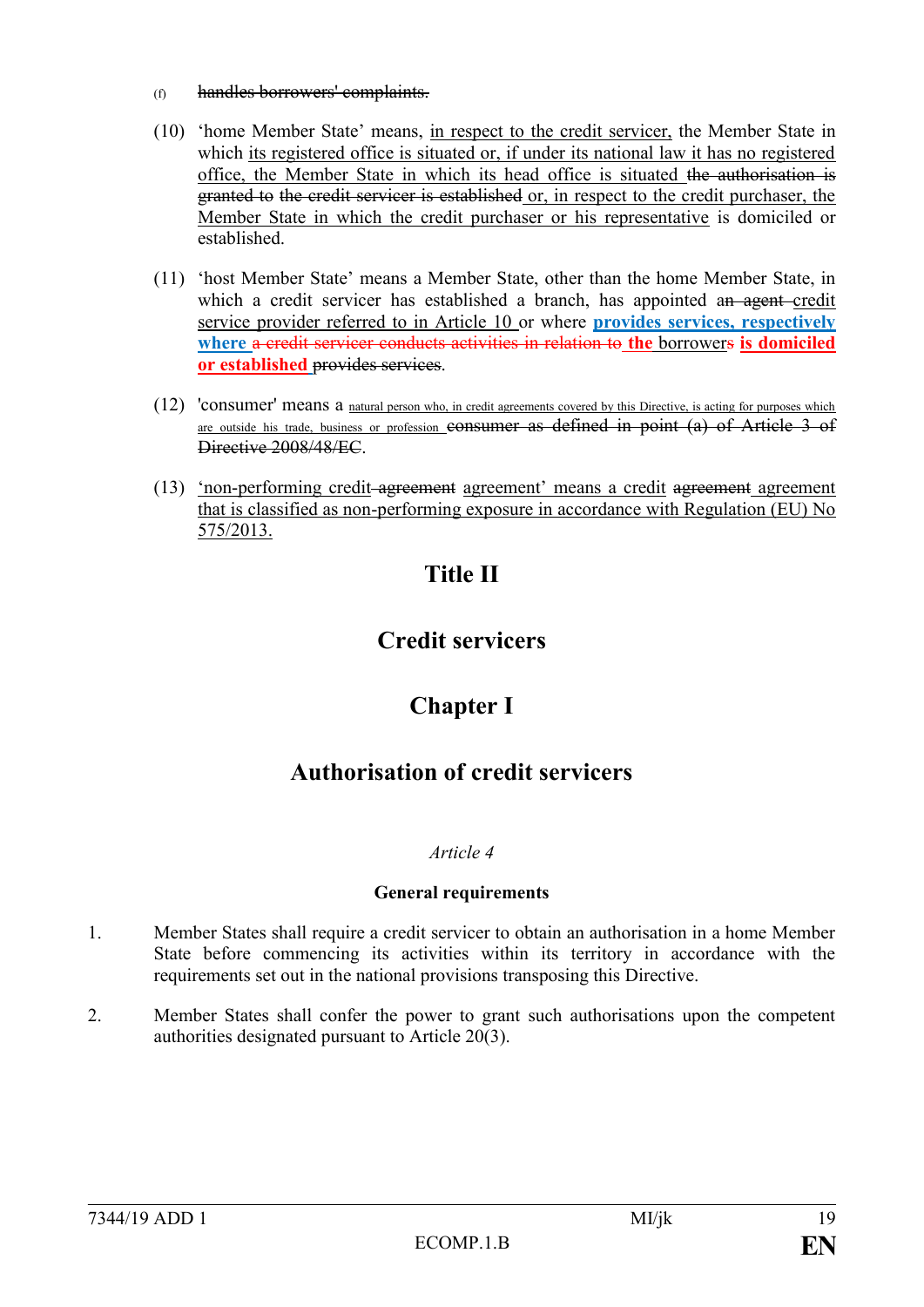(f) ~~handles borrowers' complaints.~~

(10) 'home Member State' means, <u>in respect to the credit servicer,</u> the Member State in which <u>its registered office is situated or, if under its national law it has no registered office, the Member State in which its head office is situated</u> ~~the authorisation is granted to the credit servicer is established~~ <u>or, in respect to the credit purchaser, the Member State in which the credit purchaser or his representative</u> is domiciled or established.

(11) 'host Member State' means a Member State, other than the home Member State, in which a credit servicer has established a branch, has appointed ~~an agent~~ <u>credit service provider referred to in Article 10</u> or where **<u>provides services, respectively where</u>** ~~a credit servicer conducts activities in relation to~~ **the** borrower~~s~~ **<u>is domiciled or established</u>** ~~provides services~~.

(12) 'consumer' means a <u>natural person who, in credit agreements covered by this Directive, is acting for purposes which are outside his trade, business or profession</u> ~~consumer as defined in point (a) of Article 3 of Directive 2008/48/EC~~.

(13) <u>'non-performing credit</u> ~~agreement~~ <u>agreement' means a credit</u> ~~agreement~~ <u>agreement that is classified as non-performing exposure in accordance with Regulation (EU) No 575/2013.</u>

# Title II

# Credit servicers

## Chapter I

## Authorisation of credit servicers

*Article 4*

**General requirements**

1. Member States shall require a credit servicer to obtain an authorisation in a home Member State before commencing its activities within its territory in accordance with the requirements set out in the national provisions transposing this Directive.

2. Member States shall confer the power to grant such authorisations upon the competent authorities designated pursuant to Article 20(3).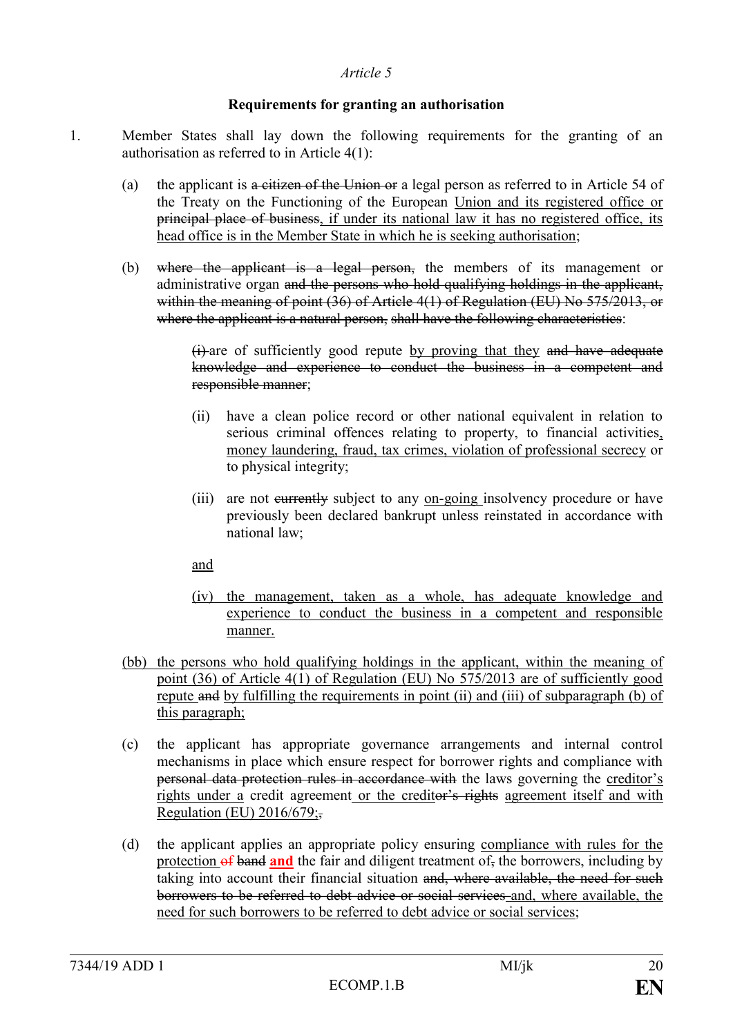*Article 5*

**Requirements for granting an authorisation**

1. Member States shall lay down the following requirements for the granting of an authorisation as referred to in Article 4(1):

   (a) the applicant is ~~a citizen of the Union or~~ a legal person as referred to in Article 54 of the Treaty on the Functioning of the European Union and its registered office or ~~principal place of business~~, if under its national law it has no registered office, its head office is in the Member State in which he is seeking authorisation;

   (b) ~~where the applicant is a legal person,~~ the members of its management or administrative organ ~~and the persons who hold qualifying holdings in the applicant, within the meaning of point (36) of Article 4(1) of Regulation (EU) No 575/2013, or where the applicant is a natural person,~~ ~~shall have the following characteristics~~:

      ~~(i)~~ are of sufficiently good repute by proving that they ~~and have adequate knowledge and experience to conduct the business in a competent and responsible manner~~;

      (ii) have a clean police record or other national equivalent in relation to serious criminal offences relating to property, to financial activities, money laundering, fraud, tax crimes, violation of professional secrecy or to physical integrity;

      (iii) are not ~~currently~~ subject to any on-going insolvency procedure or have previously been declared bankrupt unless reinstated in accordance with national law;

      and

      (iv) the management, taken as a whole, has adequate knowledge and experience to conduct the business in a competent and responsible manner.

   (bb) the persons who hold qualifying holdings in the applicant, within the meaning of point (36) of Article 4(1) of Regulation (EU) No 575/2013 are of sufficiently good repute ~~and~~ by fulfilling the requirements in point (ii) and (iii) of subparagraph (b) of this paragraph;

   (c) the applicant has appropriate governance arrangements and internal control mechanisms in place which ensure respect for borrower rights and compliance with ~~personal data protection rules in accordance with~~ the laws governing the creditor's rights under a credit agreement or the credit~~or's rights~~ agreement itself and with Regulation (EU) 2016/679;~~,~~

   (d) the applicant applies an appropriate policy ensuring compliance with rules for the protection ~~of~~ ~~band~~ **and** the fair and diligent treatment of~~,~~ the borrowers, including by taking into account their financial situation ~~and, where available, the need for such borrowers to be referred to debt advice or social services~~ and, where available, the need for such borrowers to be referred to debt advice or social services;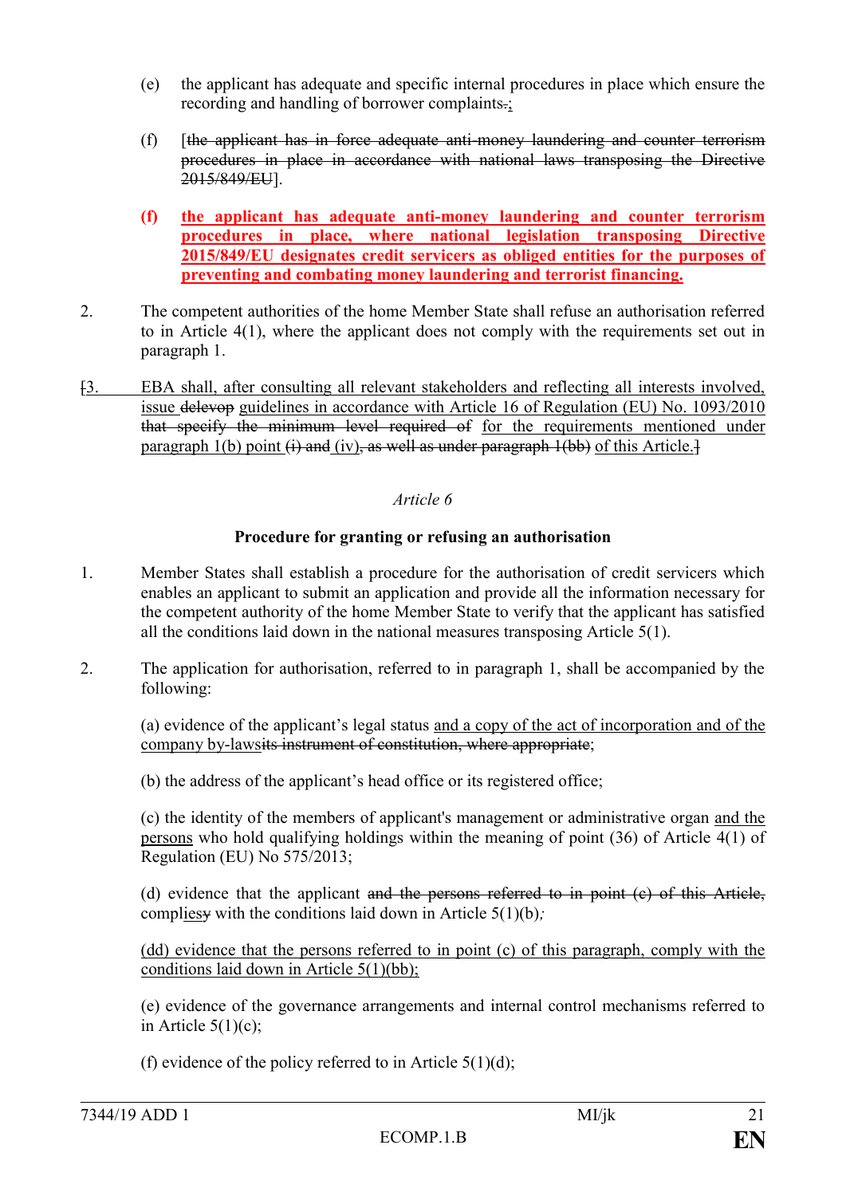(e) the applicant has adequate and specific internal procedures in place which ensure the recording and handling of borrower complaints.;

(f) [~~the applicant has in force adequate anti-money laundering and counter terrorism procedures in place in accordance with national laws transposing the Directive 2015/849/EU~~].

**(f) the applicant has adequate anti-money laundering and counter terrorism procedures in place, where national legislation transposing Directive 2015/849/EU designates credit servicers as obliged entities for the purposes of preventing and combating money laundering and terrorist financing.**

2. The competent authorities of the home Member State shall refuse an authorisation referred to in Article 4(1), where the applicant does not comply with the requirements set out in paragraph 1.

[3. EBA shall, after consulting all relevant stakeholders and reflecting all interests involved, issue ~~delevop~~ guidelines in accordance with Article 16 of Regulation (EU) No. 1093/2010 ~~that specify the minimum level required of~~ for the requirements mentioned under paragraph 1(b) point ~~(i) and~~ (iv)~~, as well as under paragraph 1(bb)~~ of this Article.]

*Article 6*

**Procedure for granting or refusing an authorisation**

1. Member States shall establish a procedure for the authorisation of credit servicers which enables an applicant to submit an application and provide all the information necessary for the competent authority of the home Member State to verify that the applicant has satisfied all the conditions laid down in the national measures transposing Article 5(1).

2. The application for authorisation, referred to in paragraph 1, shall be accompanied by the following:

(a) evidence of the applicant's legal status and a copy of the act of incorporation and of the company by-laws~~its instrument of constitution, where appropriate~~;

(b) the address of the applicant's head office or its registered office;

(c) the identity of the members of applicant's management or administrative organ and the persons who hold qualifying holdings within the meaning of point (36) of Article 4(1) of Regulation (EU) No 575/2013;

(d) evidence that the applicant ~~and the persons referred to in point (c) of this Article,~~ complies~~y~~ with the conditions laid down in Article 5(1)(b)*;*

(dd) evidence that the persons referred to in point (c) of this paragraph, comply with the conditions laid down in Article 5(1)(bb);

(e) evidence of the governance arrangements and internal control mechanisms referred to in Article 5(1)(c);

(f) evidence of the policy referred to in Article 5(1)(d);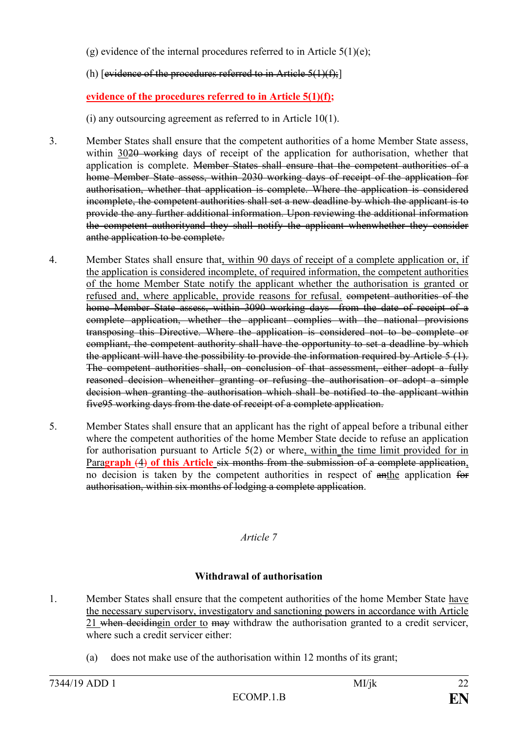(g) evidence of the internal procedures referred to in Article 5(1)(e);

(h) [~~evidence of the procedures referred to in Article 5(1)(f);~~]

**evidence of the procedures referred to in Article 5(1)(f);**

(i) any outsourcing agreement as referred to in Article 10(1).

3. Member States shall ensure that the competent authorities of a home Member State assess, within 30~~20 working~~ days of receipt of the application for authorisation, whether that application is complete. ~~Member States shall ensure that the competent authorities of a home Member State assess, within 2030 working days of receipt of the application for authorisation, whether that application is complete. Where the application is considered incomplete, the competent authorities shall set a new deadline by which the applicant is to provide the any further additional information. Upon reviewing the additional information the competent authorityand they shall notify the applicant whenwhether they consider anthe application to be complete.~~

4. Member States shall ensure that, within 90 days of receipt of a complete application or, if the application is considered incomplete, of required information, the competent authorities of the home Member State notify the applicant whether the authorisation is granted or refused and, where applicable, provide reasons for refusal. ~~competent authorities of the home Member State assess, within 3090 working days from the date of receipt of a complete application, whether the applicant complies with the national provisions transposing this Directive. Where the application is considered not to be complete or compliant, the competent authority shall have the opportunity to set a deadline by which the applicant will have the possibility to provide the information required by Article 5 (1). The competent authorities shall, on conclusion of that assessment, either adopt a fully reasoned decision wheneither granting or refusing the authorisation or adopt a simple decision when granting the authorisation which shall be notified to the applicant within five95 working days from the date of receipt of a complete application.~~

5. Member States shall ensure that an applicant has the right of appeal before a tribunal either where the competent authorities of the home Member State decide to refuse an application for authorisation pursuant to Article 5(2) or where, within the time limit provided for in Para**graph** ~~(~~4~~)~~ **of this Article** ~~six months from the submission of a complete application,~~ no decision is taken by the competent authorities in respect of ~~an~~the application ~~for authorisation, within six months of lodging a complete application~~.

*Article 7*

**Withdrawal of authorisation**

1. Member States shall ensure that the competent authorities of the home Member State have the necessary supervisory, investigatory and sanctioning powers in accordance with Article 21 ~~when deciding~~in order to ~~may~~ withdraw the authorisation granted to a credit servicer, where such a credit servicer either:

(a) does not make use of the authorisation within 12 months of its grant;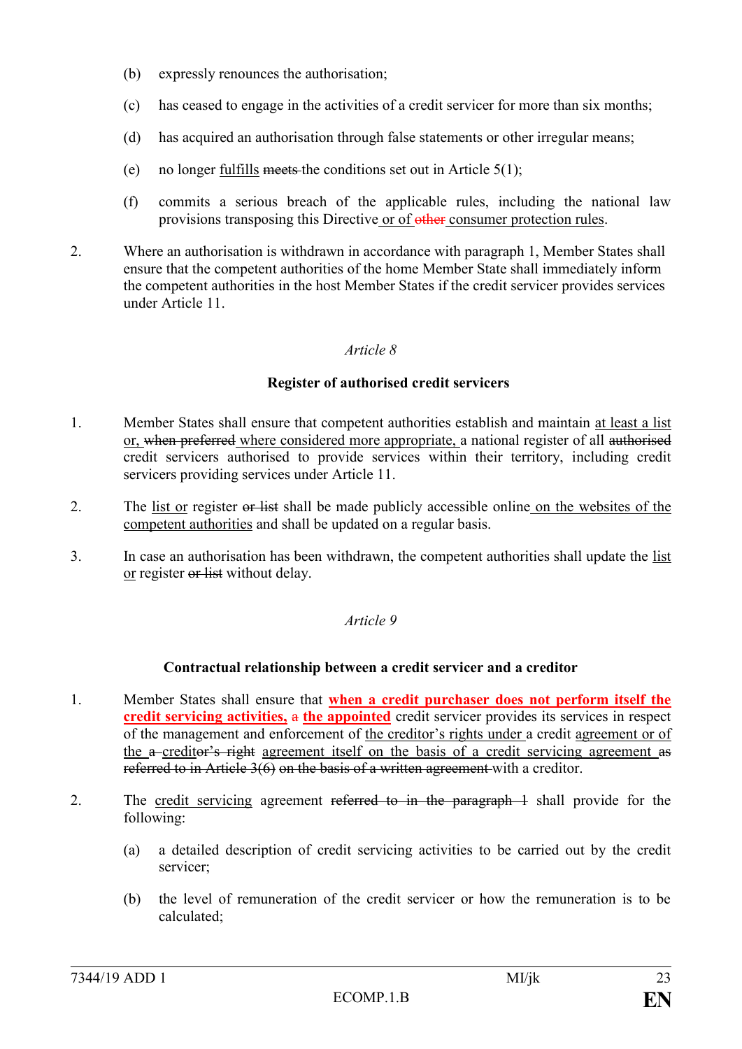(b) expressly renounces the authorisation;

(c) has ceased to engage in the activities of a credit servicer for more than six months;

(d) has acquired an authorisation through false statements or other irregular means;

(e) no longer <u>fulfills</u> ~~meets~~ the conditions set out in Article 5(1);

(f) commits a serious breach of the applicable rules, including the national law provisions transposing this Directive<u> or of</u> ~~other~~<u> consumer protection rules</u>.

2. Where an authorisation is withdrawn in accordance with paragraph 1, Member States shall ensure that the competent authorities of the home Member State shall immediately inform the competent authorities in the host Member States if the credit servicer provides services under Article 11.

*Article 8*

**Register of authorised credit servicers**

1. Member States shall ensure that competent authorities establish and maintain <u>at least a list or,</u> ~~when preferred~~<u> where considered more appropriate,</u> a national register of all ~~authorised~~ credit servicers authorised to provide services within their territory, including credit servicers providing services under Article 11.

2. The <u>list or</u> register ~~or list~~ shall be made publicly accessible online<u> on the websites of the competent authorities</u> and shall be updated on a regular basis.

3. In case an authorisation has been withdrawn, the competent authorities shall update the <u>list or</u> register ~~or list~~ without delay.

*Article 9*

**Contractual relationship between a credit servicer and a creditor**

1. Member States shall ensure that **<u>when a credit purchaser does not perform itself the credit servicing activities,</u>** ~~a~~ **<u>the appointed</u>** credit servicer provides its services in respect of the management and enforcement of <u>the creditor's rights under</u> a credit <u>agreement or of the</u> ~~a~~ <u>credit</u>~~or's right~~ <u>agreement itself on the basis of a credit servicing agreement</u> ~~as referred to in Article 3(6) on the basis of a written agreement~~ with a creditor.

2. The <u>credit servicing</u> agreement ~~referred to in the paragraph 1~~ shall provide for the following:

(a) a detailed description of credit servicing activities to be carried out by the credit servicer;

(b) the level of remuneration of the credit servicer or how the remuneration is to be calculated;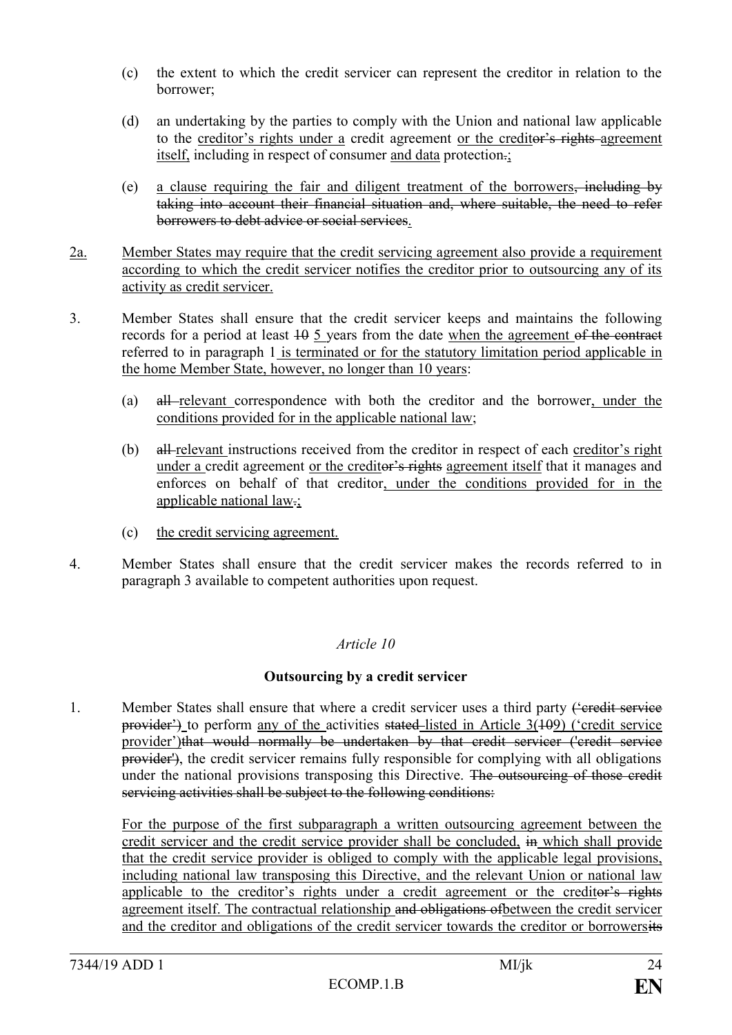(c) the extent to which the credit servicer can represent the creditor in relation to the borrower;

(d) an undertaking by the parties to comply with the Union and national law applicable to the creditor's rights under a credit agreement or the creditor's rights agreement itself, including in respect of consumer and data protection.;

(e) a clause requiring the fair and diligent treatment of the borrowers, including by taking into account their financial situation and, where suitable, the need to refer borrowers to debt advice or social services.

2a. Member States may require that the credit servicing agreement also provide a requirement according to which the credit servicer notifies the creditor prior to outsourcing any of its activity as credit servicer.

3. Member States shall ensure that the credit servicer keeps and maintains the following records for a period at least 10 5 years from the date when the agreement of the contract referred to in paragraph 1 is terminated or for the statutory limitation period applicable in the home Member State, however, no longer than 10 years:

(a) all relevant correspondence with both the creditor and the borrower, under the conditions provided for in the applicable national law;

(b) all relevant instructions received from the creditor in respect of each creditor's right under a credit agreement or the creditor's rights agreement itself that it manages and enforces on behalf of that creditor, under the conditions provided for in the applicable national law.;

(c) the credit servicing agreement.

4. Member States shall ensure that the credit servicer makes the records referred to in paragraph 3 available to competent authorities upon request.

*Article 10*

**Outsourcing by a credit servicer**

1. Member States shall ensure that where a credit servicer uses a third party ('credit service provider') to perform any of the activities stated listed in Article 3(109) ('credit service provider')that would normally be undertaken by that credit servicer ('credit service provider'), the credit servicer remains fully responsible for complying with all obligations under the national provisions transposing this Directive. The outsourcing of those credit servicing activities shall be subject to the following conditions:

For the purpose of the first subparagraph a written outsourcing agreement between the credit servicer and the credit service provider shall be concluded, in which shall provide that the credit service provider is obliged to comply with the applicable legal provisions, including national law transposing this Directive, and the relevant Union or national law applicable to the creditor's rights under a credit agreement or the creditor's rights agreement itself. The contractual relationship and obligations ofbetween the credit servicer and the creditor and obligations of the credit servicer towards the creditor or borrowersits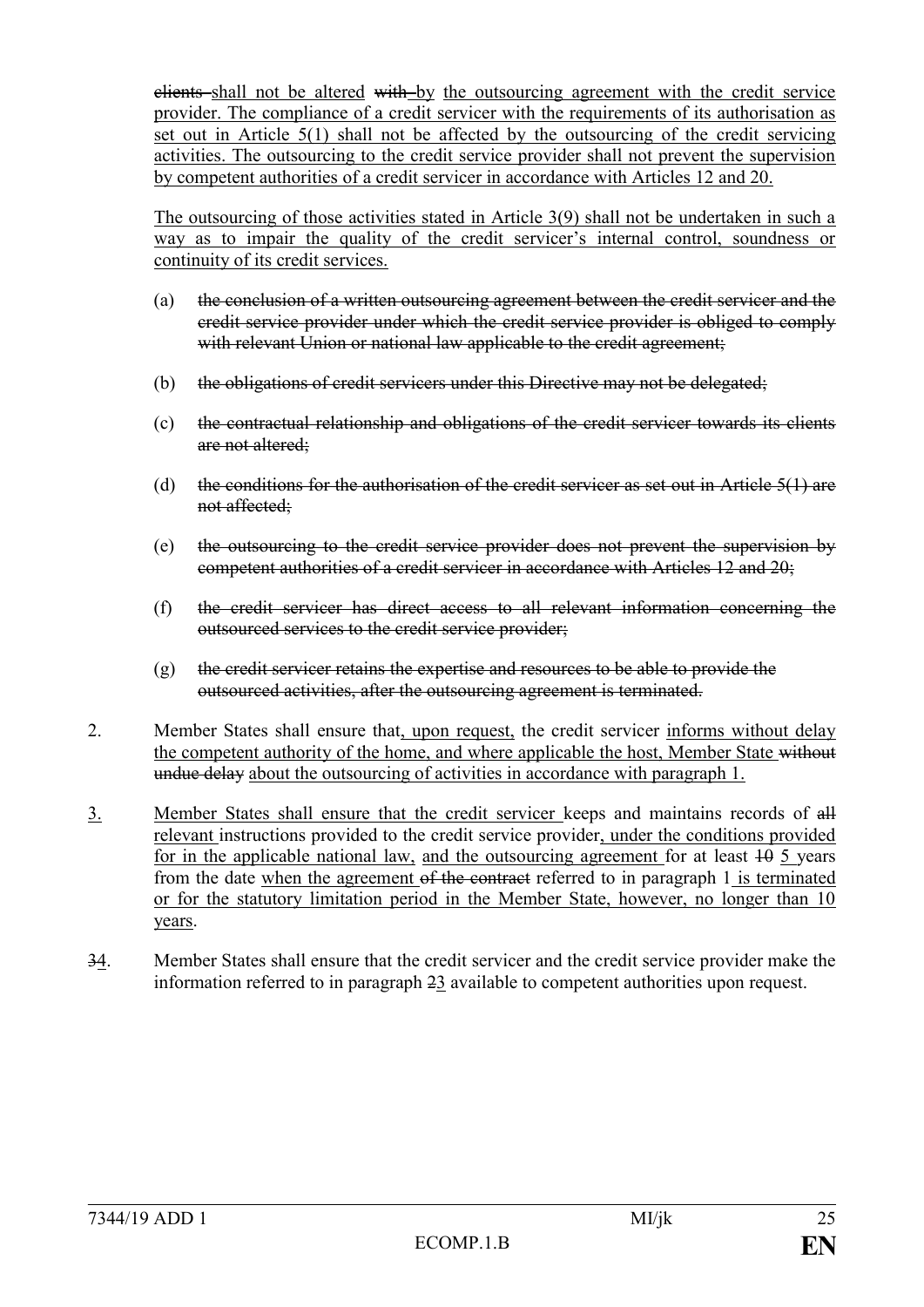~~clients~~ shall not be altered ~~with~~ by the outsourcing agreement with the credit service provider. The compliance of a credit servicer with the requirements of its authorisation as set out in Article 5(1) shall not be affected by the outsourcing of the credit servicing activities. The outsourcing to the credit service provider shall not prevent the supervision by competent authorities of a credit servicer in accordance with Articles 12 and 20.

The outsourcing of those activities stated in Article 3(9) shall not be undertaken in such a way as to impair the quality of the credit servicer's internal control, soundness or continuity of its credit services.

(a) ~~the conclusion of a written outsourcing agreement between the credit servicer and the credit service provider under which the credit service provider is obliged to comply with relevant Union or national law applicable to the credit agreement;~~

(b) ~~the obligations of credit servicers under this Directive may not be delegated;~~

(c) ~~the contractual relationship and obligations of the credit servicer towards its clients are not altered;~~

(d) ~~the conditions for the authorisation of the credit servicer as set out in Article 5(1) are not affected;~~

(e) ~~the outsourcing to the credit service provider does not prevent the supervision by competent authorities of a credit servicer in accordance with Articles 12 and 20;~~

(f) ~~the credit servicer has direct access to all relevant information concerning the outsourced services to the credit service provider;~~

(g) ~~the credit servicer retains the expertise and resources to be able to provide the outsourced activities, after the outsourcing agreement is terminated.~~

2. Member States shall ensure that, upon request, the credit servicer informs without delay the competent authority of the home, and where applicable the host, Member State ~~without undue delay~~ about the outsourcing of activities in accordance with paragraph 1.

3. Member States shall ensure that the credit servicer keeps and maintains records of ~~all~~ relevant instructions provided to the credit service provider, under the conditions provided for in the applicable national law, and the outsourcing agreement for at least ~~10~~ 5 years from the date when the agreement ~~of the contract~~ referred to in paragraph 1 is terminated or for the statutory limitation period in the Member State, however, no longer than 10 years.

~~3~~4. Member States shall ensure that the credit servicer and the credit service provider make the information referred to in paragraph ~~2~~3 available to competent authorities upon request.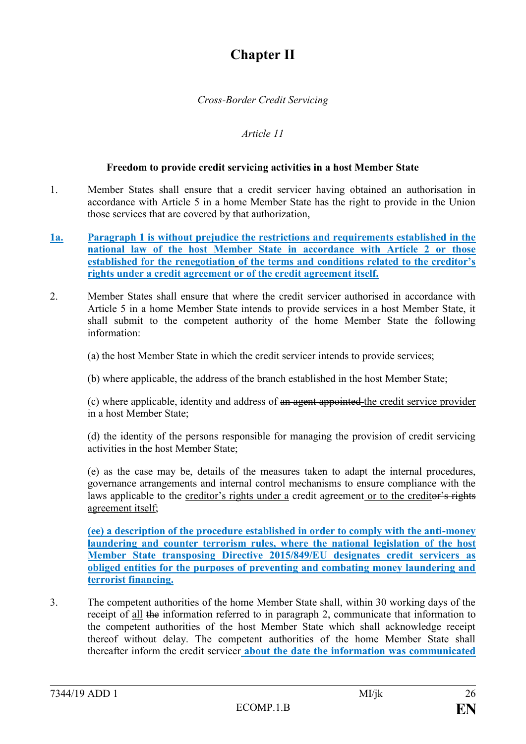# Chapter II

*Cross-Border Credit Servicing*

*Article 11*

**Freedom to provide credit servicing activities in a host Member State**

1. Member States shall ensure that a credit servicer having obtained an authorisation in accordance with Article 5 in a home Member State has the right to provide in the Union those services that are covered by that authorization,

**1a. Paragraph 1 is without prejudice the restrictions and requirements established in the national law of the host Member State in accordance with Article 2 or those established for the renegotiation of the terms and conditions related to the creditor's rights under a credit agreement or of the credit agreement itself.**

2. Member States shall ensure that where the credit servicer authorised in accordance with Article 5 in a home Member State intends to provide services in a host Member State, it shall submit to the competent authority of the home Member State the following information:

   (a) the host Member State in which the credit servicer intends to provide services;

   (b) where applicable, the address of the branch established in the host Member State;

   (c) where applicable, identity and address of ~~an agent appointed~~ the credit service provider in a host Member State;

   (d) the identity of the persons responsible for managing the provision of credit servicing activities in the host Member State;

   (e) as the case may be, details of the measures taken to adapt the internal procedures, governance arrangements and internal control mechanisms to ensure compliance with the laws applicable to the creditor's rights under a credit agreement or to the credit~~or's rights~~ agreement itself;

   **(ee) a description of the procedure established in order to comply with the anti-money laundering and counter terrorism rules, where the national legislation of the host Member State transposing Directive 2015/849/EU designates credit servicers as obliged entities for the purposes of preventing and combating money laundering and terrorist financing.**

3. The competent authorities of the home Member State shall, within 30 working days of the receipt of all ~~the~~ information referred to in paragraph 2, communicate that information to the competent authorities of the host Member State which shall acknowledge receipt thereof without delay. The competent authorities of the home Member State shall thereafter inform the credit servicer **about the date the information was communicated**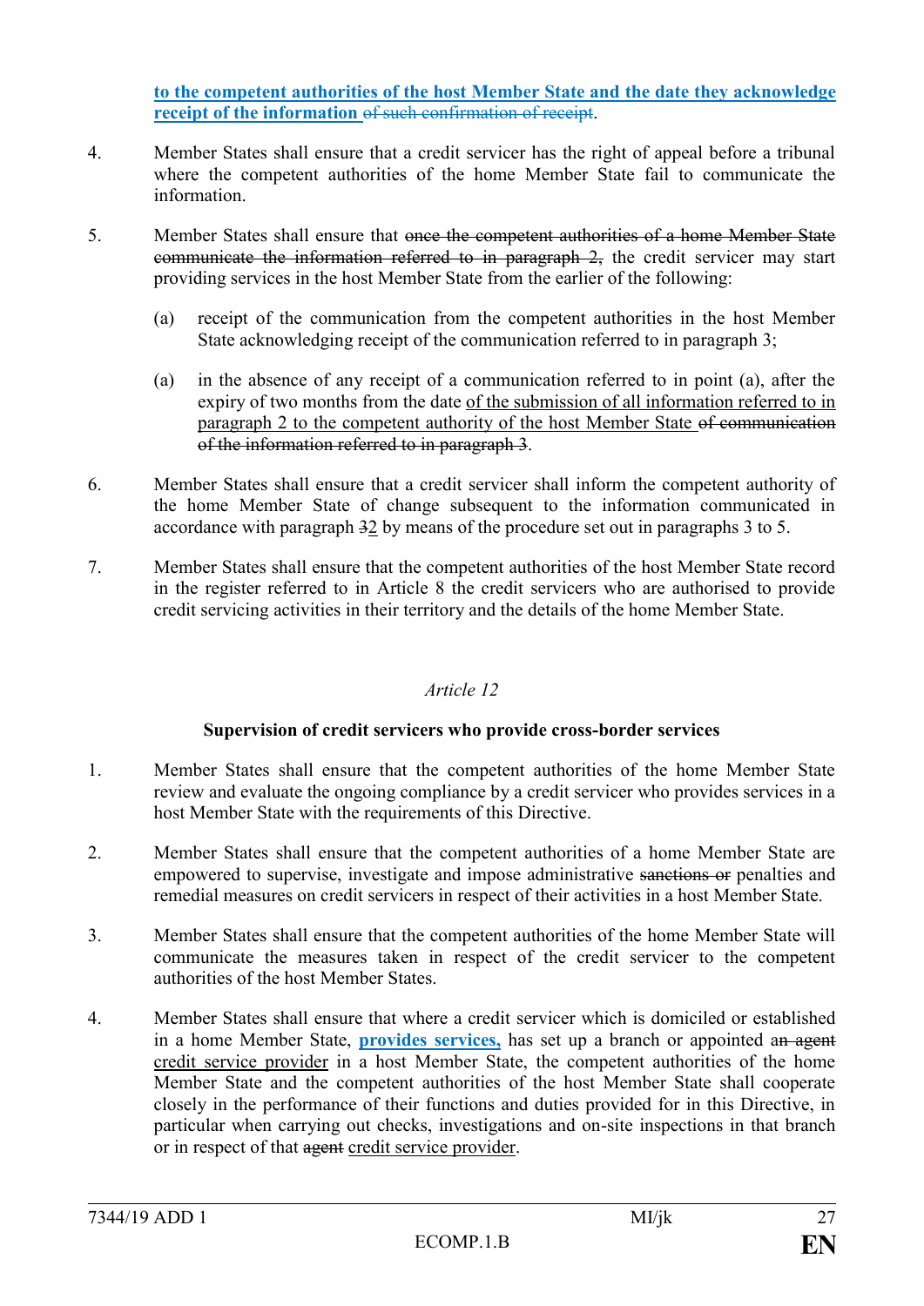**to the competent authorities of the host Member State and the date they acknowledge receipt of the information** ~~of such confirmation of receipt~~.

4. Member States shall ensure that a credit servicer has the right of appeal before a tribunal where the competent authorities of the home Member State fail to communicate the information.

5. Member States shall ensure that ~~once the competent authorities of a home Member State communicate the information referred to in paragraph 2,~~ the credit servicer may start providing services in the host Member State from the earlier of the following:

   (a) receipt of the communication from the competent authorities in the host Member State acknowledging receipt of the communication referred to in paragraph 3;

   (a) in the absence of any receipt of a communication referred to in point (a), after the expiry of two months from the date <u>of the submission of all information referred to in paragraph 2 to the competent authority of the host Member State</u> ~~of communication of the information referred to in paragraph 3~~.

6. Member States shall ensure that a credit servicer shall inform the competent authority of the home Member State of change subsequent to the information communicated in accordance with paragraph ~~3~~<u>2</u> by means of the procedure set out in paragraphs 3 to 5.

7. Member States shall ensure that the competent authorities of the host Member State record in the register referred to in Article 8 the credit servicers who are authorised to provide credit servicing activities in their territory and the details of the home Member State.

*Article 12*

**Supervision of credit servicers who provide cross-border services**

1. Member States shall ensure that the competent authorities of the home Member State review and evaluate the ongoing compliance by a credit servicer who provides services in a host Member State with the requirements of this Directive.

2. Member States shall ensure that the competent authorities of a home Member State are empowered to supervise, investigate and impose administrative ~~sanctions or~~ penalties and remedial measures on credit servicers in respect of their activities in a host Member State.

3. Member States shall ensure that the competent authorities of the home Member State will communicate the measures taken in respect of the credit servicer to the competent authorities of the host Member States.

4. Member States shall ensure that where a credit servicer which is domiciled or established in a home Member State, **provides services,** has set up a branch or appointed a~~n agent~~ <u>credit service provider</u> in a host Member State, the competent authorities of the home Member State and the competent authorities of the host Member State shall cooperate closely in the performance of their functions and duties provided for in this Directive, in particular when carrying out checks, investigations and on-site inspections in that branch or in respect of that ~~agent~~ <u>credit service provider</u>.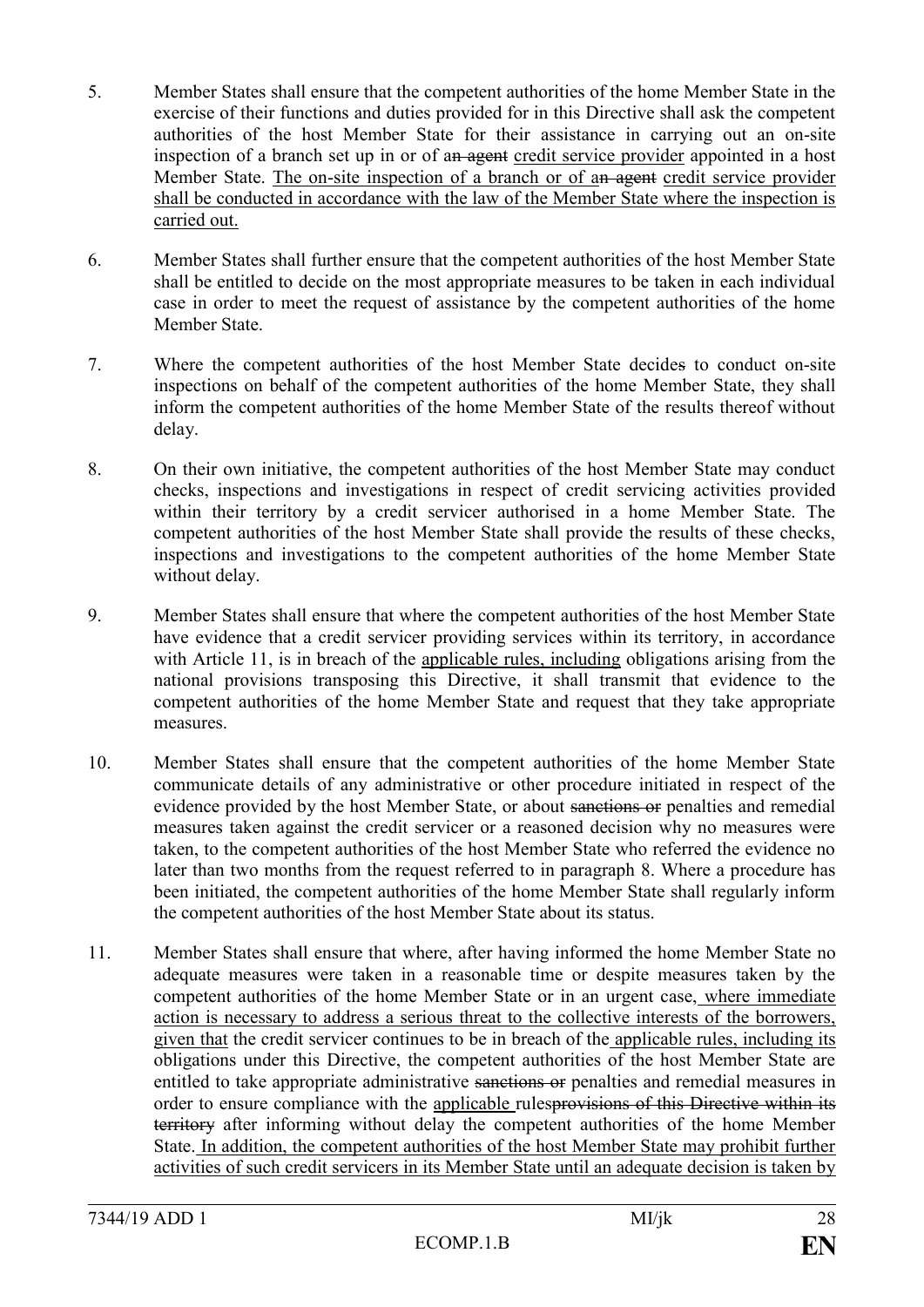5. Member States shall ensure that the competent authorities of the home Member State in the exercise of their functions and duties provided for in this Directive shall ask the competent authorities of the host Member State for their assistance in carrying out an on-site inspection of a branch set up in or of an agent credit service provider appointed in a host Member State. The on-site inspection of a branch or of an agent credit service provider shall be conducted in accordance with the law of the Member State where the inspection is carried out.

6. Member States shall further ensure that the competent authorities of the host Member State shall be entitled to decide on the most appropriate measures to be taken in each individual case in order to meet the request of assistance by the competent authorities of the home Member State.

7. Where the competent authorities of the host Member State decides to conduct on-site inspections on behalf of the competent authorities of the home Member State, they shall inform the competent authorities of the home Member State of the results thereof without delay.

8. On their own initiative, the competent authorities of the host Member State may conduct checks, inspections and investigations in respect of credit servicing activities provided within their territory by a credit servicer authorised in a home Member State. The competent authorities of the host Member State shall provide the results of these checks, inspections and investigations to the competent authorities of the home Member State without delay.

9. Member States shall ensure that where the competent authorities of the host Member State have evidence that a credit servicer providing services within its territory, in accordance with Article 11, is in breach of the applicable rules, including obligations arising from the national provisions transposing this Directive, it shall transmit that evidence to the competent authorities of the home Member State and request that they take appropriate measures.

10. Member States shall ensure that the competent authorities of the home Member State communicate details of any administrative or other procedure initiated in respect of the evidence provided by the host Member State, or about sanctions or penalties and remedial measures taken against the credit servicer or a reasoned decision why no measures were taken, to the competent authorities of the host Member State who referred the evidence no later than two months from the request referred to in paragraph 8. Where a procedure has been initiated, the competent authorities of the home Member State shall regularly inform the competent authorities of the host Member State about its status.

11. Member States shall ensure that where, after having informed the home Member State no adequate measures were taken in a reasonable time or despite measures taken by the competent authorities of the home Member State or in an urgent case, where immediate action is necessary to address a serious threat to the collective interests of the borrowers, given that the credit servicer continues to be in breach of the applicable rules, including its obligations under this Directive, the competent authorities of the host Member State are entitled to take appropriate administrative sanctions or penalties and remedial measures in order to ensure compliance with the applicable rulesprovisions of this Directive within its territory after informing without delay the competent authorities of the home Member State. In addition, the competent authorities of the host Member State may prohibit further activities of such credit servicers in its Member State until an adequate decision is taken by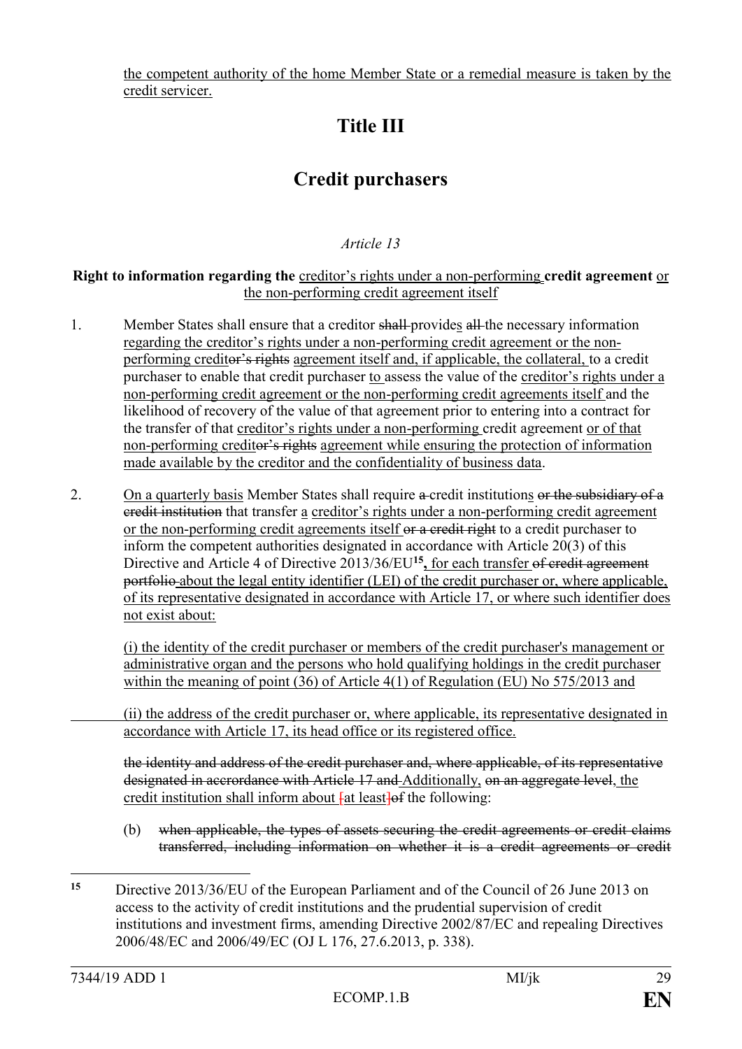the competent authority of the home Member State or a remedial measure is taken by the credit servicer.

# Title III

# Credit purchasers

*Article 13*

**Right to information regarding the** creditor's rights under a non-performing **credit agreement** or the non-performing credit agreement itself

1. Member States shall ensure that a creditor ~~shall~~ provides ~~all~~ the necessary information regarding the creditor's rights under a non-performing credit agreement or the non-performing credit~~or's rights~~ agreement itself and, if applicable, the collateral, to a credit purchaser to enable that credit purchaser to assess the value of the creditor's rights under a non-performing credit agreement or the non-performing credit agreements itself and the likelihood of recovery of the value of that agreement prior to entering into a contract for the transfer of that creditor's rights under a non-performing credit agreement or of that non-performing credit~~or's rights~~ agreement while ensuring the protection of information made available by the creditor and the confidentiality of business data.

2. On a quarterly basis Member States shall require ~~a~~ credit institutions ~~or the subsidiary of a credit institution~~ that transfer a creditor's rights under a non-performing credit agreement or the non-performing credit agreements itself ~~or a credit right~~ to a credit purchaser to inform the competent authorities designated in accordance with Article 20(3) of this Directive and Article 4 of Directive 2013/36/EU[15], for each transfer ~~of credit agreement portfolio~~ about the legal entity identifier (LEI) of the credit purchaser or, where applicable, of its representative designated in accordance with Article 17, or where such identifier does not exist about:

   (i) the identity of the credit purchaser or members of the credit purchaser's management or administrative organ and the persons who hold qualifying holdings in the credit purchaser within the meaning of point (36) of Article 4(1) of Regulation (EU) No 575/2013 and

   (ii) the address of the credit purchaser or, where applicable, its representative designated in accordance with Article 17, its head office or its registered office.

   ~~the identity and address of the credit purchaser and, where applicable, of its representative designated in accordance with Article 17 and~~ Additionally, ~~on an aggregate level~~, the credit institution shall inform about ~~[at least]of~~ the following:

   (b) ~~when applicable, the types of assets securing the credit agreements or credit claims transferred, including information on whether it is a credit agreements or credit~~

[15] Directive 2013/36/EU of the European Parliament and of the Council of 26 June 2013 on access to the activity of credit institutions and the prudential supervision of credit institutions and investment firms, amending Directive 2002/87/EC and repealing Directives 2006/48/EC and 2006/49/EC (OJ L 176, 27.6.2013, p. 338).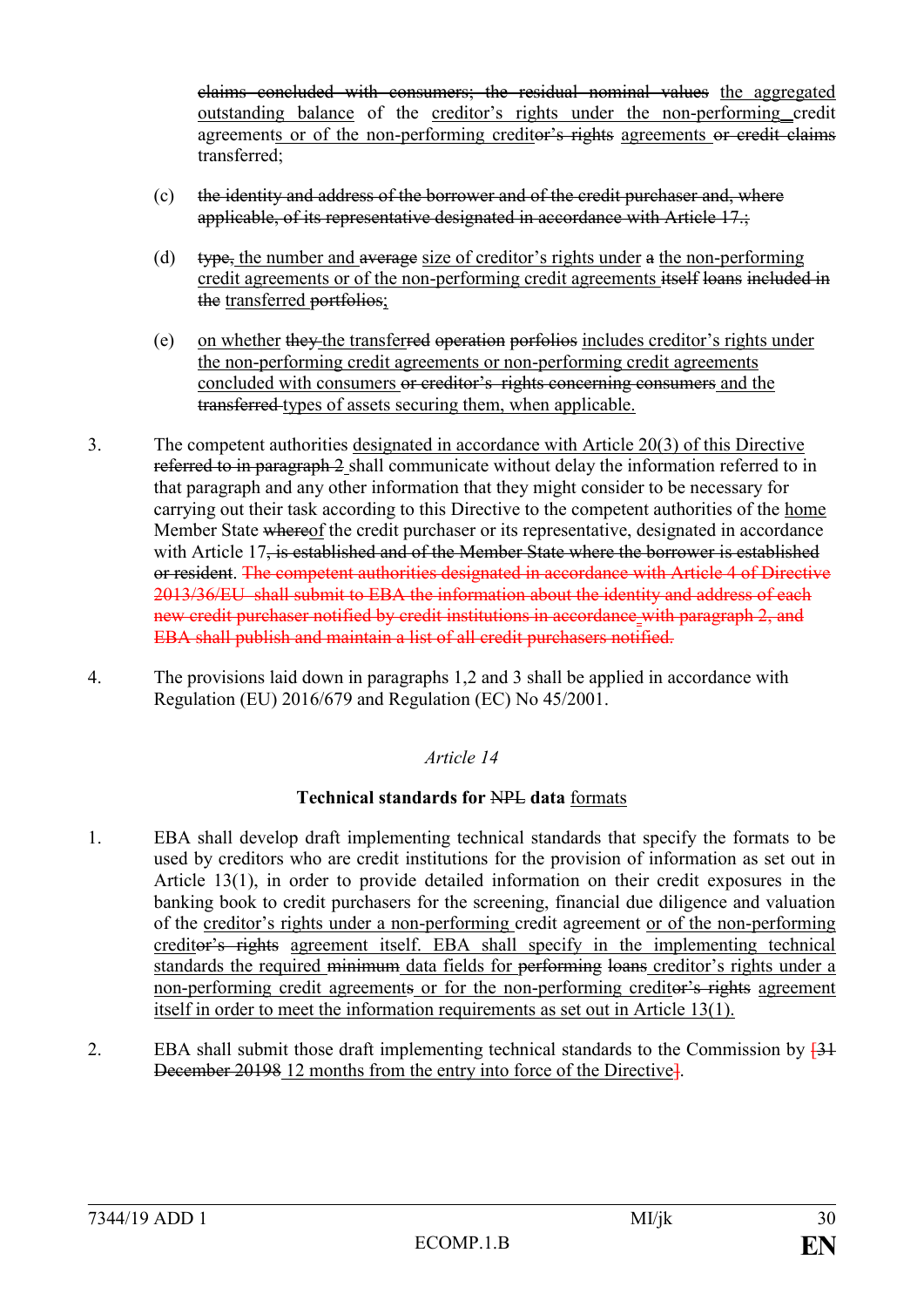~~claims concluded with consumers; the residual nominal values~~ the aggregated outstanding balance of the creditor's rights under the non-performing credit agreements or of the non-performing credit~~or's rights~~ agreements ~~or credit claims~~ transferred;

(c) ~~the identity and address of the borrower and of the credit purchaser and, where applicable, of its representative designated in accordance with Article 17.;~~

(d) ~~type,~~ the number and ~~average~~ size of creditor's rights under ~~a~~ the non-performing credit agreements or of the non-performing credit agreements ~~itself loans included in the~~ transferred ~~portfolios~~;

(e) on whether ~~they~~ the transfer~~red operation porfolios~~ includes creditor's rights under the non-performing credit agreements or non-performing credit agreements concluded with consumers ~~or creditor's rights concerning consumers~~ and the ~~transferred~~ types of assets securing them, when applicable.

3. The competent authorities designated in accordance with Article 20(3) of this Directive ~~referred to in paragraph 2~~ shall communicate without delay the information referred to in that paragraph and any other information that they might consider to be necessary for carrying out their task according to this Directive to the competent authorities of the home Member State ~~where~~of the credit purchaser or its representative, designated in accordance with Article 17~~, is established and of the Member State where the borrower is established or resident~~. ~~The competent authorities designated in accordance with Article 4 of Directive 2013/36/EU shall submit to EBA the information about the identity and address of each new credit purchaser notified by credit institutions in accordance with paragraph 2, and EBA shall publish and maintain a list of all credit purchasers notified.~~

4. The provisions laid down in paragraphs 1,2 and 3 shall be applied in accordance with Regulation (EU) 2016/679 and Regulation (EC) No 45/2001.

*Article 14*

**Technical standards for ~~NPL~~ data formats**

1. EBA shall develop draft implementing technical standards that specify the formats to be used by creditors who are credit institutions for the provision of information as set out in Article 13(1), in order to provide detailed information on their credit exposures in the banking book to credit purchasers for the screening, financial due diligence and valuation of the creditor's rights under a non-performing credit agreement or of the non-performing credit~~or's rights~~ agreement itself. EBA shall specify in the implementing technical standards the required ~~minimum~~ data fields for ~~performing loans~~ creditor's rights under a non-performing credit agreement~~s~~ or for the non-performing credit~~or's rights~~ agreement itself in order to meet the information requirements as set out in Article 13(1).

2. EBA shall submit those draft implementing technical standards to the Commission by ~~[31 December 20198~~ 12 months from the entry into force of the Directive~~]~~.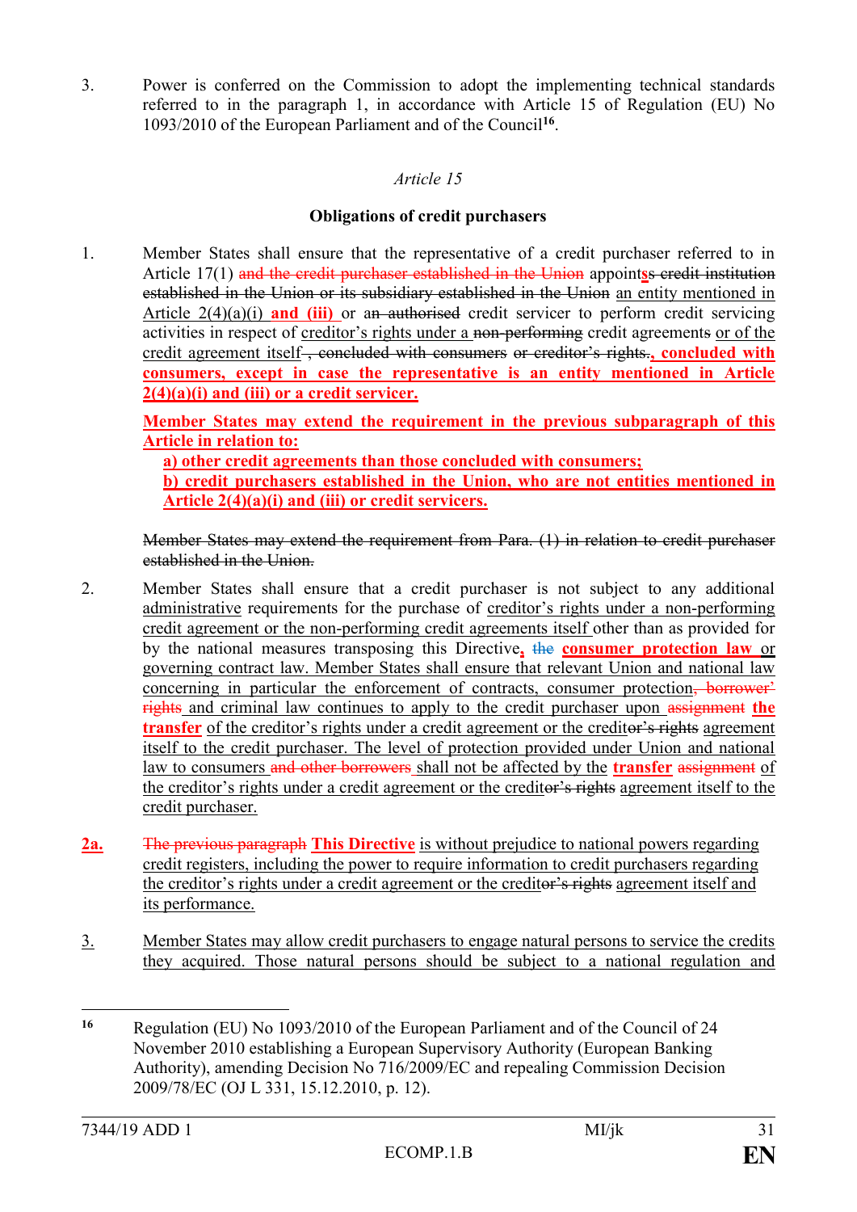3. Power is conferred on the Commission to adopt the implementing technical standards referred to in the paragraph 1, in accordance with Article 15 of Regulation (EU) No 1093/2010 of the European Parliament and of the Council[16].

*Article 15*

**Obligations of credit purchasers**

1. Member States shall ensure that the representative of a credit purchaser referred to in Article 17(1) ~~and the credit purchaser established in the Union~~ appoints~~s credit institution established in the Union or its subsidiary established in the Union~~ an entity mentioned in Article 2(4)(a)(i) **and (iii)** or ~~an authorised~~ credit servicer to perform credit servicing activities in respect of creditor's rights under a ~~non-performing~~ credit agreement~~s~~ or of the credit agreement itself~~, concluded with consumers or creditor's rights.~~**, concluded with consumers, except in case the representative is an entity mentioned in Article 2(4)(a)(i) and (iii) or a credit servicer.**

   **Member States may extend the requirement in the previous subparagraph of this Article in relation to:**

   **a) other credit agreements than those concluded with consumers;**

   **b) credit purchasers established in the Union, who are not entities mentioned in Article 2(4)(a)(i) and (iii) or credit servicers.**

   ~~Member States may extend the requirement from Para. (1) in relation to credit purchaser established in the Union.~~

2. Member States shall ensure that a credit purchaser is not subject to any additional administrative requirements for the purchase of creditor's rights under a non-performing credit agreement or the non-performing credit agreements itself other than as provided for by the national measures transposing this Directive**,** ~~the~~ **consumer protection law** or governing contract law. Member States shall ensure that relevant Union and national law concerning in particular the enforcement of contracts, consumer protection~~, borrower' rights~~ and criminal law continues to apply to the credit purchaser upon ~~assignment~~ **the transfer** of the creditor's rights under a credit agreement or the credit~~or's rights~~ agreement itself to the credit purchaser. The level of protection provided under Union and national law to consumers ~~and other borrowers~~ shall not be affected by the **transfer** ~~assignment~~ of the creditor's rights under a credit agreement or the credit~~or's rights~~ agreement itself to the credit purchaser.

**2a.** ~~The previous paragraph~~ **This Directive** is without prejudice to national powers regarding credit registers, including the power to require information to credit purchasers regarding the creditor's rights under a credit agreement or the credit~~or's rights~~ agreement itself and its performance.

3. Member States may allow credit purchasers to engage natural persons to service the credits they acquired. Those natural persons should be subject to a national regulation and

---

[16] Regulation (EU) No 1093/2010 of the European Parliament and of the Council of 24 November 2010 establishing a European Supervisory Authority (European Banking Authority), amending Decision No 716/2009/EC and repealing Commission Decision 2009/78/EC (OJ L 331, 15.12.2010, p. 12).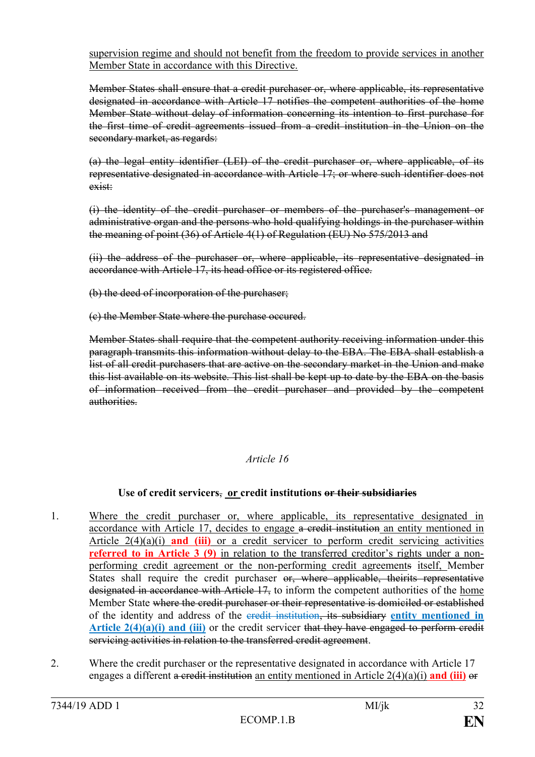supervision regime and should not benefit from the freedom to provide services in another Member State in accordance with this Directive.

~~Member States shall ensure that a credit purchaser or, where applicable, its representative designated in accordance with Article 17 notifies the competent authorities of the home Member State without delay of information concerning its intention to first purchase for the first time of credit agreements issued from a credit institution in the Union on the secondary market, as regards:~~

~~(a) the legal entity identifier (LEI) of the credit purchaser or, where applicable, of its representative designated in accordance with Article 17; or where such identifier does not exist:~~

~~(i) the identity of the credit purchaser or members of the purchaser's management or administrative organ and the persons who hold qualifying holdings in the purchaser within the meaning of point (36) of Article 4(1) of Regulation (EU) No 575/2013 and~~

~~(ii) the address of the purchaser or, where applicable, its representative designated in accordance with Article 17, its head office or its registered office.~~

~~(b) the deed of incorporation of the purchaser;~~

~~(c) the Member State where the purchase occured.~~

~~Member States shall require that the competent authority receiving information under this paragraph transmits this information without delay to the EBA. The EBA shall establish a list of all credit purchasers that are active on the secondary market in the Union and make this list available on its website. This list shall be kept up to date by the EBA on the basis of information received from the credit purchaser and provided by the competent authorities.~~

*Article 16*

**Use of credit servicers~~,~~ or credit institutions ~~or their subsidiaries~~**

1. Where the credit purchaser or, where applicable, its representative designated in accordance with Article 17, decides to engage ~~a credit institution~~ an entity mentioned in Article 2(4)(a)(i) **and (iii)** or a credit servicer to perform credit servicing activities **referred to in Article 3 (9)** in relation to the transferred creditor's rights under a non-performing credit agreement or the non-performing credit agreement~~s~~ itself, Member States shall require the credit purchaser ~~or, where applicable, theirits representative designated in accordance with Article 17,~~ to inform the competent authorities of the home Member State ~~where the credit purchaser or their representative is domiciled or established~~ of the identity and address of the ~~credit institution, its subsidiary~~ **entity mentioned in Article 2(4)(a)(i) and (iii)** or the credit servicer ~~that they have engaged to perform credit servicing activities in relation to the transferred credit agreement~~.

2. Where the credit purchaser or the representative designated in accordance with Article 17 engages a different ~~a credit institution~~ an entity mentioned in Article 2(4)(a)(i) **and (iii)** ~~or~~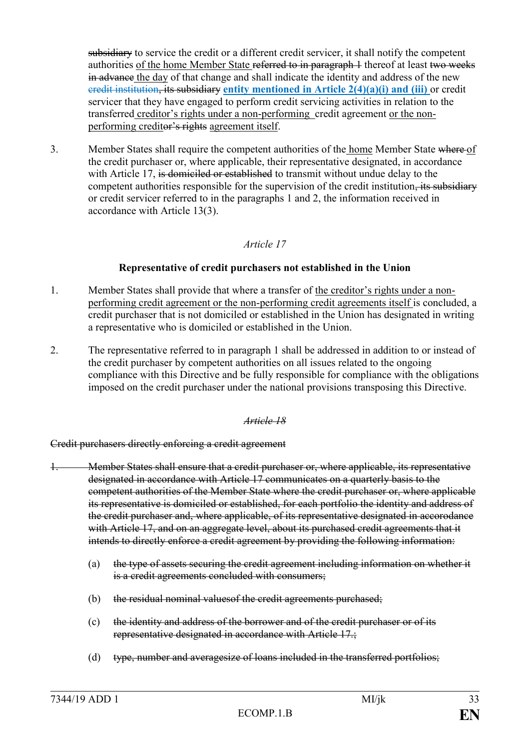subsidiary to service the credit or a different credit servicer, it shall notify the competent authorities of the home Member State referred to in paragraph 1 thereof at least two weeks in advance the day of that change and shall indicate the identity and address of the new credit institution, its subsidiary **entity mentioned in Article 2(4)(a)(i) and (iii)** or credit servicer that they have engaged to perform credit servicing activities in relation to the transferred creditor's rights under a non-performing credit agreement or the non-performing creditor's rights agreement itself.

3. Member States shall require the competent authorities of the home Member State where of the credit purchaser or, where applicable, their representative designated, in accordance with Article 17, is domiciled or established to transmit without undue delay to the competent authorities responsible for the supervision of the credit institution, its subsidiary or credit servicer referred to in the paragraphs 1 and 2, the information received in accordance with Article 13(3).

*Article 17*

**Representative of credit purchasers not established in the Union**

1. Member States shall provide that where a transfer of the creditor's rights under a non-performing credit agreement or the non-performing credit agreements itself is concluded, a credit purchaser that is not domiciled or established in the Union has designated in writing a representative who is domiciled or established in the Union.

2. The representative referred to in paragraph 1 shall be addressed in addition to or instead of the credit purchaser by competent authorities on all issues related to the ongoing compliance with this Directive and be fully responsible for compliance with the obligations imposed on the credit purchaser under the national provisions transposing this Directive.

~~*Article 18*~~

~~Credit purchasers directly enforcing a credit agreement~~

~~1. Member States shall ensure that a credit purchaser or, where applicable, its representative designated in accordance with Article 17 communicates on a quarterly basis to the competent authorities of the Member State where the credit purchaser or, where applicable its representative is domiciled or established, for each portfolio the identity and address of the credit purchaser and, where applicable, of its representative designated in accorodance with Article 17, and on an aggregate level, about its purchased credit agreements that it intends to directly enforce a credit agreement by providing the following information:~~

~~(a) the type of assets securing the credit agreement including information on whether it is a credit agreements concluded with consumers;~~

~~(b) the residual nominal valuesof the credit agreements purchased;~~

~~(c) the identity and address of the borrower and of the credit purchaser or of its representative designated in accordance with Article 17.;~~

~~(d) type, number and averagesize of loans included in the transferred portfolios;~~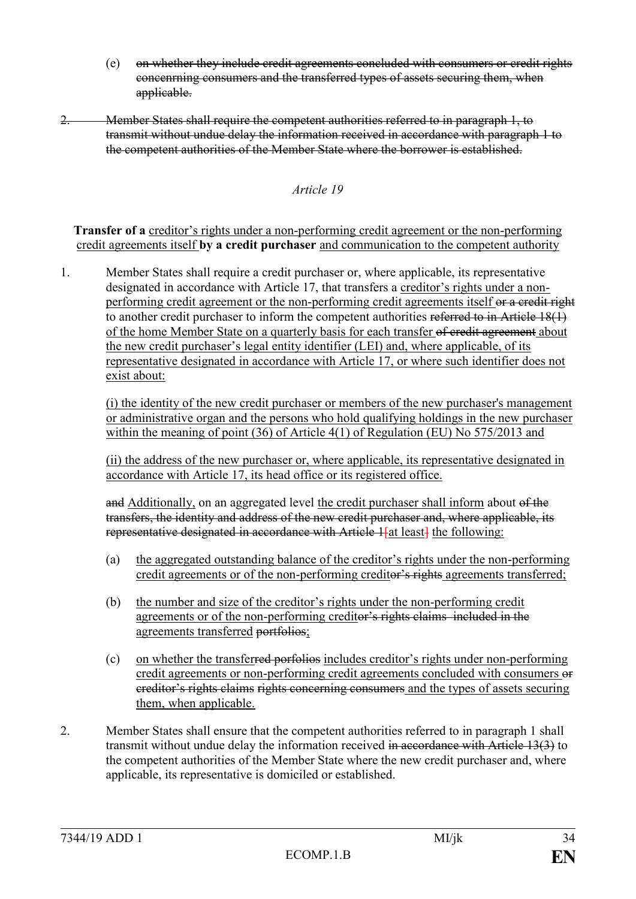(e) ~~on whether they include credit agreements concluded with consumers or credit rights concenrning consumers and the transferred types of assets securing them, when applicable.~~

~~2. Member States shall require the competent authorities referred to in paragraph 1, to transmit without undue delay the information received in accordance with paragraph 1 to the competent authorities of the Member State where the borrower is established.~~

*Article 19*

**Transfer of a** <u>creditor's rights under a non-performing credit agreement or the non-performing credit agreements itself</u> **by a credit purchaser** <u>and communication to the competent authority</u>

1. Member States shall require a credit purchaser or, where applicable, its representative designated in accordance with Article 17, that transfers a <u>creditor's rights under a non-performing credit agreement or the non-performing credit agreements itself</u> ~~or a credit right~~ to another credit purchaser to inform the competent authorities ~~referred to in Article 18(1)~~ <u>of the home Member State on a quarterly basis for each transfer</u> ~~of credit agreement~~ <u>about the new credit purchaser's legal entity identifier (LEI) and, where applicable, of its representative designated in accordance with Article 17, or where such identifier does not exist about:</u>

   <u>(i) the identity of the new credit purchaser or members of the new purchaser's management or administrative organ and the persons who hold qualifying holdings in the new purchaser within the meaning of point (36) of Article 4(1) of Regulation (EU) No 575/2013 and</u>

   <u>(ii) the address of the new purchaser or, where applicable, its representative designated in accordance with Article 17, its head office or its registered office.</u>

   ~~and~~ <u>Additionally,</u> on an aggregated level <u>the credit purchaser shall inform</u> about ~~of the transfers, the identity and address of the new credit purchaser and, where applicable, its representative designated in accordance with Article 1~~~~[at least]~~ <u>the following:</u>

   (a) <u>the aggregated outstanding balance of the creditor's rights under the non-performing credit agreements or of the non-performing credit</u>~~or's rights~~ <u>agreements transferred;</u>

   (b) <u>the number and size of the creditor's rights under the non-performing credit agreements or of the non-performing credit</u>~~or's rights claims included in the~~ <u>agreements transferred</u> ~~portfolios~~<u>;</u>

   (c) <u>on whether the transfer</u>~~red porfolios~~ <u>includes creditor's rights under non-performing credit agreements or non-performing credit agreements concluded with consumers</u> ~~or creditor's rights claims rights concerning consumers~~ <u>and the types of assets securing them, when applicable.</u>

2. Member States shall ensure that the competent authorities referred to in paragraph 1 shall transmit without undue delay the information received ~~in accordance with Article 13(3)~~ to the competent authorities of the Member State where the new credit purchaser and, where applicable, its representative is domiciled or established.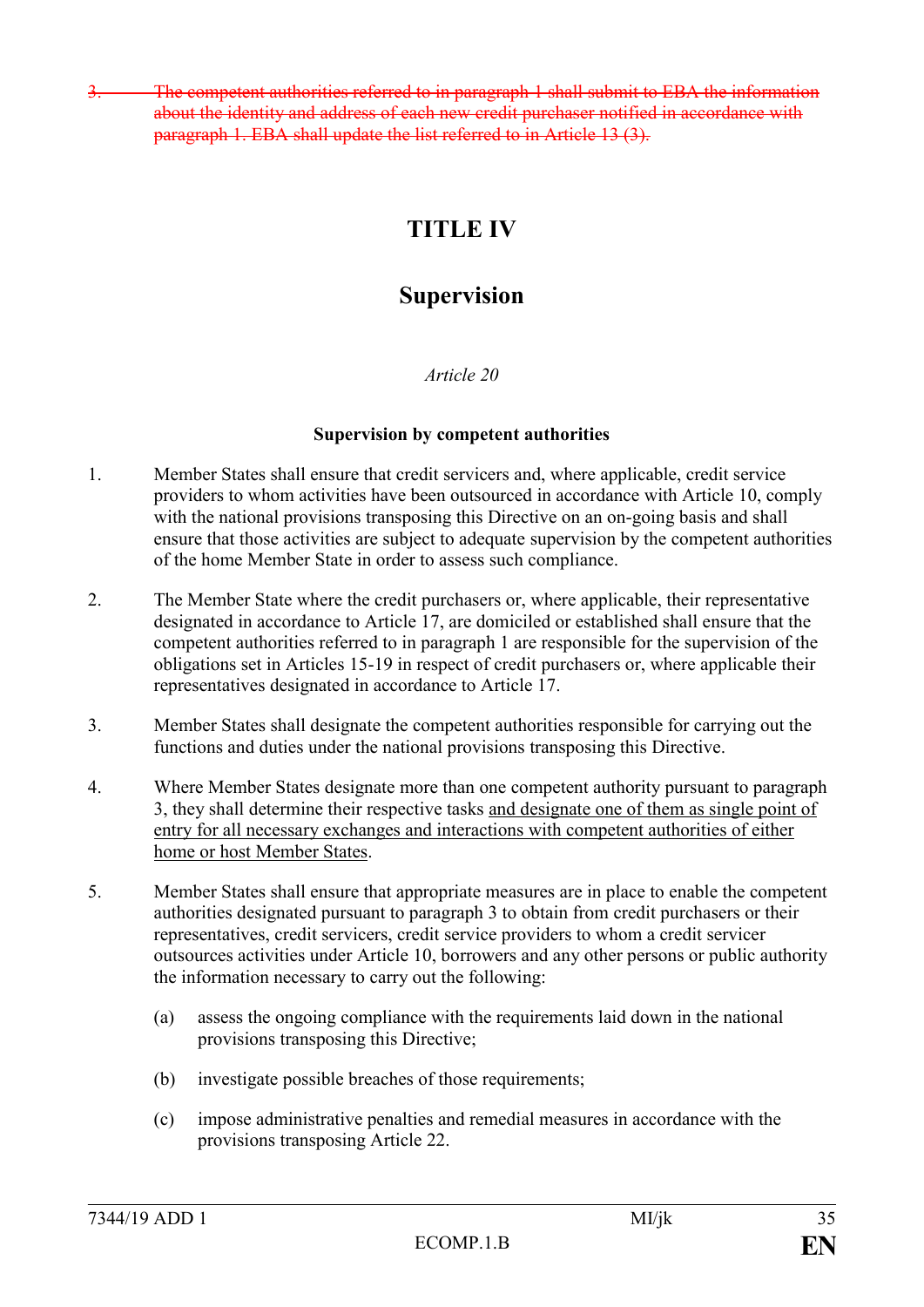~~3. The competent authorities referred to in paragraph 1 shall submit to EBA the information about the identity and address of each new credit purchaser notified in accordance with paragraph 1. EBA shall update the list referred to in Article 13 (3).~~

# TITLE IV

# Supervision

*Article 20*

**Supervision by competent authorities**

1. Member States shall ensure that credit servicers and, where applicable, credit service providers to whom activities have been outsourced in accordance with Article 10, comply with the national provisions transposing this Directive on an on-going basis and shall ensure that those activities are subject to adequate supervision by the competent authorities of the home Member State in order to assess such compliance.

2. The Member State where the credit purchasers or, where applicable, their representative designated in accordance to Article 17, are domiciled or established shall ensure that the competent authorities referred to in paragraph 1 are responsible for the supervision of the obligations set in Articles 15-19 in respect of credit purchasers or, where applicable their representatives designated in accordance to Article 17.

3. Member States shall designate the competent authorities responsible for carrying out the functions and duties under the national provisions transposing this Directive.

4. Where Member States designate more than one competent authority pursuant to paragraph 3, they shall determine their respective tasks <u>and designate one of them as single point of entry for all necessary exchanges and interactions with competent authorities of either home or host Member States</u>.

5. Member States shall ensure that appropriate measures are in place to enable the competent authorities designated pursuant to paragraph 3 to obtain from credit purchasers or their representatives, credit servicers, credit service providers to whom a credit servicer outsources activities under Article 10, borrowers and any other persons or public authority the information necessary to carry out the following:

   (a) assess the ongoing compliance with the requirements laid down in the national provisions transposing this Directive;

   (b) investigate possible breaches of those requirements;

   (c) impose administrative penalties and remedial measures in accordance with the provisions transposing Article 22.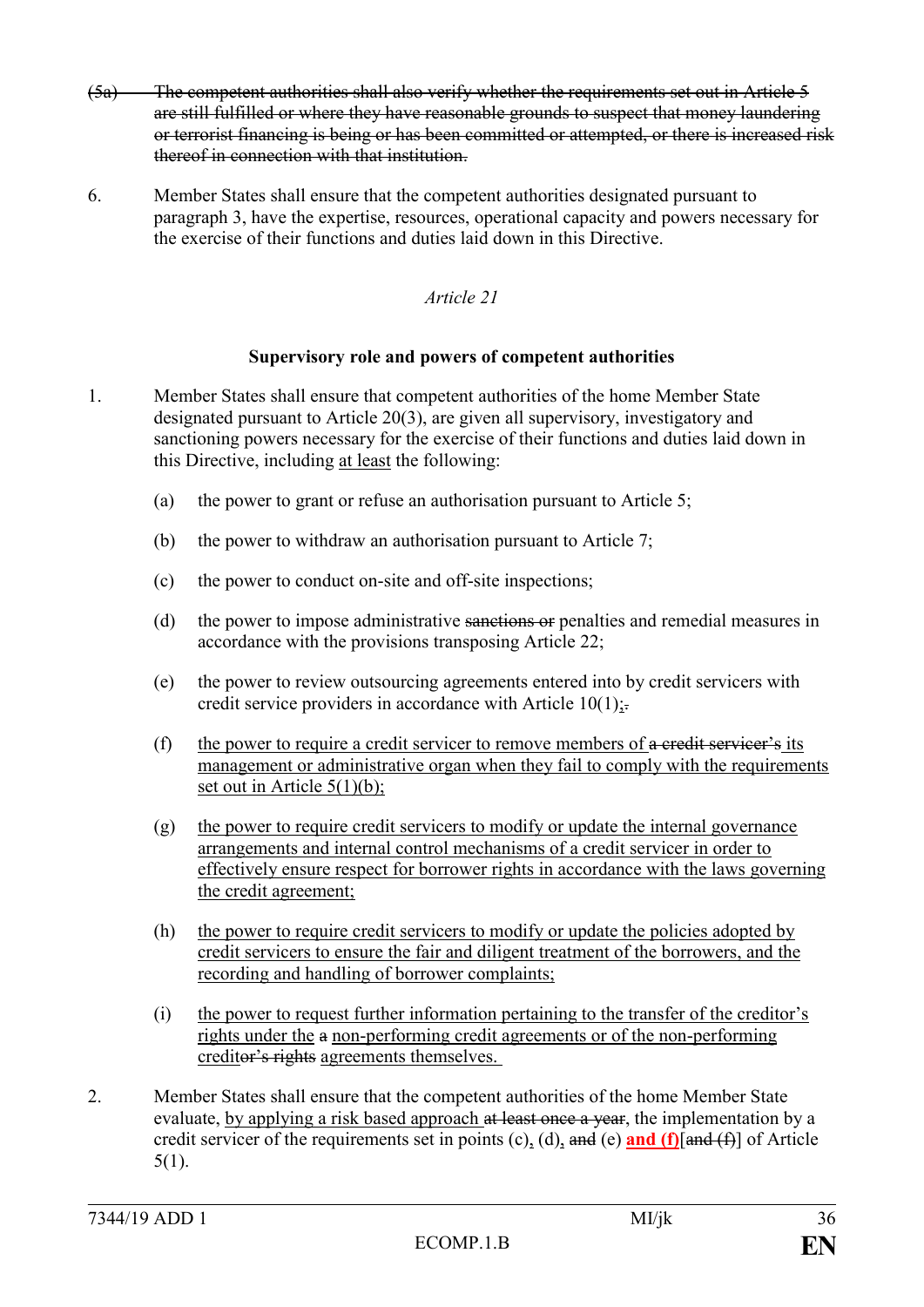~~(5a) The competent authorities shall also verify whether the requirements set out in Article 5 are still fulfilled or where they have reasonable grounds to suspect that money laundering or terrorist financing is being or has been committed or attempted, or there is increased risk thereof in connection with that institution.~~

6. Member States shall ensure that the competent authorities designated pursuant to paragraph 3, have the expertise, resources, operational capacity and powers necessary for the exercise of their functions and duties laid down in this Directive.

*Article 21*

**Supervisory role and powers of competent authorities**

1. Member States shall ensure that competent authorities of the home Member State designated pursuant to Article 20(3), are given all supervisory, investigatory and sanctioning powers necessary for the exercise of their functions and duties laid down in this Directive, including <u>at least</u> the following:

   (a) the power to grant or refuse an authorisation pursuant to Article 5;

   (b) the power to withdraw an authorisation pursuant to Article 7;

   (c) the power to conduct on-site and off-site inspections;

   (d) the power to impose administrative ~~sanctions or~~ penalties and remedial measures in accordance with the provisions transposing Article 22;

   (e) the power to review outsourcing agreements entered into by credit servicers with credit service providers in accordance with Article 10(1)<u>;</u>~~.~~

   (f) <u>the power to require a credit servicer to remove members of</u> ~~a credit servicer's~~ <u>its management or administrative organ when they fail to comply with the requirements set out in Article 5(1)(b);</u>

   (g) <u>the power to require credit servicers to modify or update the internal governance arrangements and internal control mechanisms of a credit servicer in order to effectively ensure respect for borrower rights in accordance with the laws governing the credit agreement;</u>

   (h) <u>the power to require credit servicers to modify or update the policies adopted by credit servicers to ensure the fair and diligent treatment of the borrowers, and the recording and handling of borrower complaints;</u>

   (i) <u>the power to request further information pertaining to the transfer of the creditor's rights under the</u> ~~a~~ <u>non-performing credit agreements or of the non-performing credit</u>~~or's rights~~ <u>agreements themselves.</u>

2. Member States shall ensure that the competent authorities of the home Member State evaluate, <u>by applying a risk based approach</u> ~~at least once a year~~, the implementation by a credit servicer of the requirements set in points (c)<u>,</u> (d)<u>,</u> ~~and~~ (e) **<u>and (f)</u>**[~~and (f)~~] of Article 5(1).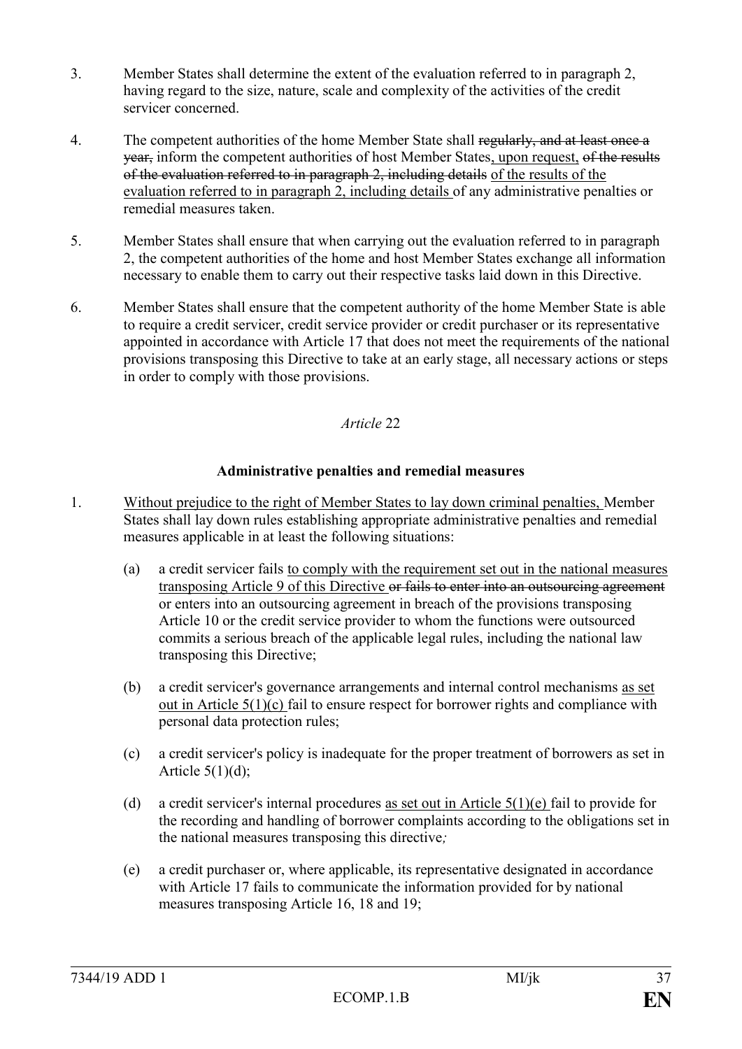3. Member States shall determine the extent of the evaluation referred to in paragraph 2, having regard to the size, nature, scale and complexity of the activities of the credit servicer concerned.

4. The competent authorities of the home Member State shall ~~regularly, and at least once a year,~~ inform the competent authorities of host Member States, upon request, ~~of the results of the evaluation referred to in paragraph 2, including details~~ of the results of the evaluation referred to in paragraph 2, including details of any administrative penalties or remedial measures taken.

5. Member States shall ensure that when carrying out the evaluation referred to in paragraph 2, the competent authorities of the home and host Member States exchange all information necessary to enable them to carry out their respective tasks laid down in this Directive.

6. Member States shall ensure that the competent authority of the home Member State is able to require a credit servicer, credit service provider or credit purchaser or its representative appointed in accordance with Article 17 that does not meet the requirements of the national provisions transposing this Directive to take at an early stage, all necessary actions or steps in order to comply with those provisions.

*Article* 22

**Administrative penalties and remedial measures**

1. Without prejudice to the right of Member States to lay down criminal penalties, Member States shall lay down rules establishing appropriate administrative penalties and remedial measures applicable in at least the following situations:

   (a) a credit servicer fails to comply with the requirement set out in the national measures transposing Article 9 of this Directive ~~or fails to enter into an outsourcing agreement~~ or enters into an outsourcing agreement in breach of the provisions transposing Article 10 or the credit service provider to whom the functions were outsourced commits a serious breach of the applicable legal rules, including the national law transposing this Directive;

   (b) a credit servicer's governance arrangements and internal control mechanisms as set out in Article 5(1)(c) fail to ensure respect for borrower rights and compliance with personal data protection rules;

   (c) a credit servicer's policy is inadequate for the proper treatment of borrowers as set in Article 5(1)(d);

   (d) a credit servicer's internal procedures as set out in Article 5(1)(e) fail to provide for the recording and handling of borrower complaints according to the obligations set in the national measures transposing this directive*;*

   (e) a credit purchaser or, where applicable, its representative designated in accordance with Article 17 fails to communicate the information provided for by national measures transposing Article 16, 18 and 19;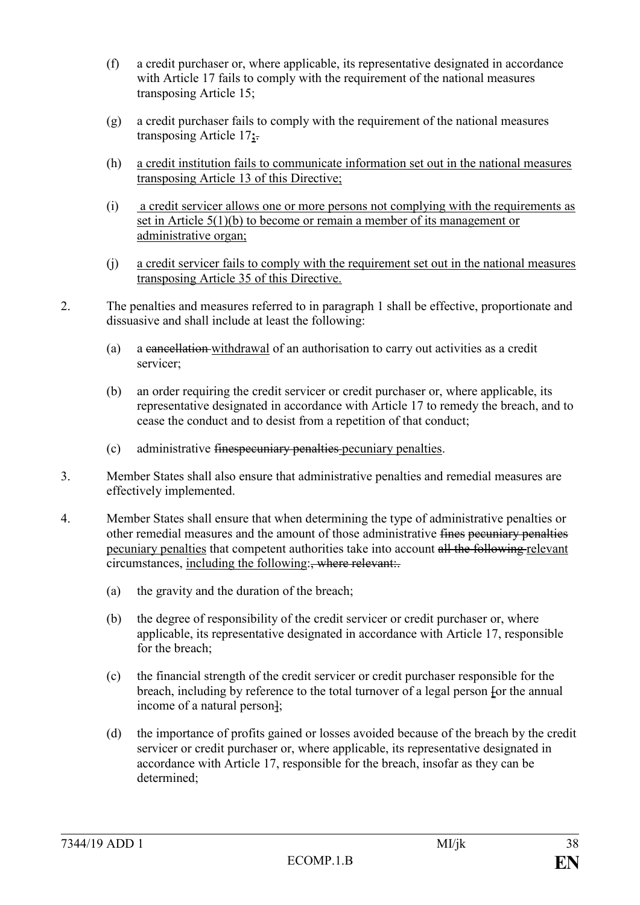(f) a credit purchaser or, where applicable, its representative designated in accordance with Article 17 fails to comply with the requirement of the national measures transposing Article 15;

(g) a credit purchaser fails to comply with the requirement of the national measures transposing Article 17;.

(h) a credit institution fails to communicate information set out in the national measures transposing Article 13 of this Directive;

(i) a credit servicer allows one or more persons not complying with the requirements as set in Article 5(1)(b) to become or remain a member of its management or administrative organ;

(j) a credit servicer fails to comply with the requirement set out in the national measures transposing Article 35 of this Directive.

2. The penalties and measures referred to in paragraph 1 shall be effective, proportionate and dissuasive and shall include at least the following:

(a) a cancellation withdrawal of an authorisation to carry out activities as a credit servicer;

(b) an order requiring the credit servicer or credit purchaser or, where applicable, its representative designated in accordance with Article 17 to remedy the breach, and to cease the conduct and to desist from a repetition of that conduct;

(c) administrative finespecuniary penalties pecuniary penalties.

3. Member States shall also ensure that administrative penalties and remedial measures are effectively implemented.

4. Member States shall ensure that when determining the type of administrative penalties or other remedial measures and the amount of those administrative fines pecuniary penalties pecuniary penalties that competent authorities take into account all the following relevant circumstances, including the following:, where relevant:.

(a) the gravity and the duration of the breach;

(b) the degree of responsibility of the credit servicer or credit purchaser or, where applicable, its representative designated in accordance with Article 17, responsible for the breach;

(c) the financial strength of the credit servicer or credit purchaser responsible for the breach, including by reference to the total turnover of a legal person [or the annual income of a natural person];

(d) the importance of profits gained or losses avoided because of the breach by the credit servicer or credit purchaser or, where applicable, its representative designated in accordance with Article 17, responsible for the breach, insofar as they can be determined;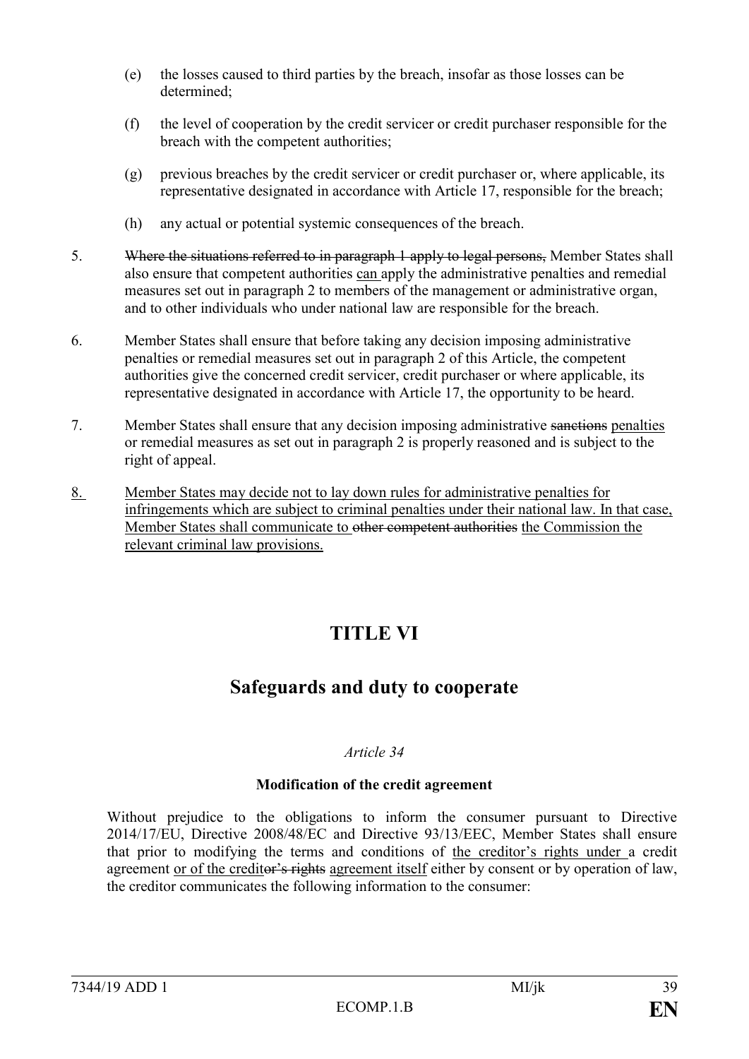(e) the losses caused to third parties by the breach, insofar as those losses can be determined;

(f) the level of cooperation by the credit servicer or credit purchaser responsible for the breach with the competent authorities;

(g) previous breaches by the credit servicer or credit purchaser or, where applicable, its representative designated in accordance with Article 17, responsible for the breach;

(h) any actual or potential systemic consequences of the breach.

5. ~~Where the situations referred to in paragraph 1 apply to legal persons,~~ Member States shall also ensure that competent authorities <u>can</u> apply the administrative penalties and remedial measures set out in paragraph 2 to members of the management or administrative organ, and to other individuals who under national law are responsible for the breach.

6. Member States shall ensure that before taking any decision imposing administrative penalties or remedial measures set out in paragraph 2 of this Article, the competent authorities give the concerned credit servicer, credit purchaser or where applicable, its representative designated in accordance with Article 17, the opportunity to be heard.

7. Member States shall ensure that any decision imposing administrative ~~sanctions~~ <u>penalties</u> or remedial measures as set out in paragraph 2 is properly reasoned and is subject to the right of appeal.

<u>8. Member States may decide not to lay down rules for administrative penalties for infringements which are subject to criminal penalties under their national law. In that case, Member States shall communicate to</u> ~~other competent authorities~~ <u>the Commission the relevant criminal law provisions.</u>

# TITLE VI

# Safeguards and duty to cooperate

*Article 34*

**Modification of the credit agreement**

Without prejudice to the obligations to inform the consumer pursuant to Directive 2014/17/EU, Directive 2008/48/EC and Directive 93/13/EEC, Member States shall ensure that prior to modifying the terms and conditions of <u>the creditor's rights under</u> a credit agreement <u>or of the credit</u>~~or's rights~~ <u>agreement itself</u> either by consent or by operation of law, the creditor communicates the following information to the consumer: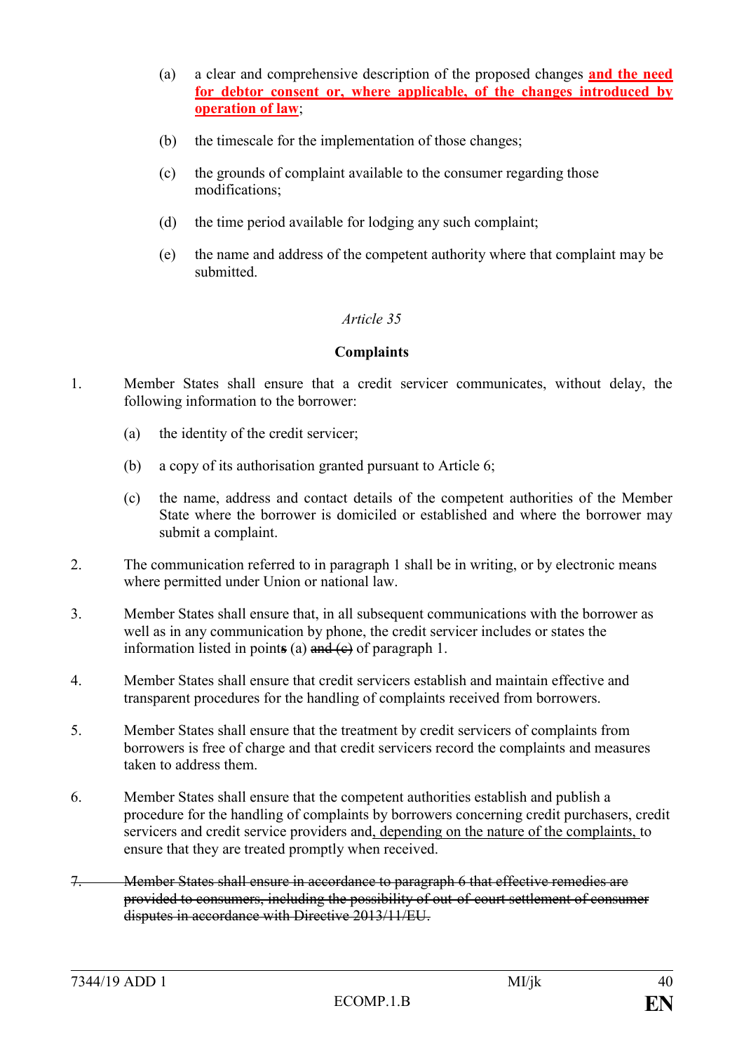(a) a clear and comprehensive description of the proposed changes **<u>and the need for debtor consent or, where applicable, of the changes introduced by operation of law</u>**;

(b) the timescale for the implementation of those changes;

(c) the grounds of complaint available to the consumer regarding those modifications;

(d) the time period available for lodging any such complaint;

(e) the name and address of the competent authority where that complaint may be submitted.

*Article 35*

**Complaints**

1. Member States shall ensure that a credit servicer communicates, without delay, the following information to the borrower:

   (a) the identity of the credit servicer;

   (b) a copy of its authorisation granted pursuant to Article 6;

   (c) the name, address and contact details of the competent authorities of the Member State where the borrower is domiciled or established and where the borrower may submit a complaint.

2. The communication referred to in paragraph 1 shall be in writing, or by electronic means where permitted under Union or national law.

3. Member States shall ensure that, in all subsequent communications with the borrower as well as in any communication by phone, the credit servicer includes or states the information listed in point~~s~~ (a) ~~and (c)~~ of paragraph 1.

4. Member States shall ensure that credit servicers establish and maintain effective and transparent procedures for the handling of complaints received from borrowers.

5. Member States shall ensure that the treatment by credit servicers of complaints from borrowers is free of charge and that credit servicers record the complaints and measures taken to address them.

6. Member States shall ensure that the competent authorities establish and publish a procedure for the handling of complaints by borrowers concerning credit purchasers, credit servicers and credit service providers and<u>, depending on the nature of the complaints, </u>to ensure that they are treated promptly when received.

~~7. Member States shall ensure in accordance to paragraph 6 that effective remedies are provided to consumers, including the possibility of out-of-court settlement of consumer disputes in accordance with Directive 2013/11/EU.~~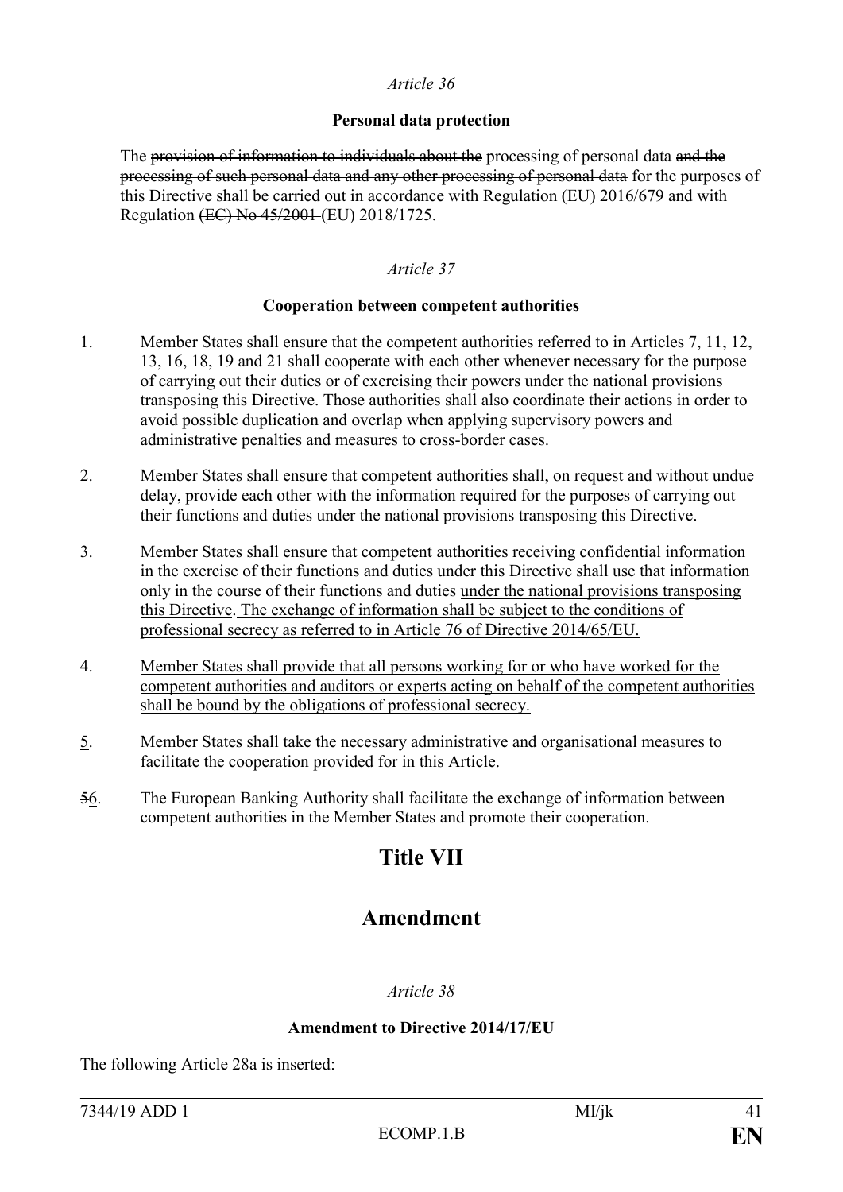*Article 36*

**Personal data protection**

The ~~provision of information to individuals about the~~ processing of personal data ~~and the processing of such personal data and any other processing of personal data~~ for the purposes of this Directive shall be carried out in accordance with Regulation (EU) 2016/679 and with Regulation ~~(EC) No 45/2001~~ <u>(EU) 2018/1725</u>.

*Article 37*

**Cooperation between competent authorities**

1. Member States shall ensure that the competent authorities referred to in Articles 7, 11, 12, 13, 16, 18, 19 and 21 shall cooperate with each other whenever necessary for the purpose of carrying out their duties or of exercising their powers under the national provisions transposing this Directive. Those authorities shall also coordinate their actions in order to avoid possible duplication and overlap when applying supervisory powers and administrative penalties and measures to cross-border cases.

2. Member States shall ensure that competent authorities shall, on request and without undue delay, provide each other with the information required for the purposes of carrying out their functions and duties under the national provisions transposing this Directive.

3. Member States shall ensure that competent authorities receiving confidential information in the exercise of their functions and duties under this Directive shall use that information only in the course of their functions and duties <u>under the national provisions transposing this Directive. The exchange of information shall be subject to the conditions of professional secrecy as referred to in Article 76 of Directive 2014/65/EU.</u>

4. <u>Member States shall provide that all persons working for or who have worked for the competent authorities and auditors or experts acting on behalf of the competent authorities shall be bound by the obligations of professional secrecy.</u>

<u>5</u>. Member States shall take the necessary administrative and organisational measures to facilitate the cooperation provided for in this Article.

~~5~~<u>6</u>. The European Banking Authority shall facilitate the exchange of information between competent authorities in the Member States and promote their cooperation.

# Title VII

# Amendment

*Article 38*

**Amendment to Directive 2014/17/EU**

The following Article 28a is inserted: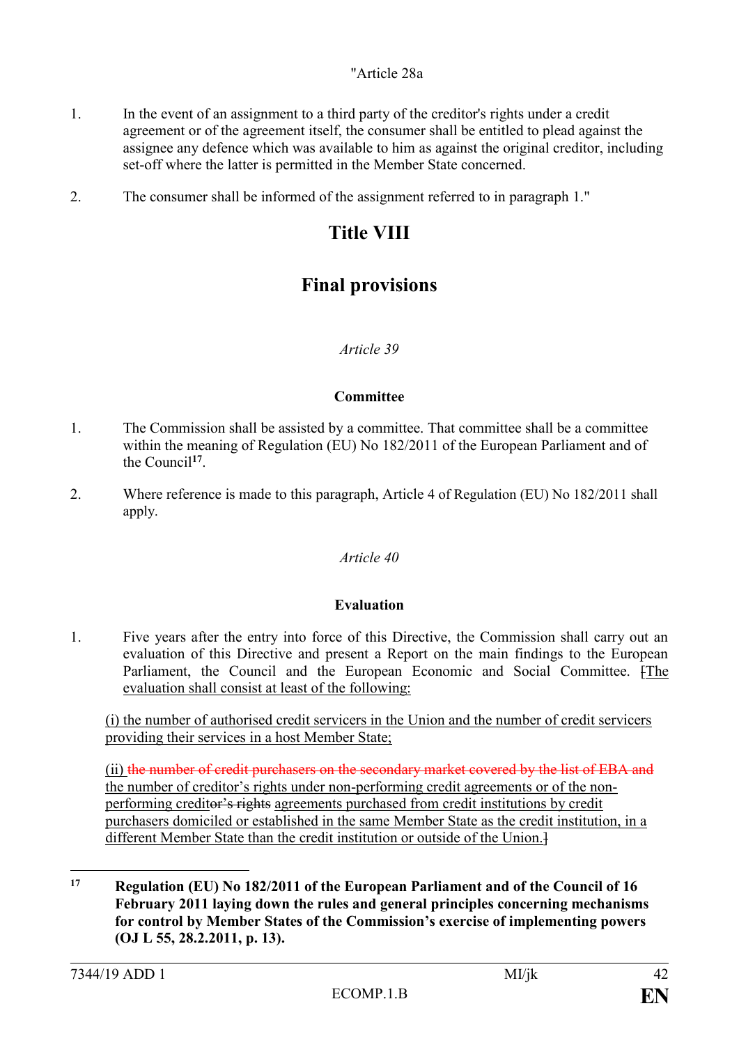"Article 28a

1. In the event of an assignment to a third party of the creditor's rights under a credit agreement or of the agreement itself, the consumer shall be entitled to plead against the assignee any defence which was available to him as against the original creditor, including set-off where the latter is permitted in the Member State concerned.

2. The consumer shall be informed of the assignment referred to in paragraph 1."

# Title VIII

# Final provisions

*Article 39*

**Committee**

1. The Commission shall be assisted by a committee. That committee shall be a committee within the meaning of Regulation (EU) No 182/2011 of the European Parliament and of the Council[17].

2. Where reference is made to this paragraph, Article 4 of Regulation (EU) No 182/2011 shall apply.

*Article 40*

**Evaluation**

1. Five years after the entry into force of this Directive, the Commission shall carry out an evaluation of this Directive and present a Report on the main findings to the European Parliament, the Council and the European Economic and Social Committee. ~~[~~<u>The evaluation shall consist at least of the following:</u>

<u>(i) the number of authorised credit servicers in the Union and the number of credit servicers providing their services in a host Member State;</u>

<u>(ii)</u> ~~the number of credit purchasers on the secondary market covered by the list of EBA and~~ <u>the number of creditor's rights under non-performing credit agreements or of the non-performing credit</u>~~or's rights~~ <u>agreements purchased from credit institutions by credit purchasers domiciled or established in the same Member State as the credit institution, in a different Member State than the credit institution or outside of the Union.</u>~~]~~

---

[17] **Regulation (EU) No 182/2011 of the European Parliament and of the Council of 16 February 2011 laying down the rules and general principles concerning mechanisms for control by Member States of the Commission's exercise of implementing powers (OJ L 55, 28.2.2011, p. 13).**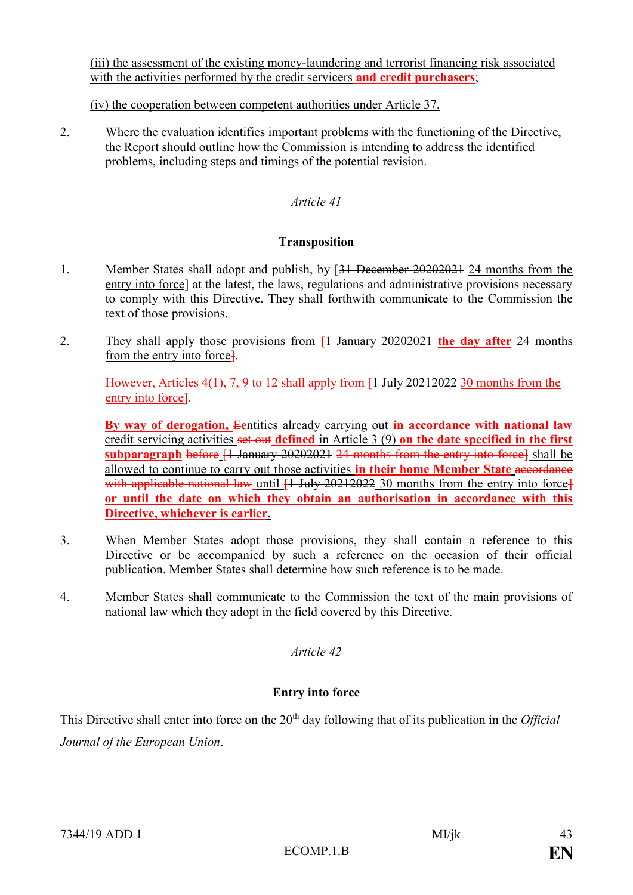(iii) the assessment of the existing money-laundering and terrorist financing risk associated with the activities performed by the credit servicers **and credit purchasers**;

(iv) the cooperation between competent authorities under Article 37.

2. Where the evaluation identifies important problems with the functioning of the Directive, the Report should outline how the Commission is intending to address the identified problems, including steps and timings of the potential revision.

*Article 41*

**Transposition**

1. Member States shall adopt and publish, by [~~31 December 20202021~~ 24 months from the entry into force] at the latest, the laws, regulations and administrative provisions necessary to comply with this Directive. They shall forthwith communicate to the Commission the text of those provisions.

2. They shall apply those provisions from ~~[1 January 20202021~~ **the day after** 24 months from the entry into force~~]~~.

   ~~However, Articles 4(1), 7, 9 to 12 shall apply from [1 July 20212022 30 months from the entry into force].~~

   **By way of derogation,** ~~E~~entities already carrying out **in accordance with national law** credit servicing activities ~~set out~~ **defined** in Article 3 (9) **on the date specified in the first subparagraph** ~~before [1 January 20202021 24 months from the entry into force]~~ shall be allowed to continue to carry out those activities **in their home Member State** ~~accordance with applicable national law~~ until ~~[1 July 20212022~~ 30 months from the entry into force~~]~~ **or until the date on which they obtain an authorisation in accordance with this Directive, whichever is earlier.**

3. When Member States adopt those provisions, they shall contain a reference to this Directive or be accompanied by such a reference on the occasion of their official publication. Member States shall determine how such reference is to be made.

4. Member States shall communicate to the Commission the text of the main provisions of national law which they adopt in the field covered by this Directive.

*Article 42*

**Entry into force**

This Directive shall enter into force on the 20th day following that of its publication in the *Official Journal of the European Union*.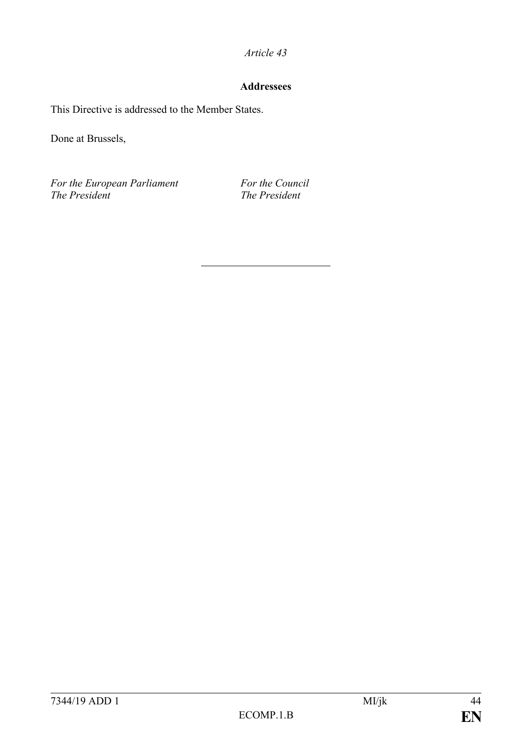*Article 43*

**Addressees**

This Directive is addressed to the Member States.

Done at Brussels,

*For the European Parliament*
*The President*

*For the Council*
*The President*